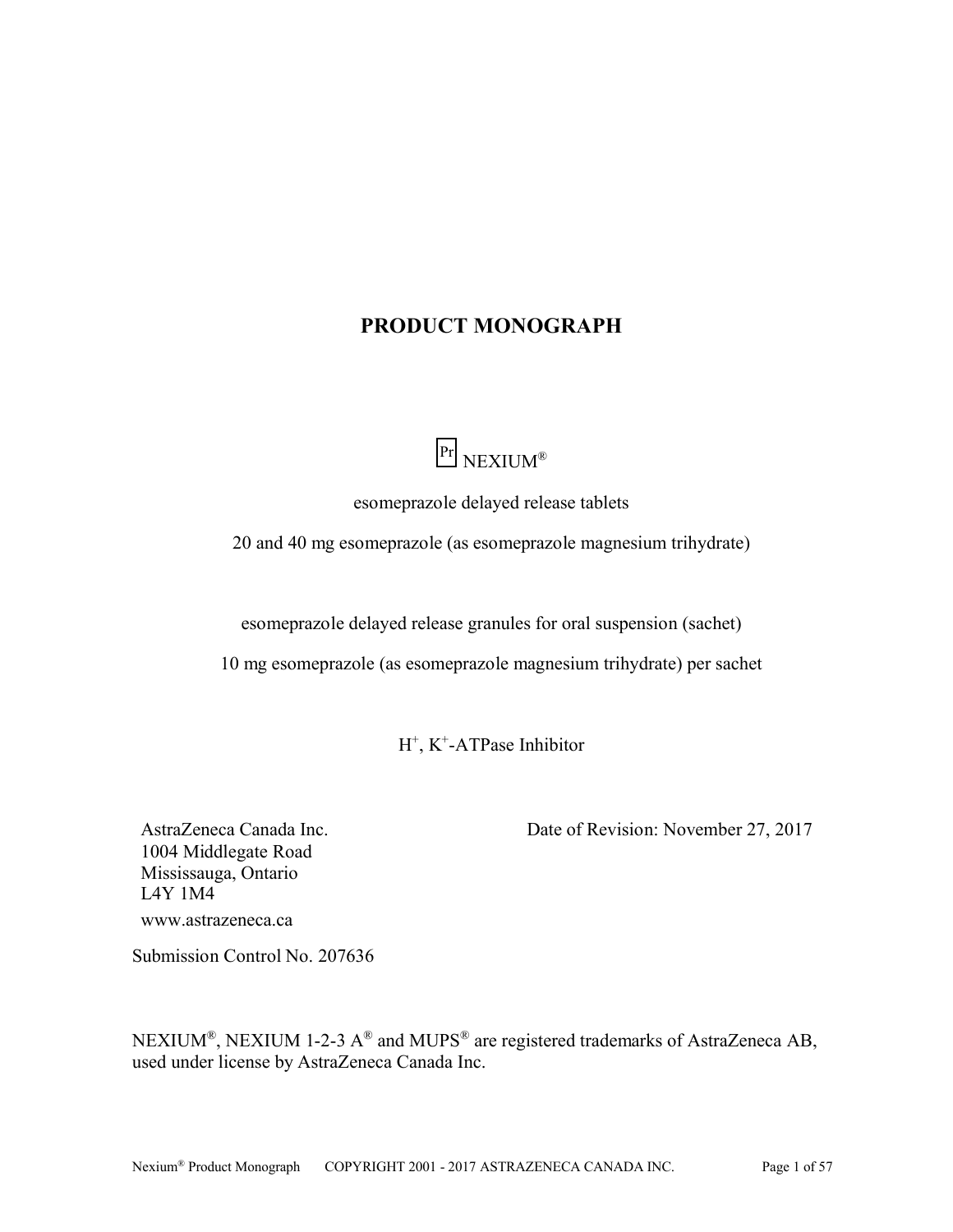# PRODUCT MONOGRAPH

Pr NEXIUM®

esomeprazole delayed release tablets

20 and 40 mg esomeprazole (as esomeprazole magnesium trihydrate)

esomeprazole delayed release granules for oral suspension (sachet)

10 mg esomeprazole (as esomeprazole magnesium trihydrate) per sachet

$H^+$, $K^+$-ATPase Inhibitor

AstraZeneca Canada Inc.
1004 Middlegate Road
Mississauga, Ontario
L4Y 1M4
www.astrazeneca.ca

Date of Revision: November 27, 2017

Submission Control No. 207636

NEXIUM®, NEXIUM 1-2-3 A® and MUPS® are registered trademarks of AstraZeneca AB, used under license by AstraZeneca Canada Inc.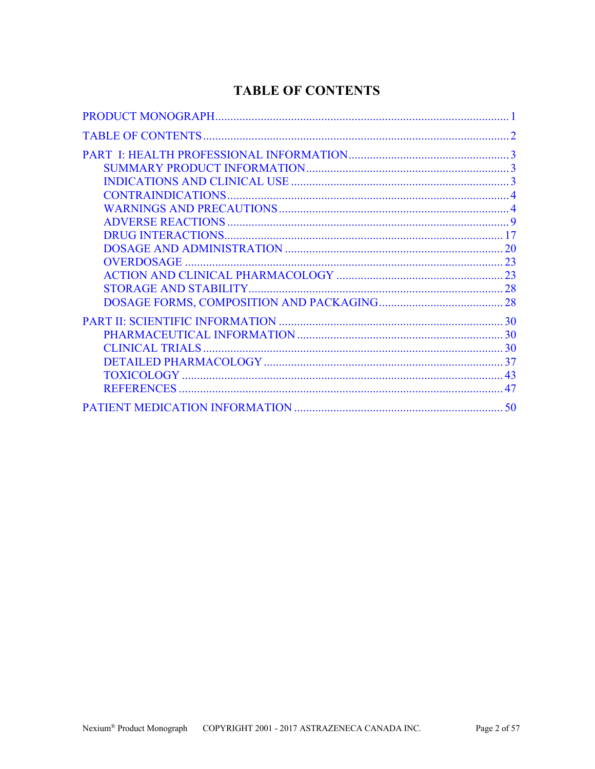# TABLE OF CONTENTS

PRODUCT MONOGRAPH .......... 1

TABLE OF CONTENTS .......... 2

PART I: HEALTH PROFESSIONAL INFORMATION .......... 3
- SUMMARY PRODUCT INFORMATION .......... 3
- INDICATIONS AND CLINICAL USE .......... 3
- CONTRAINDICATIONS .......... 4
- WARNINGS AND PRECAUTIONS .......... 4
- ADVERSE REACTIONS .......... 9
- DRUG INTERACTIONS .......... 17
- DOSAGE AND ADMINISTRATION .......... 20
- OVERDOSAGE .......... 23
- ACTION AND CLINICAL PHARMACOLOGY .......... 23
- STORAGE AND STABILITY .......... 28
- DOSAGE FORMS, COMPOSITION AND PACKAGING .......... 28

PART II: SCIENTIFIC INFORMATION .......... 30
- PHARMACEUTICAL INFORMATION .......... 30
- CLINICAL TRIALS .......... 30
- DETAILED PHARMACOLOGY .......... 37
- TOXICOLOGY .......... 43
- REFERENCES .......... 47

PATIENT MEDICATION INFORMATION .......... 50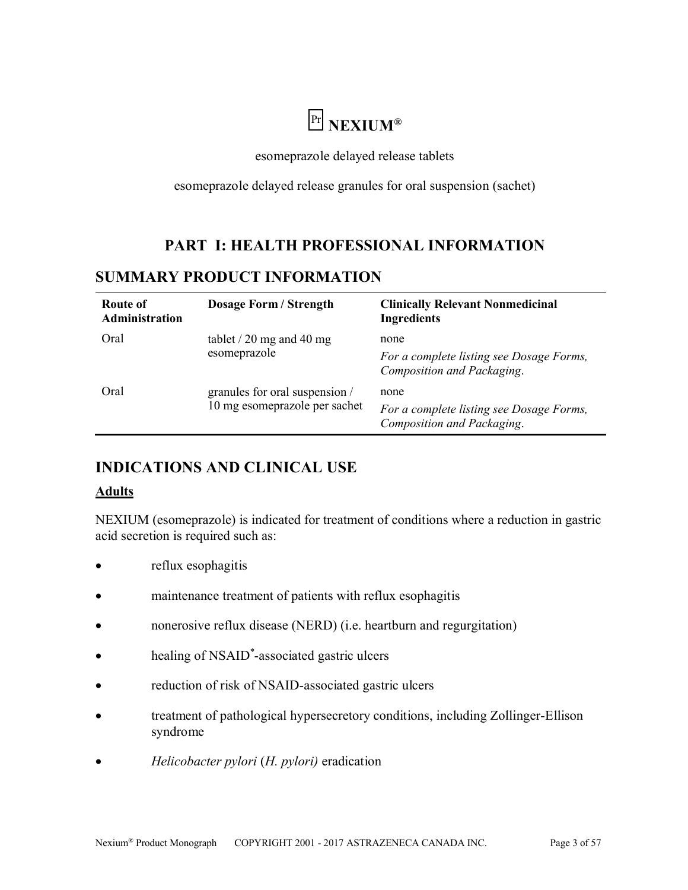# Pr NEXIUM®

esomeprazole delayed release tablets

esomeprazole delayed release granules for oral suspension (sachet)

## PART I: HEALTH PROFESSIONAL INFORMATION

## SUMMARY PRODUCT INFORMATION

| Route of Administration | Dosage Form / Strength | Clinically Relevant Nonmedicinal Ingredients |
|---|---|---|
| Oral | tablet / 20 mg and 40 mg esomeprazole | none<br>*For a complete listing see Dosage Forms, Composition and Packaging.* |
| Oral | granules for oral suspension / 10 mg esomeprazole per sachet | none<br>*For a complete listing see Dosage Forms, Composition and Packaging.* |

## INDICATIONS AND CLINICAL USE

### Adults

NEXIUM (esomeprazole) is indicated for treatment of conditions where a reduction in gastric acid secretion is required such as:

- reflux esophagitis
- maintenance treatment of patients with reflux esophagitis
- nonerosive reflux disease (NERD) (i.e. heartburn and regurgitation)
- healing of NSAID*-associated gastric ulcers
- reduction of risk of NSAID-associated gastric ulcers
- treatment of pathological hypersecretory conditions, including Zollinger-Ellison syndrome
- *Helicobacter pylori* (*H. pylori)* eradication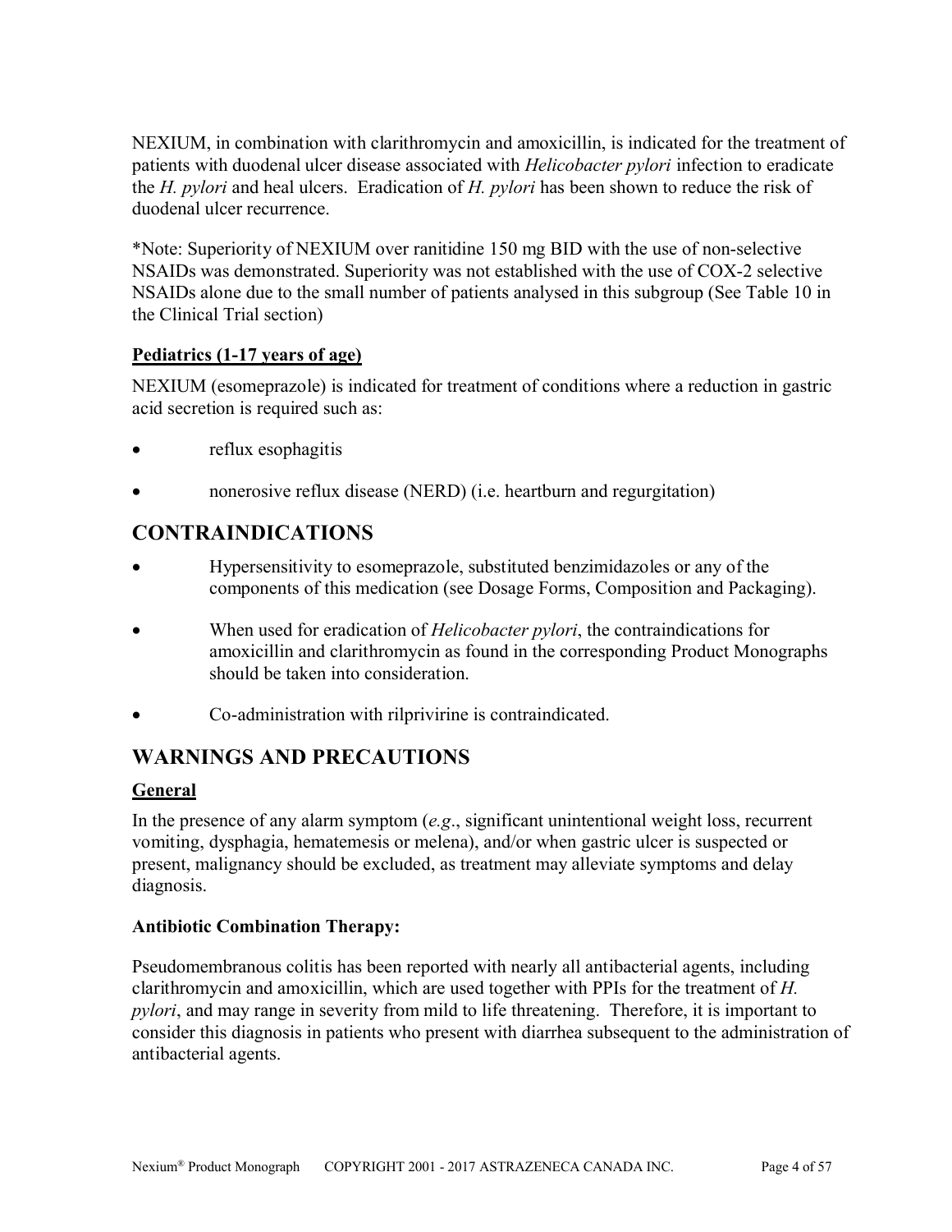NEXIUM, in combination with clarithromycin and amoxicillin, is indicated for the treatment of patients with duodenal ulcer disease associated with *Helicobacter pylori* infection to eradicate the *H. pylori* and heal ulcers. Eradication of *H. pylori* has been shown to reduce the risk of duodenal ulcer recurrence.

*Note: Superiority of NEXIUM over ranitidine 150 mg BID with the use of non-selective NSAIDs was demonstrated. Superiority was not established with the use of COX-2 selective NSAIDs alone due to the small number of patients analysed in this subgroup (See Table 10 in the Clinical Trial section)

### Pediatrics (1-17 years of age)

NEXIUM (esomeprazole) is indicated for treatment of conditions where a reduction in gastric acid secretion is required such as:

- reflux esophagitis
- nonerosive reflux disease (NERD) (i.e. heartburn and regurgitation)

## CONTRAINDICATIONS

- Hypersensitivity to esomeprazole, substituted benzimidazoles or any of the components of this medication (see Dosage Forms, Composition and Packaging).
- When used for eradication of *Helicobacter pylori*, the contraindications for amoxicillin and clarithromycin as found in the corresponding Product Monographs should be taken into consideration.
- Co-administration with rilprivirine is contraindicated.

## WARNINGS AND PRECAUTIONS

### General

In the presence of any alarm symptom (*e.g*., significant unintentional weight loss, recurrent vomiting, dysphagia, hematemesis or melena), and/or when gastric ulcer is suspected or present, malignancy should be excluded, as treatment may alleviate symptoms and delay diagnosis.

**Antibiotic Combination Therapy:**

Pseudomembranous colitis has been reported with nearly all antibacterial agents, including clarithromycin and amoxicillin, which are used together with PPIs for the treatment of *H. pylori*, and may range in severity from mild to life threatening. Therefore, it is important to consider this diagnosis in patients who present with diarrhea subsequent to the administration of antibacterial agents.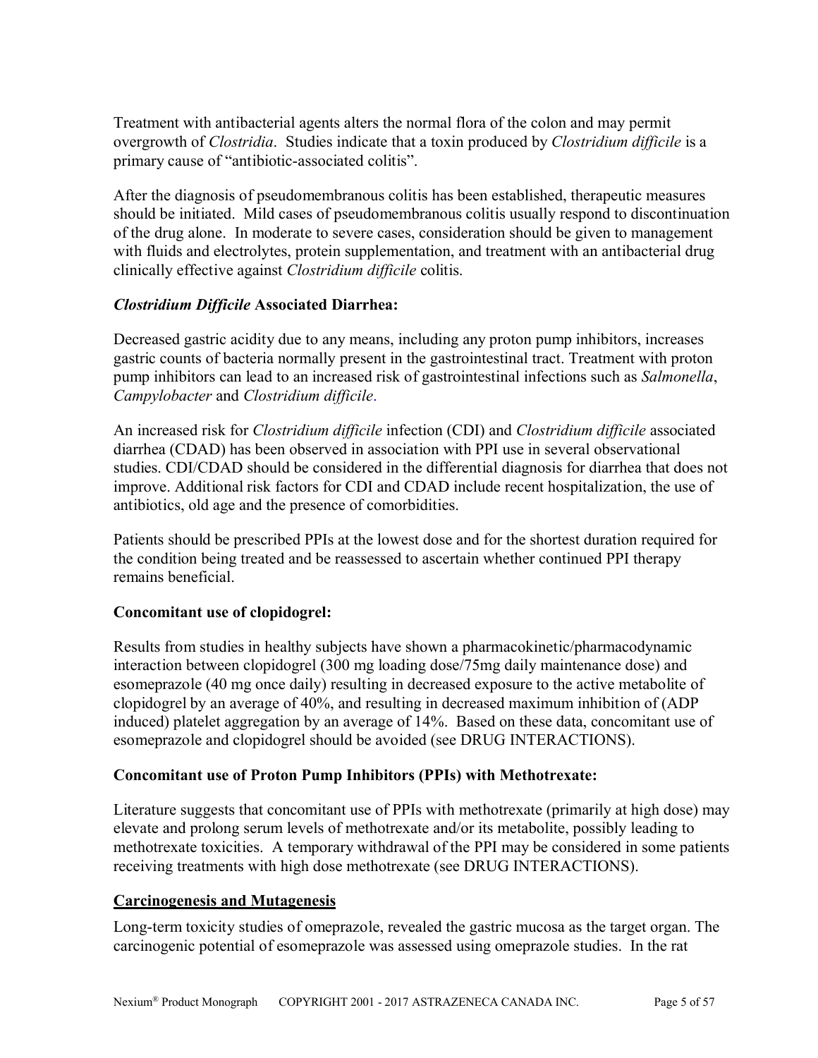Treatment with antibacterial agents alters the normal flora of the colon and may permit overgrowth of *Clostridia*. Studies indicate that a toxin produced by *Clostridium difficile* is a primary cause of "antibiotic-associated colitis".

After the diagnosis of pseudomembranous colitis has been established, therapeutic measures should be initiated. Mild cases of pseudomembranous colitis usually respond to discontinuation of the drug alone. In moderate to severe cases, consideration should be given to management with fluids and electrolytes, protein supplementation, and treatment with an antibacterial drug clinically effective against *Clostridium difficile* colitis.

***Clostridium Difficile* Associated Diarrhea:**

Decreased gastric acidity due to any means, including any proton pump inhibitors, increases gastric counts of bacteria normally present in the gastrointestinal tract. Treatment with proton pump inhibitors can lead to an increased risk of gastrointestinal infections such as *Salmonella*, *Campylobacter* and *Clostridium difficile*.

An increased risk for *Clostridium difficile* infection (CDI) and *Clostridium difficile* associated diarrhea (CDAD) has been observed in association with PPI use in several observational studies. CDI/CDAD should be considered in the differential diagnosis for diarrhea that does not improve. Additional risk factors for CDI and CDAD include recent hospitalization, the use of antibiotics, old age and the presence of comorbidities.

Patients should be prescribed PPIs at the lowest dose and for the shortest duration required for the condition being treated and be reassessed to ascertain whether continued PPI therapy remains beneficial.

**Concomitant use of clopidogrel:**

Results from studies in healthy subjects have shown a pharmacokinetic/pharmacodynamic interaction between clopidogrel (300 mg loading dose/75mg daily maintenance dose) and esomeprazole (40 mg once daily) resulting in decreased exposure to the active metabolite of clopidogrel by an average of 40%, and resulting in decreased maximum inhibition of (ADP induced) platelet aggregation by an average of 14%. Based on these data, concomitant use of esomeprazole and clopidogrel should be avoided (see DRUG INTERACTIONS).

**Concomitant use of Proton Pump Inhibitors (PPIs) with Methotrexate:**

Literature suggests that concomitant use of PPIs with methotrexate (primarily at high dose) may elevate and prolong serum levels of methotrexate and/or its metabolite, possibly leading to methotrexate toxicities. A temporary withdrawal of the PPI may be considered in some patients receiving treatments with high dose methotrexate (see DRUG INTERACTIONS).

**<u>Carcinogenesis and Mutagenesis</u>**

Long-term toxicity studies of omeprazole, revealed the gastric mucosa as the target organ. The carcinogenic potential of esomeprazole was assessed using omeprazole studies. In the rat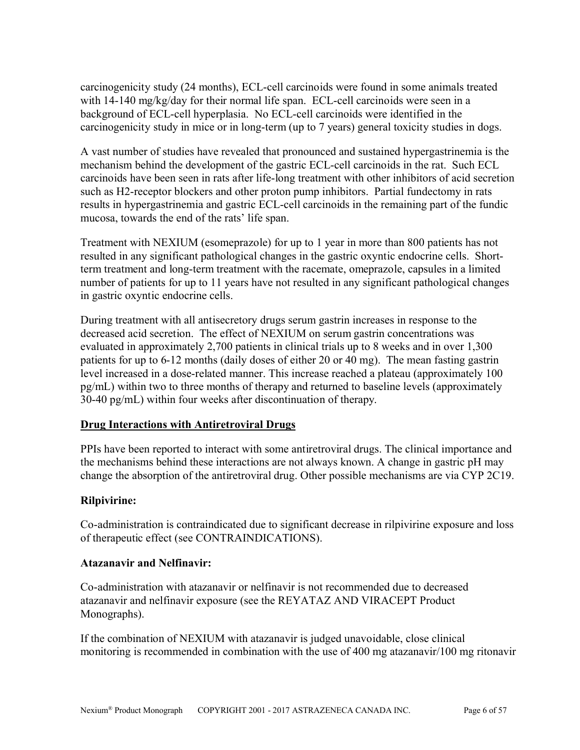carcinogenicity study (24 months), ECL-cell carcinoids were found in some animals treated with 14-140 mg/kg/day for their normal life span. ECL-cell carcinoids were seen in a background of ECL-cell hyperplasia. No ECL-cell carcinoids were identified in the carcinogenicity study in mice or in long-term (up to 7 years) general toxicity studies in dogs.

A vast number of studies have revealed that pronounced and sustained hypergastrinemia is the mechanism behind the development of the gastric ECL-cell carcinoids in the rat. Such ECL carcinoids have been seen in rats after life-long treatment with other inhibitors of acid secretion such as H2-receptor blockers and other proton pump inhibitors. Partial fundectomy in rats results in hypergastrinemia and gastric ECL-cell carcinoids in the remaining part of the fundic mucosa, towards the end of the rats' life span.

Treatment with NEXIUM (esomeprazole) for up to 1 year in more than 800 patients has not resulted in any significant pathological changes in the gastric oxyntic endocrine cells. Short-term treatment and long-term treatment with the racemate, omeprazole, capsules in a limited number of patients for up to 11 years have not resulted in any significant pathological changes in gastric oxyntic endocrine cells.

During treatment with all antisecretory drugs serum gastrin increases in response to the decreased acid secretion. The effect of NEXIUM on serum gastrin concentrations was evaluated in approximately 2,700 patients in clinical trials up to 8 weeks and in over 1,300 patients for up to 6-12 months (daily doses of either 20 or 40 mg). The mean fasting gastrin level increased in a dose-related manner. This increase reached a plateau (approximately 100 pg/mL) within two to three months of therapy and returned to baseline levels (approximately 30-40 pg/mL) within four weeks after discontinuation of therapy.

**Drug Interactions with Antiretroviral Drugs**

PPIs have been reported to interact with some antiretroviral drugs. The clinical importance and the mechanisms behind these interactions are not always known. A change in gastric pH may change the absorption of the antiretroviral drug. Other possible mechanisms are via CYP 2C19.

**Rilpivirine:**

Co-administration is contraindicated due to significant decrease in rilpivirine exposure and loss of therapeutic effect (see CONTRAINDICATIONS).

**Atazanavir and Nelfinavir:**

Co-administration with atazanavir or nelfinavir is not recommended due to decreased atazanavir and nelfinavir exposure (see the REYATAZ AND VIRACEPT Product Monographs).

If the combination of NEXIUM with atazanavir is judged unavoidable, close clinical monitoring is recommended in combination with the use of 400 mg atazanavir/100 mg ritonavir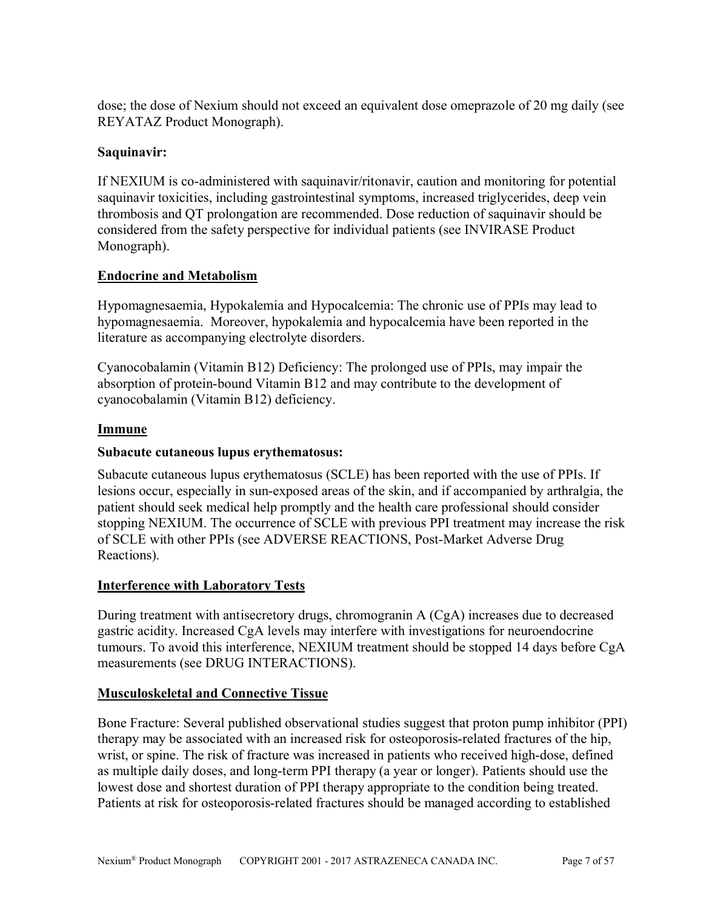dose; the dose of Nexium should not exceed an equivalent dose omeprazole of 20 mg daily (see REYATAZ Product Monograph).

**Saquinavir:**

If NEXIUM is co-administered with saquinavir/ritonavir, caution and monitoring for potential saquinavir toxicities, including gastrointestinal symptoms, increased triglycerides, deep vein thrombosis and QT prolongation are recommended. Dose reduction of saquinavir should be considered from the safety perspective for individual patients (see INVIRASE Product Monograph).

## Endocrine and Metabolism

Hypomagnesaemia, Hypokalemia and Hypocalcemia: The chronic use of PPIs may lead to hypomagnesaemia. Moreover, hypokalemia and hypocalcemia have been reported in the literature as accompanying electrolyte disorders.

Cyanocobalamin (Vitamin B12) Deficiency: The prolonged use of PPIs, may impair the absorption of protein-bound Vitamin B12 and may contribute to the development of cyanocobalamin (Vitamin B12) deficiency.

## Immune

**Subacute cutaneous lupus erythematosus:**

Subacute cutaneous lupus erythematosus (SCLE) has been reported with the use of PPIs. If lesions occur, especially in sun-exposed areas of the skin, and if accompanied by arthralgia, the patient should seek medical help promptly and the health care professional should consider stopping NEXIUM. The occurrence of SCLE with previous PPI treatment may increase the risk of SCLE with other PPIs (see ADVERSE REACTIONS, Post-Market Adverse Drug Reactions).

## Interference with Laboratory Tests

During treatment with antisecretory drugs, chromogranin A (CgA) increases due to decreased gastric acidity. Increased CgA levels may interfere with investigations for neuroendocrine tumours. To avoid this interference, NEXIUM treatment should be stopped 14 days before CgA measurements (see DRUG INTERACTIONS).

## Musculoskeletal and Connective Tissue

Bone Fracture: Several published observational studies suggest that proton pump inhibitor (PPI) therapy may be associated with an increased risk for osteoporosis-related fractures of the hip, wrist, or spine. The risk of fracture was increased in patients who received high-dose, defined as multiple daily doses, and long-term PPI therapy (a year or longer). Patients should use the lowest dose and shortest duration of PPI therapy appropriate to the condition being treated. Patients at risk for osteoporosis-related fractures should be managed according to established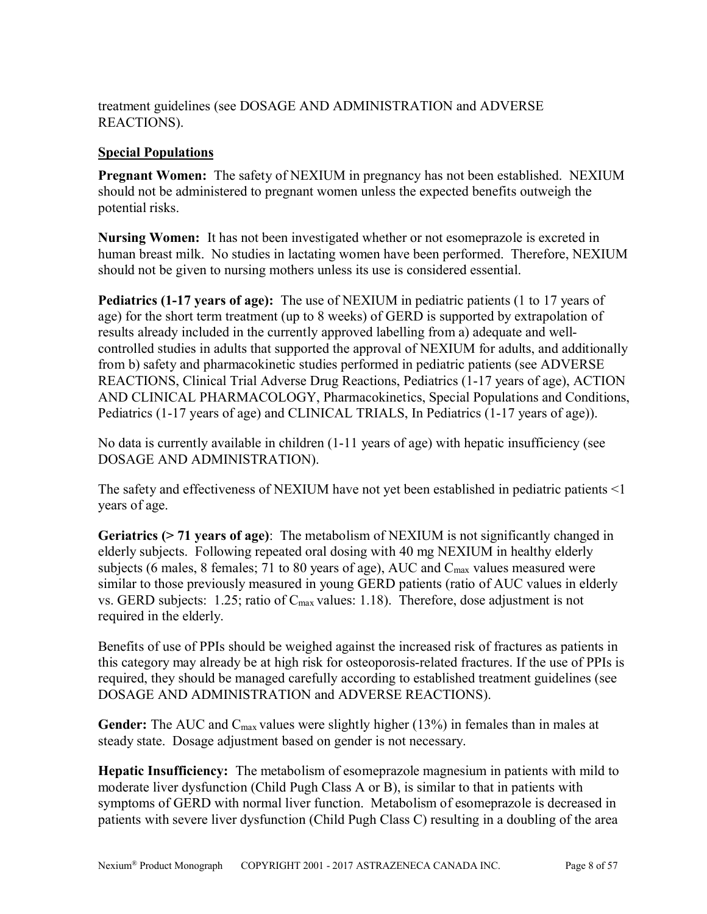treatment guidelines (see DOSAGE AND ADMINISTRATION and ADVERSE REACTIONS).

## Special Populations

**Pregnant Women:** The safety of NEXIUM in pregnancy has not been established. NEXIUM should not be administered to pregnant women unless the expected benefits outweigh the potential risks.

**Nursing Women:** It has not been investigated whether or not esomeprazole is excreted in human breast milk. No studies in lactating women have been performed. Therefore, NEXIUM should not be given to nursing mothers unless its use is considered essential.

**Pediatrics (1-17 years of age):** The use of NEXIUM in pediatric patients (1 to 17 years of age) for the short term treatment (up to 8 weeks) of GERD is supported by extrapolation of results already included in the currently approved labelling from a) adequate and well-controlled studies in adults that supported the approval of NEXIUM for adults, and additionally from b) safety and pharmacokinetic studies performed in pediatric patients (see ADVERSE REACTIONS, Clinical Trial Adverse Drug Reactions, Pediatrics (1-17 years of age), ACTION AND CLINICAL PHARMACOLOGY, Pharmacokinetics, Special Populations and Conditions, Pediatrics (1-17 years of age) and CLINICAL TRIALS, In Pediatrics (1-17 years of age)).

No data is currently available in children (1-11 years of age) with hepatic insufficiency (see DOSAGE AND ADMINISTRATION).

The safety and effectiveness of NEXIUM have not yet been established in pediatric patients <1 years of age.

**Geriatrics (> 71 years of age)**: The metabolism of NEXIUM is not significantly changed in elderly subjects. Following repeated oral dosing with 40 mg NEXIUM in healthy elderly subjects (6 males, 8 females; 71 to 80 years of age), AUC and $C_{max}$ values measured were similar to those previously measured in young GERD patients (ratio of AUC values in elderly vs. GERD subjects: 1.25; ratio of $C_{max}$ values: 1.18). Therefore, dose adjustment is not required in the elderly.

Benefits of use of PPIs should be weighed against the increased risk of fractures as patients in this category may already be at high risk for osteoporosis-related fractures. If the use of PPIs is required, they should be managed carefully according to established treatment guidelines (see DOSAGE AND ADMINISTRATION and ADVERSE REACTIONS).

**Gender:** The AUC and $C_{max}$ values were slightly higher (13%) in females than in males at steady state. Dosage adjustment based on gender is not necessary.

**Hepatic Insufficiency:** The metabolism of esomeprazole magnesium in patients with mild to moderate liver dysfunction (Child Pugh Class A or B), is similar to that in patients with symptoms of GERD with normal liver function. Metabolism of esomeprazole is decreased in patients with severe liver dysfunction (Child Pugh Class C) resulting in a doubling of the area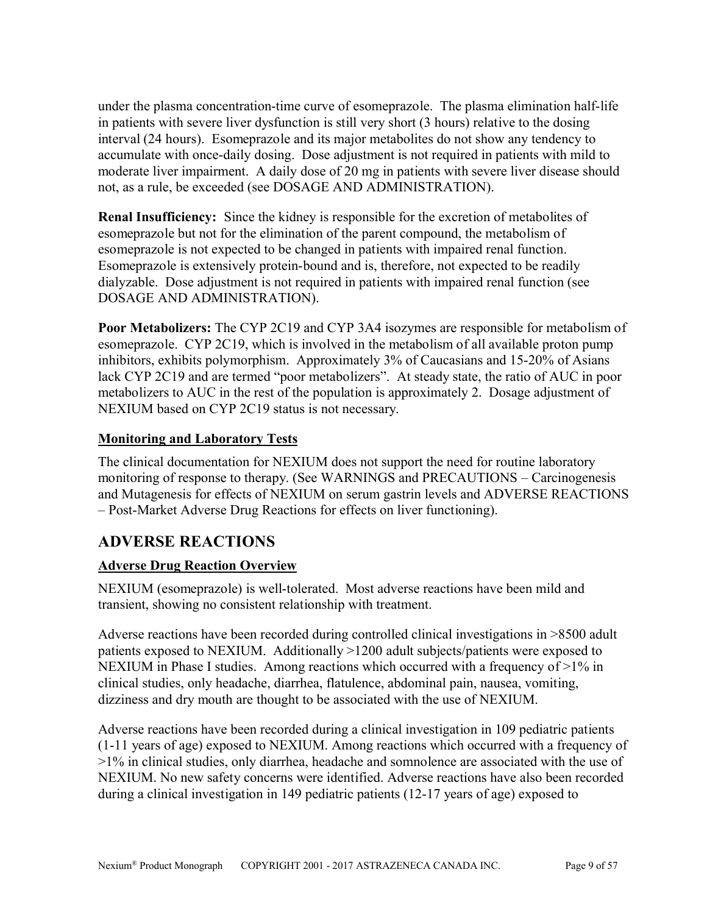under the plasma concentration-time curve of esomeprazole. The plasma elimination half-life in patients with severe liver dysfunction is still very short (3 hours) relative to the dosing interval (24 hours). Esomeprazole and its major metabolites do not show any tendency to accumulate with once-daily dosing. Dose adjustment is not required in patients with mild to moderate liver impairment. A daily dose of 20 mg in patients with severe liver disease should not, as a rule, be exceeded (see DOSAGE AND ADMINISTRATION).

**Renal Insufficiency:** Since the kidney is responsible for the excretion of metabolites of esomeprazole but not for the elimination of the parent compound, the metabolism of esomeprazole is not expected to be changed in patients with impaired renal function. Esomeprazole is extensively protein-bound and is, therefore, not expected to be readily dialyzable. Dose adjustment is not required in patients with impaired renal function (see DOSAGE AND ADMINISTRATION).

**Poor Metabolizers:** The CYP 2C19 and CYP 3A4 isozymes are responsible for metabolism of esomeprazole. CYP 2C19, which is involved in the metabolism of all available proton pump inhibitors, exhibits polymorphism. Approximately 3% of Caucasians and 15-20% of Asians lack CYP 2C19 and are termed "poor metabolizers". At steady state, the ratio of AUC in poor metabolizers to AUC in the rest of the population is approximately 2. Dosage adjustment of NEXIUM based on CYP 2C19 status is not necessary.

### Monitoring and Laboratory Tests

The clinical documentation for NEXIUM does not support the need for routine laboratory monitoring of response to therapy. (See WARNINGS and PRECAUTIONS – Carcinogenesis and Mutagenesis for effects of NEXIUM on serum gastrin levels and ADVERSE REACTIONS – Post-Market Adverse Drug Reactions for effects on liver functioning).

## ADVERSE REACTIONS

### Adverse Drug Reaction Overview

NEXIUM (esomeprazole) is well-tolerated. Most adverse reactions have been mild and transient, showing no consistent relationship with treatment.

Adverse reactions have been recorded during controlled clinical investigations in >8500 adult patients exposed to NEXIUM. Additionally >1200 adult subjects/patients were exposed to NEXIUM in Phase I studies. Among reactions which occurred with a frequency of >1% in clinical studies, only headache, diarrhea, flatulence, abdominal pain, nausea, vomiting, dizziness and dry mouth are thought to be associated with the use of NEXIUM.

Adverse reactions have been recorded during a clinical investigation in 109 pediatric patients (1-11 years of age) exposed to NEXIUM. Among reactions which occurred with a frequency of >1% in clinical studies, only diarrhea, headache and somnolence are associated with the use of NEXIUM. No new safety concerns were identified. Adverse reactions have also been recorded during a clinical investigation in 149 pediatric patients (12-17 years of age) exposed to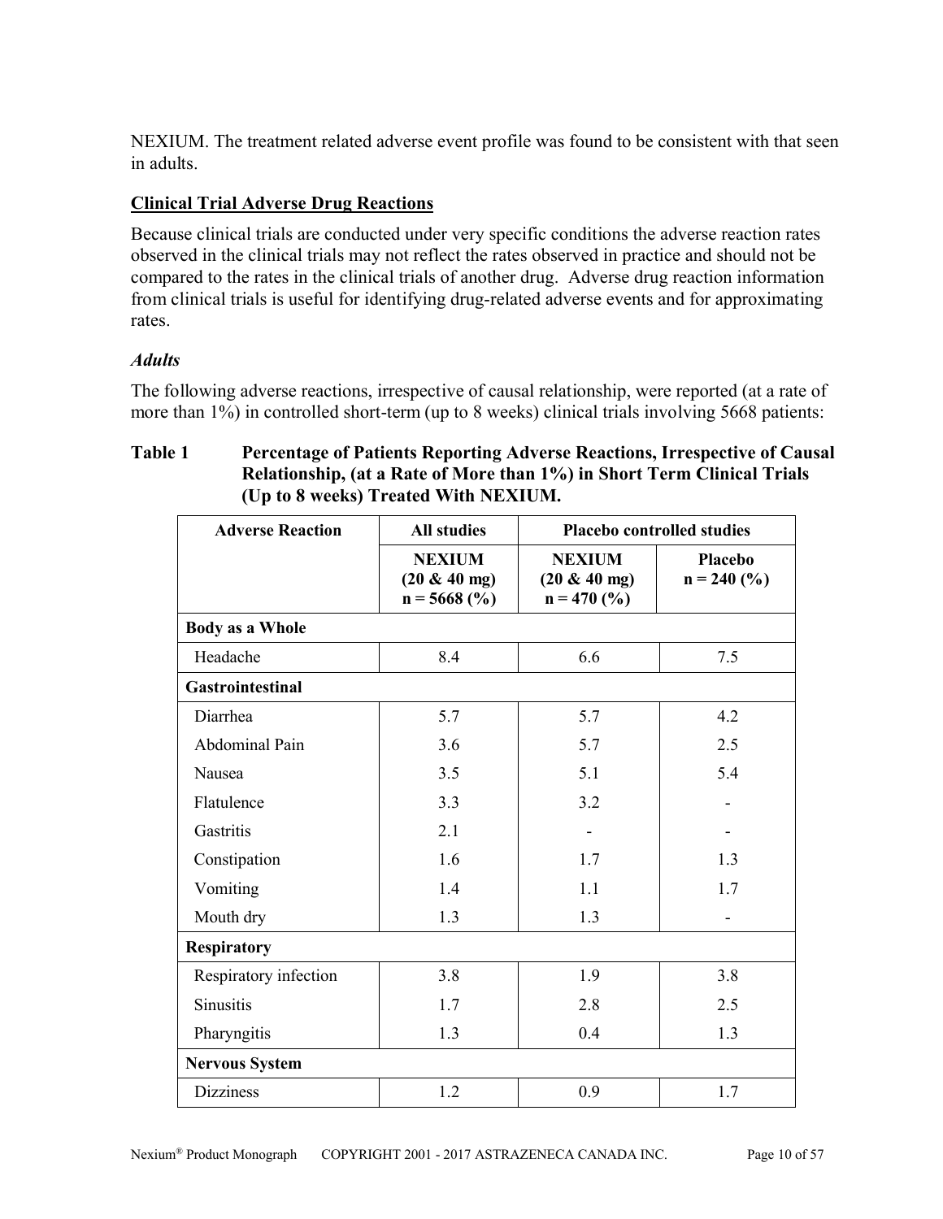NEXIUM. The treatment related adverse event profile was found to be consistent with that seen in adults.

## Clinical Trial Adverse Drug Reactions

Because clinical trials are conducted under very specific conditions the adverse reaction rates observed in the clinical trials may not reflect the rates observed in practice and should not be compared to the rates in the clinical trials of another drug. Adverse drug reaction information from clinical trials is useful for identifying drug-related adverse events and for approximating rates.

### *Adults*

The following adverse reactions, irrespective of causal relationship, were reported (at a rate of more than 1%) in controlled short-term (up to 8 weeks) clinical trials involving 5668 patients:

**Table 1 Percentage of Patients Reporting Adverse Reactions, Irrespective of Causal Relationship, (at a Rate of More than 1%) in Short Term Clinical Trials (Up to 8 weeks) Treated With NEXIUM.**

| Adverse Reaction | All studies | Placebo controlled studies | |
|---|---|---|---|
| | NEXIUM (20 & 40 mg) n = 5668 (%) | NEXIUM (20 & 40 mg) n = 470 (%) | Placebo n = 240 (%) |
| **Body as a Whole** | | | |
| Headache | 8.4 | 6.6 | 7.5 |
| **Gastrointestinal** | | | |
| Diarrhea | 5.7 | 5.7 | 4.2 |
| Abdominal Pain | 3.6 | 5.7 | 2.5 |
| Nausea | 3.5 | 5.1 | 5.4 |
| Flatulence | 3.3 | 3.2 | - |
| Gastritis | 2.1 | - | - |
| Constipation | 1.6 | 1.7 | 1.3 |
| Vomiting | 1.4 | 1.1 | 1.7 |
| Mouth dry | 1.3 | 1.3 | - |
| **Respiratory** | | | |
| Respiratory infection | 3.8 | 1.9 | 3.8 |
| Sinusitis | 1.7 | 2.8 | 2.5 |
| Pharyngitis | 1.3 | 0.4 | 1.3 |
| **Nervous System** | | | |
| Dizziness | 1.2 | 0.9 | 1.7 |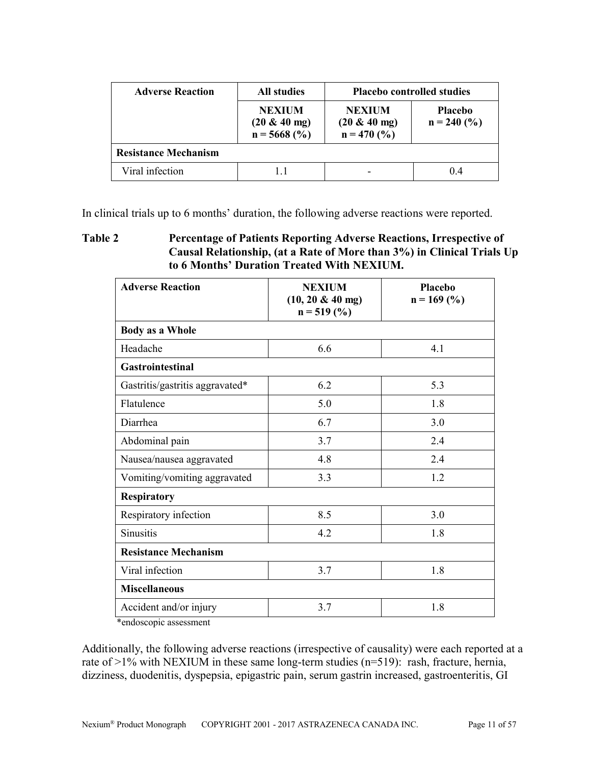| Adverse Reaction | All studies | Placebo controlled studies | |
|---|---|---|---|
| | **NEXIUM (20 & 40 mg) n = 5668 (%)** | **NEXIUM (20 & 40 mg) n = 470 (%)** | **Placebo n = 240 (%)** |
| **Resistance Mechanism** | | | |
| Viral infection | 1.1 | - | 0.4 |

In clinical trials up to 6 months' duration, the following adverse reactions were reported.

**Table 2 Percentage of Patients Reporting Adverse Reactions, Irrespective of Causal Relationship, (at a Rate of More than 3%) in Clinical Trials Up to 6 Months' Duration Treated With NEXIUM.**

| Adverse Reaction | NEXIUM (10, 20 & 40 mg) n = 519 (%) | Placebo n = 169 (%) |
|---|---|---|
| **Body as a Whole** | | |
| Headache | 6.6 | 4.1 |
| **Gastrointestinal** | | |
| Gastritis/gastritis aggravated* | 6.2 | 5.3 |
| Flatulence | 5.0 | 1.8 |
| Diarrhea | 6.7 | 3.0 |
| Abdominal pain | 3.7 | 2.4 |
| Nausea/nausea aggravated | 4.8 | 2.4 |
| Vomiting/vomiting aggravated | 3.3 | 1.2 |
| **Respiratory** | | |
| Respiratory infection | 8.5 | 3.0 |
| Sinusitis | 4.2 | 1.8 |
| **Resistance Mechanism** | | |
| Viral infection | 3.7 | 1.8 |
| **Miscellaneous** | | |
| Accident and/or injury | 3.7 | 1.8 |

*endoscopic assessment

Additionally, the following adverse reactions (irrespective of causality) were each reported at a rate of >1% with NEXIUM in these same long-term studies (n=519): rash, fracture, hernia, dizziness, duodenitis, dyspepsia, epigastric pain, serum gastrin increased, gastroenteritis, GI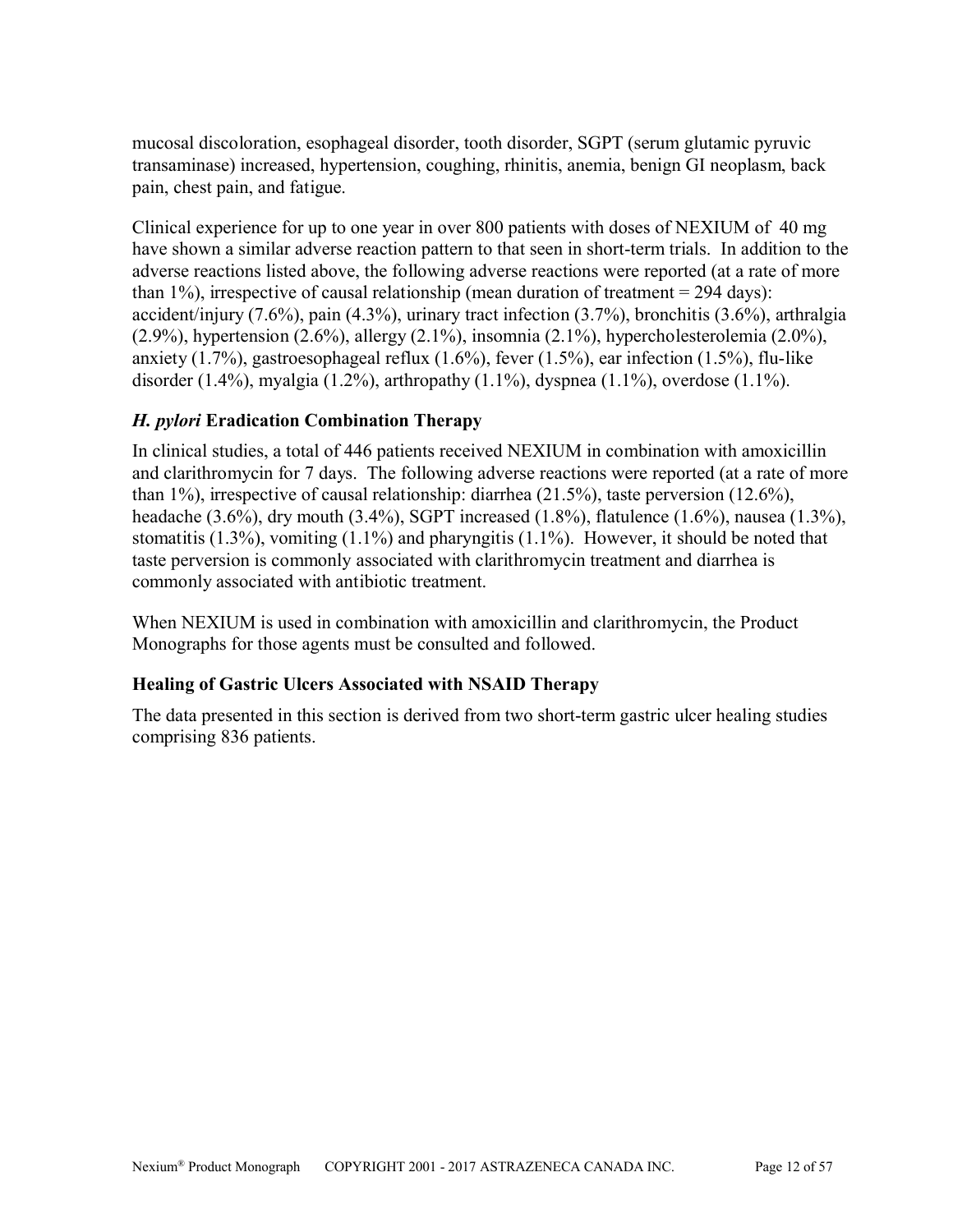mucosal discoloration, esophageal disorder, tooth disorder, SGPT (serum glutamic pyruvic transaminase) increased, hypertension, coughing, rhinitis, anemia, benign GI neoplasm, back pain, chest pain, and fatigue.

Clinical experience for up to one year in over 800 patients with doses of NEXIUM of 40 mg have shown a similar adverse reaction pattern to that seen in short-term trials. In addition to the adverse reactions listed above, the following adverse reactions were reported (at a rate of more than 1%), irrespective of causal relationship (mean duration of treatment = 294 days): accident/injury (7.6%), pain (4.3%), urinary tract infection (3.7%), bronchitis (3.6%), arthralgia (2.9%), hypertension (2.6%), allergy (2.1%), insomnia (2.1%), hypercholesterolemia (2.0%), anxiety (1.7%), gastroesophageal reflux (1.6%), fever (1.5%), ear infection (1.5%), flu-like disorder (1.4%), myalgia (1.2%), arthropathy (1.1%), dyspnea (1.1%), overdose (1.1%).

### *H. pylori* Eradication Combination Therapy

In clinical studies, a total of 446 patients received NEXIUM in combination with amoxicillin and clarithromycin for 7 days. The following adverse reactions were reported (at a rate of more than 1%), irrespective of causal relationship: diarrhea (21.5%), taste perversion (12.6%), headache (3.6%), dry mouth (3.4%), SGPT increased (1.8%), flatulence (1.6%), nausea (1.3%), stomatitis (1.3%), vomiting (1.1%) and pharyngitis (1.1%). However, it should be noted that taste perversion is commonly associated with clarithromycin treatment and diarrhea is commonly associated with antibiotic treatment.

When NEXIUM is used in combination with amoxicillin and clarithromycin, the Product Monographs for those agents must be consulted and followed.

### Healing of Gastric Ulcers Associated with NSAID Therapy

The data presented in this section is derived from two short-term gastric ulcer healing studies comprising 836 patients.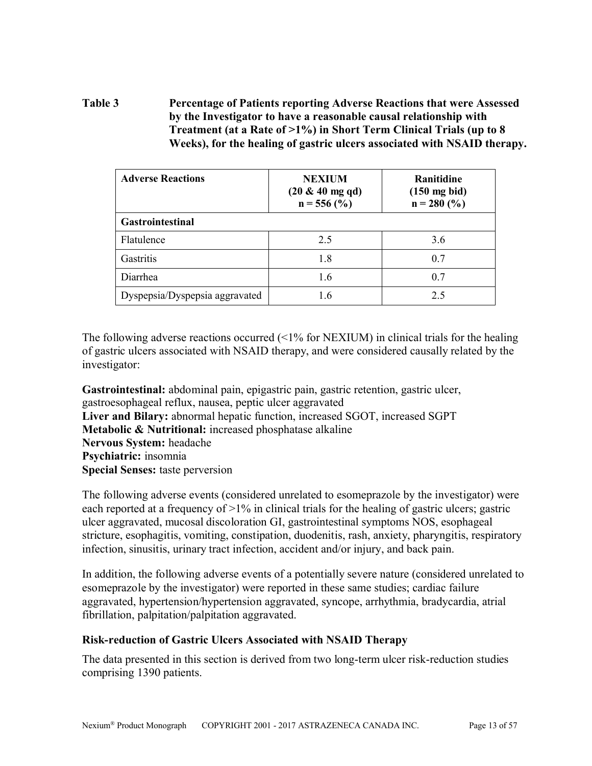**Table 3 Percentage of Patients reporting Adverse Reactions that were Assessed by the Investigator to have a reasonable causal relationship with Treatment (at a Rate of >1%) in Short Term Clinical Trials (up to 8 Weeks), for the healing of gastric ulcers associated with NSAID therapy.**

| Adverse Reactions | NEXIUM (20 & 40 mg qd) n = 556 (%) | Ranitidine (150 mg bid) n = 280 (%) |
|---|---|---|
| **Gastrointestinal** | | |
| Flatulence | 2.5 | 3.6 |
| Gastritis | 1.8 | 0.7 |
| Diarrhea | 1.6 | 0.7 |
| Dyspepsia/Dyspepsia aggravated | 1.6 | 2.5 |

The following adverse reactions occurred (<1% for NEXIUM) in clinical trials for the healing of gastric ulcers associated with NSAID therapy, and were considered causally related by the investigator:

**Gastrointestinal:** abdominal pain, epigastric pain, gastric retention, gastric ulcer, gastroesophageal reflux, nausea, peptic ulcer aggravated
**Liver and Bilary:** abnormal hepatic function, increased SGOT, increased SGPT
**Metabolic & Nutritional:** increased phosphatase alkaline
**Nervous System:** headache
**Psychiatric:** insomnia
**Special Senses:** taste perversion

The following adverse events (considered unrelated to esomeprazole by the investigator) were each reported at a frequency of >1% in clinical trials for the healing of gastric ulcers; gastric ulcer aggravated, mucosal discoloration GI, gastrointestinal symptoms NOS, esophageal stricture, esophagitis, vomiting, constipation, duodenitis, rash, anxiety, pharyngitis, respiratory infection, sinusitis, urinary tract infection, accident and/or injury, and back pain.

In addition, the following adverse events of a potentially severe nature (considered unrelated to esomeprazole by the investigator) were reported in these same studies; cardiac failure aggravated, hypertension/hypertension aggravated, syncope, arrhythmia, bradycardia, atrial fibrillation, palpitation/palpitation aggravated.

### Risk-reduction of Gastric Ulcers Associated with NSAID Therapy

The data presented in this section is derived from two long-term ulcer risk-reduction studies comprising 1390 patients.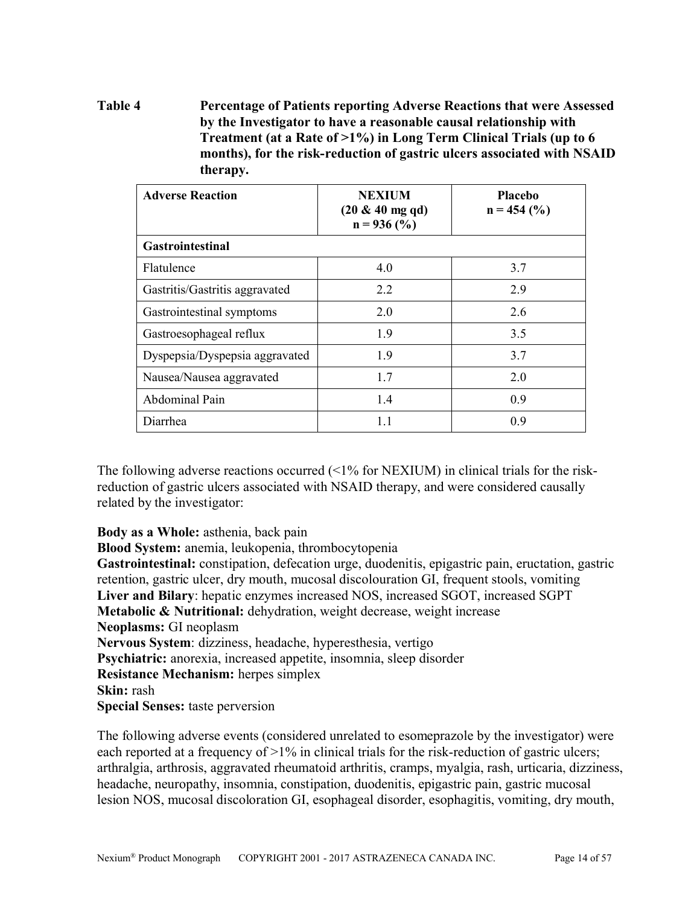**Table 4 Percentage of Patients reporting Adverse Reactions that were Assessed by the Investigator to have a reasonable causal relationship with Treatment (at a Rate of >1%) in Long Term Clinical Trials (up to 6 months), for the risk-reduction of gastric ulcers associated with NSAID therapy.**

| Adverse Reaction | NEXIUM (20 & 40 mg qd) n = 936 (%) | Placebo n = 454 (%) |
|---|---|---|
| **Gastrointestinal** | | |
| Flatulence | 4.0 | 3.7 |
| Gastritis/Gastritis aggravated | 2.2 | 2.9 |
| Gastrointestinal symptoms | 2.0 | 2.6 |
| Gastroesophageal reflux | 1.9 | 3.5 |
| Dyspepsia/Dyspepsia aggravated | 1.9 | 3.7 |
| Nausea/Nausea aggravated | 1.7 | 2.0 |
| Abdominal Pain | 1.4 | 0.9 |
| Diarrhea | 1.1 | 0.9 |

The following adverse reactions occurred (<1% for NEXIUM) in clinical trials for the risk-reduction of gastric ulcers associated with NSAID therapy, and were considered causally related by the investigator:

**Body as a Whole:** asthenia, back pain
**Blood System:** anemia, leukopenia, thrombocytopenia
**Gastrointestinal:** constipation, defecation urge, duodenitis, epigastric pain, eructation, gastric retention, gastric ulcer, dry mouth, mucosal discolouration GI, frequent stools, vomiting
**Liver and Bilary**: hepatic enzymes increased NOS, increased SGOT, increased SGPT
**Metabolic & Nutritional:** dehydration, weight decrease, weight increase
**Neoplasms:** GI neoplasm
**Nervous System**: dizziness, headache, hyperesthesia, vertigo
**Psychiatric:** anorexia, increased appetite, insomnia, sleep disorder
**Resistance Mechanism:** herpes simplex
**Skin:** rash
**Special Senses:** taste perversion

The following adverse events (considered unrelated to esomeprazole by the investigator) were each reported at a frequency of >1% in clinical trials for the risk-reduction of gastric ulcers; arthralgia, arthrosis, aggravated rheumatoid arthritis, cramps, myalgia, rash, urticaria, dizziness, headache, neuropathy, insomnia, constipation, duodenitis, epigastric pain, gastric mucosal lesion NOS, mucosal discoloration GI, esophageal disorder, esophagitis, vomiting, dry mouth,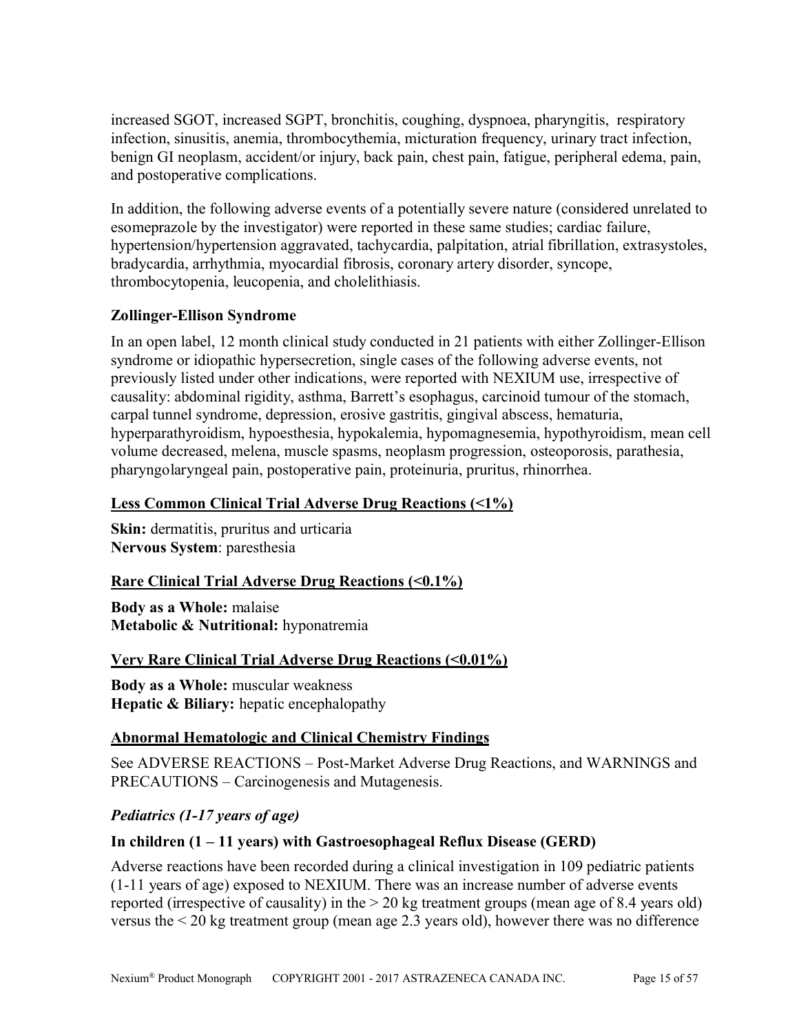increased SGOT, increased SGPT, bronchitis, coughing, dyspnoea, pharyngitis, respiratory infection, sinusitis, anemia, thrombocythemia, micturation frequency, urinary tract infection, benign GI neoplasm, accident/or injury, back pain, chest pain, fatigue, peripheral edema, pain, and postoperative complications.

In addition, the following adverse events of a potentially severe nature (considered unrelated to esomeprazole by the investigator) were reported in these same studies; cardiac failure, hypertension/hypertension aggravated, tachycardia, palpitation, atrial fibrillation, extrasystoles, bradycardia, arrhythmia, myocardial fibrosis, coronary artery disorder, syncope, thrombocytopenia, leucopenia, and cholelithiasis.

**Zollinger-Ellison Syndrome**

In an open label, 12 month clinical study conducted in 21 patients with either Zollinger-Ellison syndrome or idiopathic hypersecretion, single cases of the following adverse events, not previously listed under other indications, were reported with NEXIUM use, irrespective of causality: abdominal rigidity, asthma, Barrett's esophagus, carcinoid tumour of the stomach, carpal tunnel syndrome, depression, erosive gastritis, gingival abscess, hematuria, hyperparathyroidism, hypoesthesia, hypokalemia, hypomagnesemia, hypothyroidism, mean cell volume decreased, melena, muscle spasms, neoplasm progression, osteoporosis, parathesia, pharyngolaryngeal pain, postoperative pain, proteinuria, pruritus, rhinorrhea.

**Less Common Clinical Trial Adverse Drug Reactions (<1%)**

**Skin:** dermatitis, pruritus and urticaria
**Nervous System**: paresthesia

**Rare Clinical Trial Adverse Drug Reactions (<0.1%)**

**Body as a Whole:** malaise
**Metabolic & Nutritional:** hyponatremia

**Very Rare Clinical Trial Adverse Drug Reactions (<0.01%)**

**Body as a Whole:** muscular weakness
**Hepatic & Biliary:** hepatic encephalopathy

**Abnormal Hematologic and Clinical Chemistry Findings**

See ADVERSE REACTIONS – Post-Market Adverse Drug Reactions, and WARNINGS and PRECAUTIONS – Carcinogenesis and Mutagenesis.

***Pediatrics (1-17 years of age)***

**In children (1 – 11 years) with Gastroesophageal Reflux Disease (GERD)**

Adverse reactions have been recorded during a clinical investigation in 109 pediatric patients (1-11 years of age) exposed to NEXIUM. There was an increase number of adverse events reported (irrespective of causality) in the > 20 kg treatment groups (mean age of 8.4 years old) versus the < 20 kg treatment group (mean age 2.3 years old), however there was no difference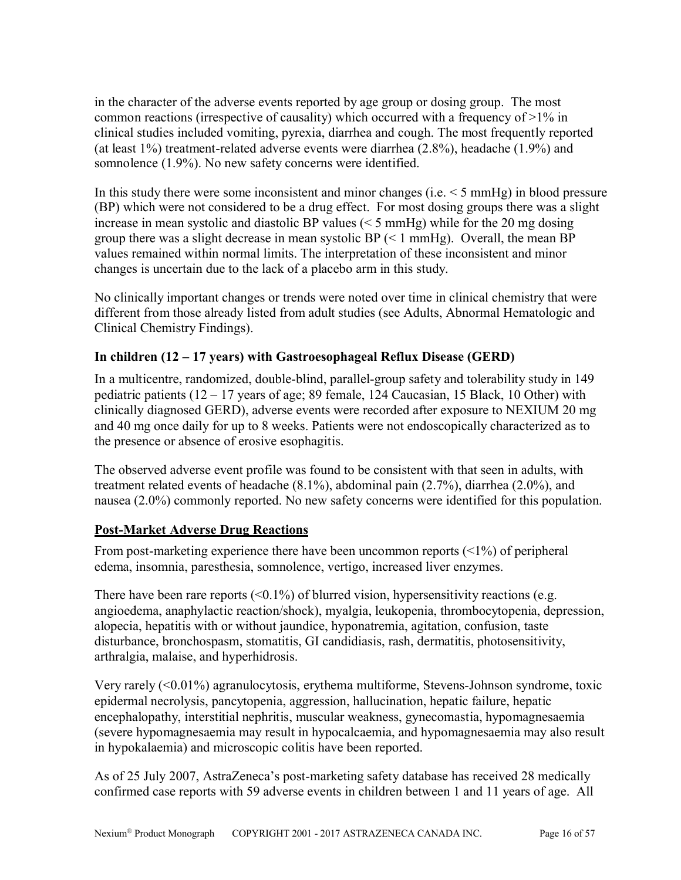in the character of the adverse events reported by age group or dosing group. The most common reactions (irrespective of causality) which occurred with a frequency of >1% in clinical studies included vomiting, pyrexia, diarrhea and cough. The most frequently reported (at least 1%) treatment-related adverse events were diarrhea (2.8%), headache (1.9%) and somnolence (1.9%). No new safety concerns were identified.

In this study there were some inconsistent and minor changes (i.e. < 5 mmHg) in blood pressure (BP) which were not considered to be a drug effect. For most dosing groups there was a slight increase in mean systolic and diastolic BP values (< 5 mmHg) while for the 20 mg dosing group there was a slight decrease in mean systolic BP (< 1 mmHg). Overall, the mean BP values remained within normal limits. The interpretation of these inconsistent and minor changes is uncertain due to the lack of a placebo arm in this study.

No clinically important changes or trends were noted over time in clinical chemistry that were different from those already listed from adult studies (see Adults, Abnormal Hematologic and Clinical Chemistry Findings).

**In children (12 – 17 years) with Gastroesophageal Reflux Disease (GERD)**

In a multicentre, randomized, double-blind, parallel-group safety and tolerability study in 149 pediatric patients (12 – 17 years of age; 89 female, 124 Caucasian, 15 Black, 10 Other) with clinically diagnosed GERD), adverse events were recorded after exposure to NEXIUM 20 mg and 40 mg once daily for up to 8 weeks. Patients were not endoscopically characterized as to the presence or absence of erosive esophagitis.

The observed adverse event profile was found to be consistent with that seen in adults, with treatment related events of headache (8.1%), abdominal pain (2.7%), diarrhea (2.0%), and nausea (2.0%) commonly reported. No new safety concerns were identified for this population.

**Post-Market Adverse Drug Reactions**

From post-marketing experience there have been uncommon reports (<1%) of peripheral edema, insomnia, paresthesia, somnolence, vertigo, increased liver enzymes.

There have been rare reports (<0.1%) of blurred vision, hypersensitivity reactions (e.g. angioedema, anaphylactic reaction/shock), myalgia, leukopenia, thrombocytopenia, depression, alopecia, hepatitis with or without jaundice, hyponatremia, agitation, confusion, taste disturbance, bronchospasm, stomatitis, GI candidiasis, rash, dermatitis, photosensitivity, arthralgia, malaise, and hyperhidrosis.

Very rarely (<0.01%) agranulocytosis, erythema multiforme, Stevens-Johnson syndrome, toxic epidermal necrolysis, pancytopenia, aggression, hallucination, hepatic failure, hepatic encephalopathy, interstitial nephritis, muscular weakness, gynecomastia, hypomagnesaemia (severe hypomagnesaemia may result in hypocalcaemia, and hypomagnesaemia may also result in hypokalaemia) and microscopic colitis have been reported.

As of 25 July 2007, AstraZeneca's post-marketing safety database has received 28 medically confirmed case reports with 59 adverse events in children between 1 and 11 years of age. All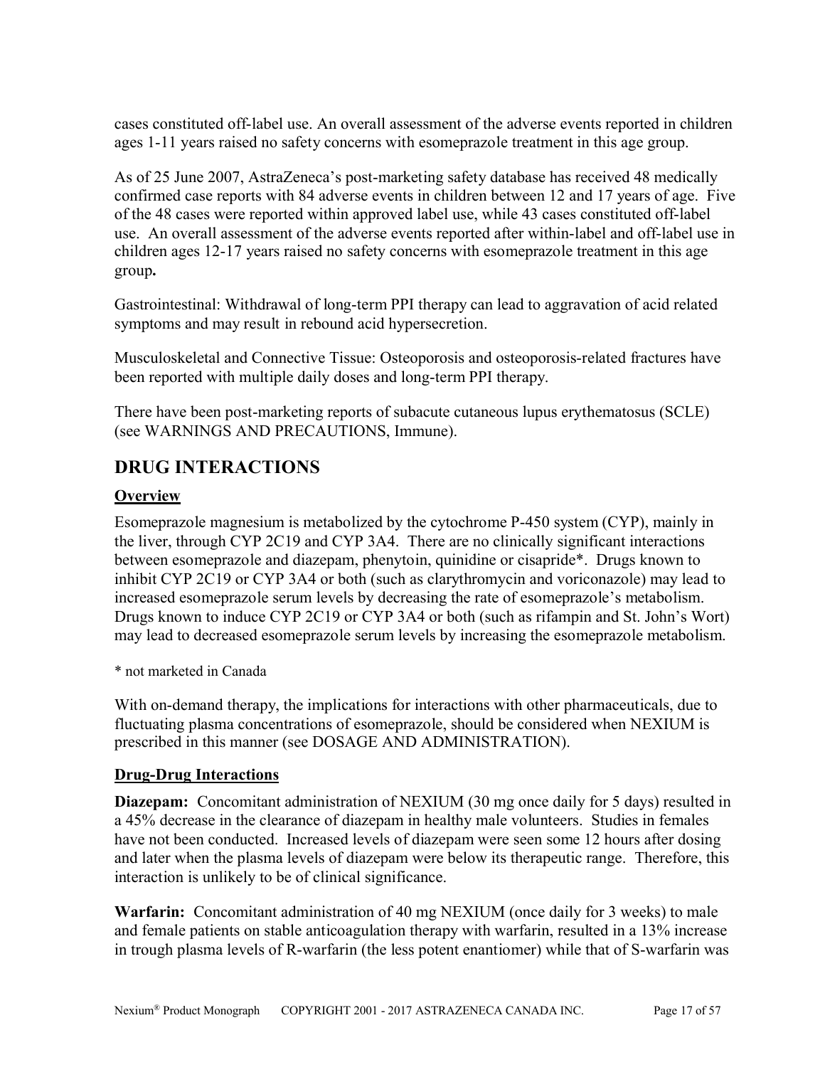cases constituted off-label use. An overall assessment of the adverse events reported in children ages 1-11 years raised no safety concerns with esomeprazole treatment in this age group.

As of 25 June 2007, AstraZeneca's post-marketing safety database has received 48 medically confirmed case reports with 84 adverse events in children between 12 and 17 years of age. Five of the 48 cases were reported within approved label use, while 43 cases constituted off-label use. An overall assessment of the adverse events reported after within-label and off-label use in children ages 12-17 years raised no safety concerns with esomeprazole treatment in this age group**.**

Gastrointestinal: Withdrawal of long-term PPI therapy can lead to aggravation of acid related symptoms and may result in rebound acid hypersecretion.

Musculoskeletal and Connective Tissue: Osteoporosis and osteoporosis-related fractures have been reported with multiple daily doses and long-term PPI therapy.

There have been post-marketing reports of subacute cutaneous lupus erythematosus (SCLE) (see WARNINGS AND PRECAUTIONS, Immune).

## DRUG INTERACTIONS

### Overview

Esomeprazole magnesium is metabolized by the cytochrome P-450 system (CYP), mainly in the liver, through CYP 2C19 and CYP 3A4. There are no clinically significant interactions between esomeprazole and diazepam, phenytoin, quinidine or cisapride*. Drugs known to inhibit CYP 2C19 or CYP 3A4 or both (such as clarythromycin and voriconazole) may lead to increased esomeprazole serum levels by decreasing the rate of esomeprazole's metabolism. Drugs known to induce CYP 2C19 or CYP 3A4 or both (such as rifampin and St. John's Wort) may lead to decreased esomeprazole serum levels by increasing the esomeprazole metabolism.

\* not marketed in Canada

With on-demand therapy, the implications for interactions with other pharmaceuticals, due to fluctuating plasma concentrations of esomeprazole, should be considered when NEXIUM is prescribed in this manner (see DOSAGE AND ADMINISTRATION).

### Drug-Drug Interactions

**Diazepam:** Concomitant administration of NEXIUM (30 mg once daily for 5 days) resulted in a 45% decrease in the clearance of diazepam in healthy male volunteers. Studies in females have not been conducted. Increased levels of diazepam were seen some 12 hours after dosing and later when the plasma levels of diazepam were below its therapeutic range. Therefore, this interaction is unlikely to be of clinical significance.

**Warfarin:** Concomitant administration of 40 mg NEXIUM (once daily for 3 weeks) to male and female patients on stable anticoagulation therapy with warfarin, resulted in a 13% increase in trough plasma levels of R-warfarin (the less potent enantiomer) while that of S-warfarin was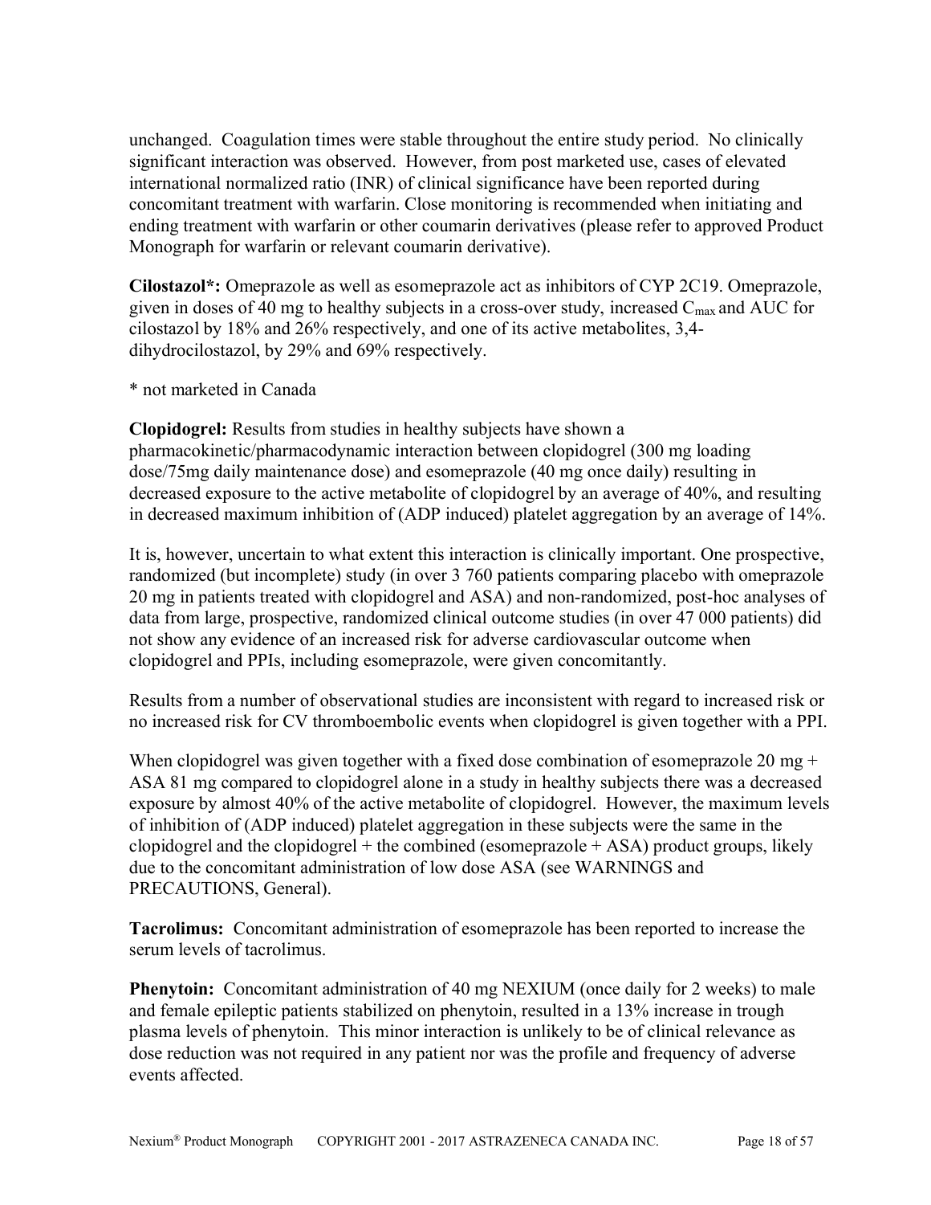unchanged. Coagulation times were stable throughout the entire study period. No clinically significant interaction was observed. However, from post marketed use, cases of elevated international normalized ratio (INR) of clinical significance have been reported during concomitant treatment with warfarin. Close monitoring is recommended when initiating and ending treatment with warfarin or other coumarin derivatives (please refer to approved Product Monograph for warfarin or relevant coumarin derivative).

**Cilostazol*:** Omeprazole as well as esomeprazole act as inhibitors of CYP 2C19. Omeprazole, given in doses of 40 mg to healthy subjects in a cross-over study, increased $C_{max}$ and AUC for cilostazol by 18% and 26% respectively, and one of its active metabolites, 3,4-dihydrocilostazol, by 29% and 69% respectively.

* not marketed in Canada

**Clopidogrel:** Results from studies in healthy subjects have shown a pharmacokinetic/pharmacodynamic interaction between clopidogrel (300 mg loading dose/75mg daily maintenance dose) and esomeprazole (40 mg once daily) resulting in decreased exposure to the active metabolite of clopidogrel by an average of 40%, and resulting in decreased maximum inhibition of (ADP induced) platelet aggregation by an average of 14%.

It is, however, uncertain to what extent this interaction is clinically important. One prospective, randomized (but incomplete) study (in over 3 760 patients comparing placebo with omeprazole 20 mg in patients treated with clopidogrel and ASA) and non-randomized, post-hoc analyses of data from large, prospective, randomized clinical outcome studies (in over 47 000 patients) did not show any evidence of an increased risk for adverse cardiovascular outcome when clopidogrel and PPIs, including esomeprazole, were given concomitantly.

Results from a number of observational studies are inconsistent with regard to increased risk or no increased risk for CV thromboembolic events when clopidogrel is given together with a PPI.

When clopidogrel was given together with a fixed dose combination of esomeprazole 20 mg + ASA 81 mg compared to clopidogrel alone in a study in healthy subjects there was a decreased exposure by almost 40% of the active metabolite of clopidogrel. However, the maximum levels of inhibition of (ADP induced) platelet aggregation in these subjects were the same in the clopidogrel and the clopidogrel + the combined (esomeprazole + ASA) product groups, likely due to the concomitant administration of low dose ASA (see WARNINGS and PRECAUTIONS, General).

**Tacrolimus:** Concomitant administration of esomeprazole has been reported to increase the serum levels of tacrolimus.

**Phenytoin:** Concomitant administration of 40 mg NEXIUM (once daily for 2 weeks) to male and female epileptic patients stabilized on phenytoin, resulted in a 13% increase in trough plasma levels of phenytoin. This minor interaction is unlikely to be of clinical relevance as dose reduction was not required in any patient nor was the profile and frequency of adverse events affected.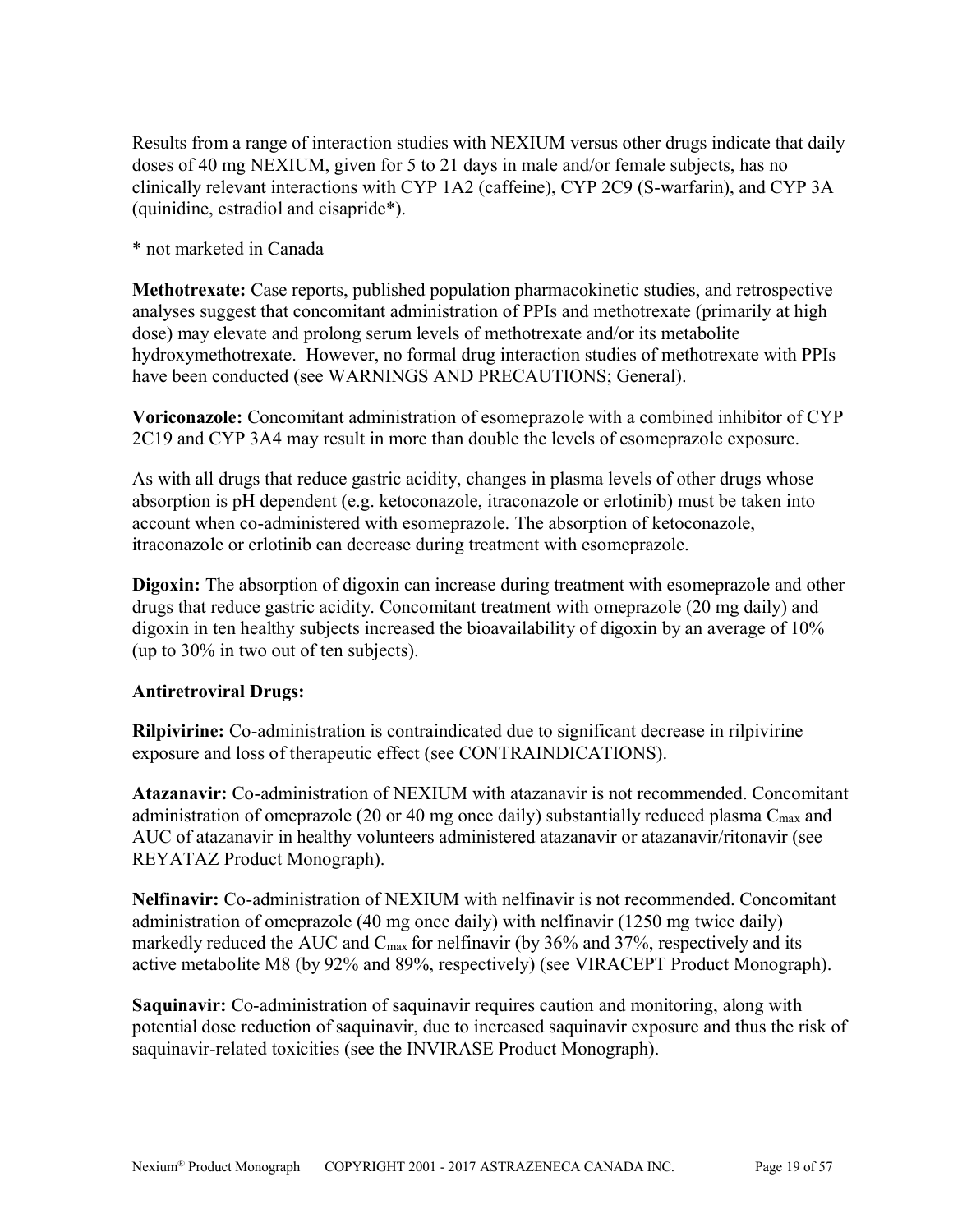Results from a range of interaction studies with NEXIUM versus other drugs indicate that daily doses of 40 mg NEXIUM, given for 5 to 21 days in male and/or female subjects, has no clinically relevant interactions with CYP 1A2 (caffeine), CYP 2C9 (S-warfarin), and CYP 3A (quinidine, estradiol and cisapride*).

* not marketed in Canada

**Methotrexate:** Case reports, published population pharmacokinetic studies, and retrospective analyses suggest that concomitant administration of PPIs and methotrexate (primarily at high dose) may elevate and prolong serum levels of methotrexate and/or its metabolite hydroxymethotrexate. However, no formal drug interaction studies of methotrexate with PPIs have been conducted (see WARNINGS AND PRECAUTIONS; General).

**Voriconazole:** Concomitant administration of esomeprazole with a combined inhibitor of CYP 2C19 and CYP 3A4 may result in more than double the levels of esomeprazole exposure.

As with all drugs that reduce gastric acidity, changes in plasma levels of other drugs whose absorption is pH dependent (e.g. ketoconazole, itraconazole or erlotinib) must be taken into account when co-administered with esomeprazole. The absorption of ketoconazole, itraconazole or erlotinib can decrease during treatment with esomeprazole.

**Digoxin:** The absorption of digoxin can increase during treatment with esomeprazole and other drugs that reduce gastric acidity. Concomitant treatment with omeprazole (20 mg daily) and digoxin in ten healthy subjects increased the bioavailability of digoxin by an average of 10% (up to 30% in two out of ten subjects).

**Antiretroviral Drugs:**

**Rilpivirine:** Co-administration is contraindicated due to significant decrease in rilpivirine exposure and loss of therapeutic effect (see CONTRAINDICATIONS).

**Atazanavir:** Co-administration of NEXIUM with atazanavir is not recommended. Concomitant administration of omeprazole (20 or 40 mg once daily) substantially reduced plasma $C_{max}$ and AUC of atazanavir in healthy volunteers administered atazanavir or atazanavir/ritonavir (see REYATAZ Product Monograph).

**Nelfinavir:** Co-administration of NEXIUM with nelfinavir is not recommended. Concomitant administration of omeprazole (40 mg once daily) with nelfinavir (1250 mg twice daily) markedly reduced the AUC and $C_{max}$ for nelfinavir (by 36% and 37%, respectively and its active metabolite M8 (by 92% and 89%, respectively) (see VIRACEPT Product Monograph).

**Saquinavir:** Co-administration of saquinavir requires caution and monitoring, along with potential dose reduction of saquinavir, due to increased saquinavir exposure and thus the risk of saquinavir-related toxicities (see the INVIRASE Product Monograph).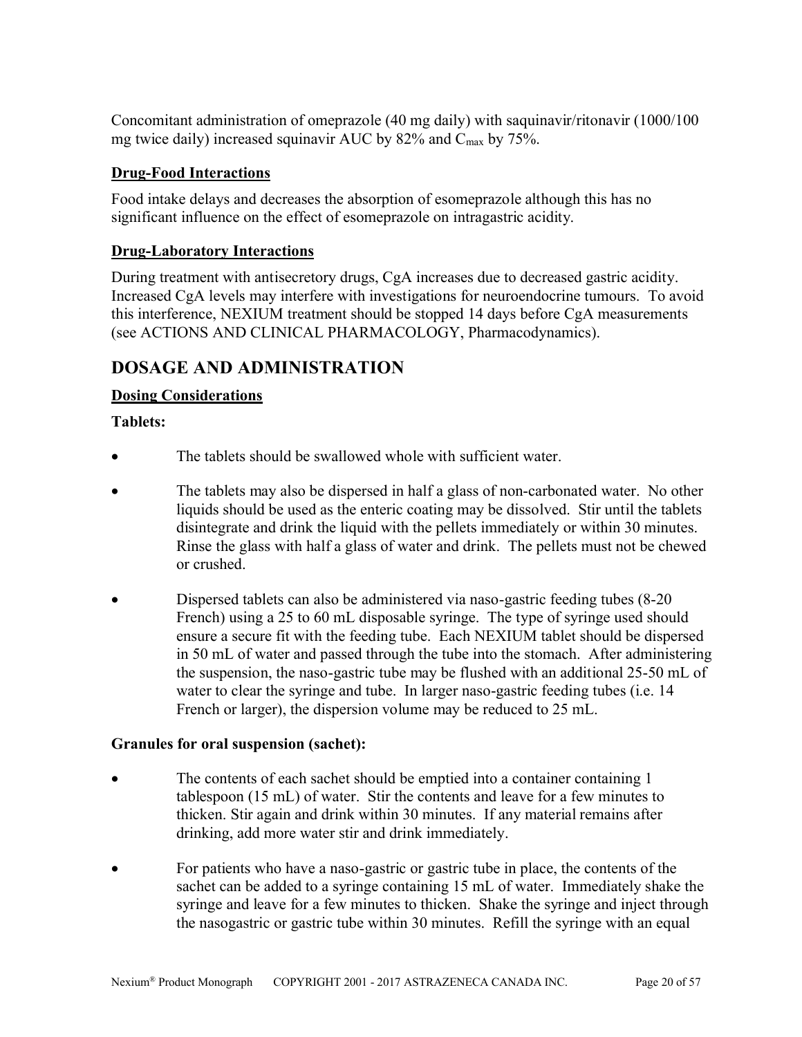Concomitant administration of omeprazole (40 mg daily) with saquinavir/ritonavir (1000/100 mg twice daily) increased squinavir AUC by 82% and $C_{max}$ by 75%.

**Drug-Food Interactions**

Food intake delays and decreases the absorption of esomeprazole although this has no significant influence on the effect of esomeprazole on intragastric acidity.

**Drug-Laboratory Interactions**

During treatment with antisecretory drugs, CgA increases due to decreased gastric acidity. Increased CgA levels may interfere with investigations for neuroendocrine tumours. To avoid this interference, NEXIUM treatment should be stopped 14 days before CgA measurements (see ACTIONS AND CLINICAL PHARMACOLOGY, Pharmacodynamics).

## DOSAGE AND ADMINISTRATION

**Dosing Considerations**

**Tablets:**

- The tablets should be swallowed whole with sufficient water.
- The tablets may also be dispersed in half a glass of non-carbonated water. No other liquids should be used as the enteric coating may be dissolved. Stir until the tablets disintegrate and drink the liquid with the pellets immediately or within 30 minutes. Rinse the glass with half a glass of water and drink. The pellets must not be chewed or crushed.
- Dispersed tablets can also be administered via naso-gastric feeding tubes (8-20 French) using a 25 to 60 mL disposable syringe. The type of syringe used should ensure a secure fit with the feeding tube. Each NEXIUM tablet should be dispersed in 50 mL of water and passed through the tube into the stomach. After administering the suspension, the naso-gastric tube may be flushed with an additional 25-50 mL of water to clear the syringe and tube. In larger naso-gastric feeding tubes (i.e. 14 French or larger), the dispersion volume may be reduced to 25 mL.

**Granules for oral suspension (sachet):**

- The contents of each sachet should be emptied into a container containing 1 tablespoon (15 mL) of water. Stir the contents and leave for a few minutes to thicken. Stir again and drink within 30 minutes. If any material remains after drinking, add more water stir and drink immediately.
- For patients who have a naso-gastric or gastric tube in place, the contents of the sachet can be added to a syringe containing 15 mL of water. Immediately shake the syringe and leave for a few minutes to thicken. Shake the syringe and inject through the nasogastric or gastric tube within 30 minutes. Refill the syringe with an equal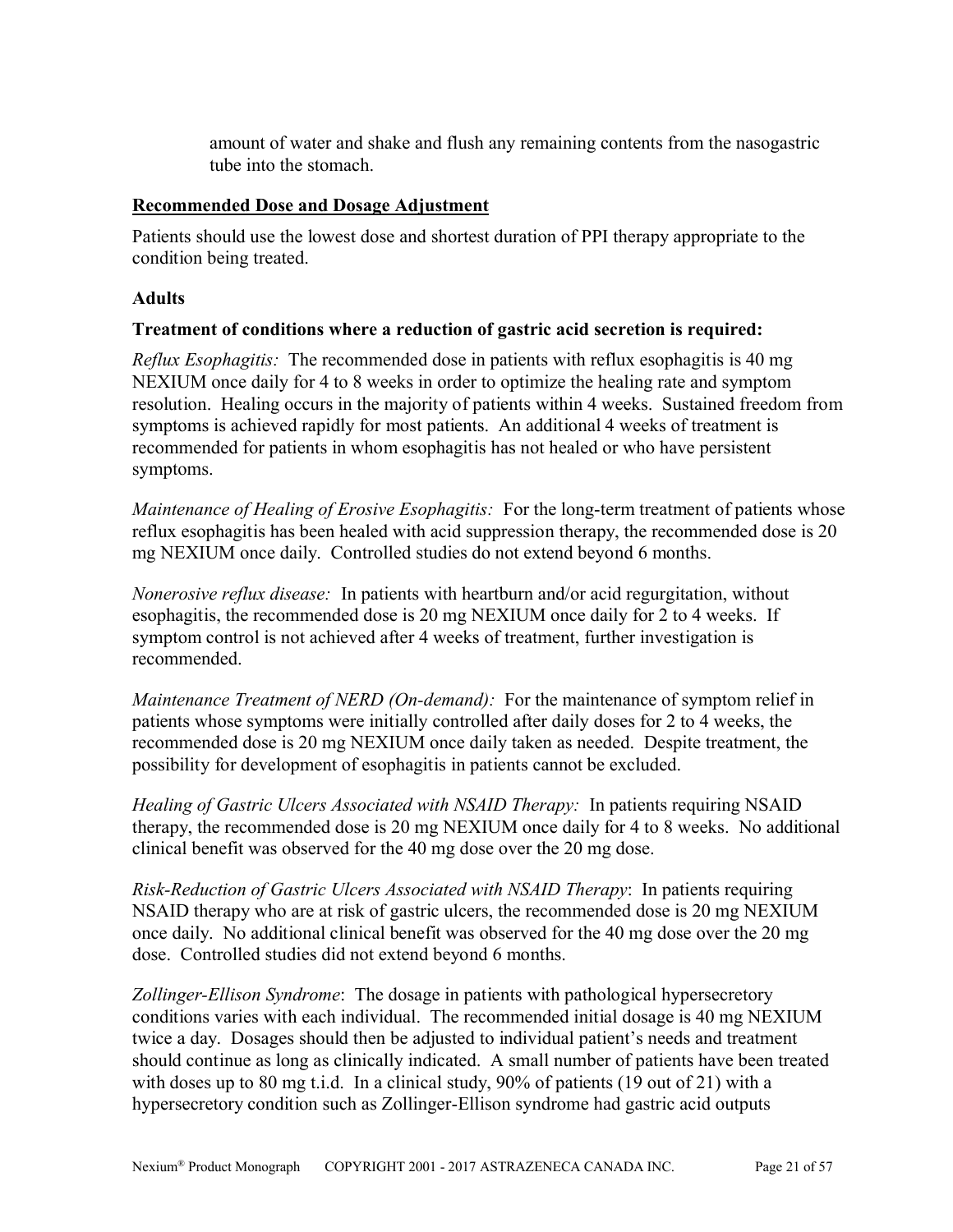amount of water and shake and flush any remaining contents from the nasogastric tube into the stomach.

## Recommended Dose and Dosage Adjustment

Patients should use the lowest dose and shortest duration of PPI therapy appropriate to the condition being treated.

### Adults

**Treatment of conditions where a reduction of gastric acid secretion is required:**

*Reflux Esophagitis:* The recommended dose in patients with reflux esophagitis is 40 mg NEXIUM once daily for 4 to 8 weeks in order to optimize the healing rate and symptom resolution. Healing occurs in the majority of patients within 4 weeks. Sustained freedom from symptoms is achieved rapidly for most patients. An additional 4 weeks of treatment is recommended for patients in whom esophagitis has not healed or who have persistent symptoms.

*Maintenance of Healing of Erosive Esophagitis:* For the long-term treatment of patients whose reflux esophagitis has been healed with acid suppression therapy, the recommended dose is 20 mg NEXIUM once daily. Controlled studies do not extend beyond 6 months.

*Nonerosive reflux disease:* In patients with heartburn and/or acid regurgitation, without esophagitis, the recommended dose is 20 mg NEXIUM once daily for 2 to 4 weeks. If symptom control is not achieved after 4 weeks of treatment, further investigation is recommended.

*Maintenance Treatment of NERD (On-demand):* For the maintenance of symptom relief in patients whose symptoms were initially controlled after daily doses for 2 to 4 weeks, the recommended dose is 20 mg NEXIUM once daily taken as needed. Despite treatment, the possibility for development of esophagitis in patients cannot be excluded.

*Healing of Gastric Ulcers Associated with NSAID Therapy:* In patients requiring NSAID therapy, the recommended dose is 20 mg NEXIUM once daily for 4 to 8 weeks. No additional clinical benefit was observed for the 40 mg dose over the 20 mg dose.

*Risk-Reduction of Gastric Ulcers Associated with NSAID Therapy*: In patients requiring NSAID therapy who are at risk of gastric ulcers, the recommended dose is 20 mg NEXIUM once daily. No additional clinical benefit was observed for the 40 mg dose over the 20 mg dose. Controlled studies did not extend beyond 6 months.

*Zollinger-Ellison Syndrome*: The dosage in patients with pathological hypersecretory conditions varies with each individual. The recommended initial dosage is 40 mg NEXIUM twice a day. Dosages should then be adjusted to individual patient's needs and treatment should continue as long as clinically indicated. A small number of patients have been treated with doses up to 80 mg t.i.d. In a clinical study, 90% of patients (19 out of 21) with a hypersecretory condition such as Zollinger-Ellison syndrome had gastric acid outputs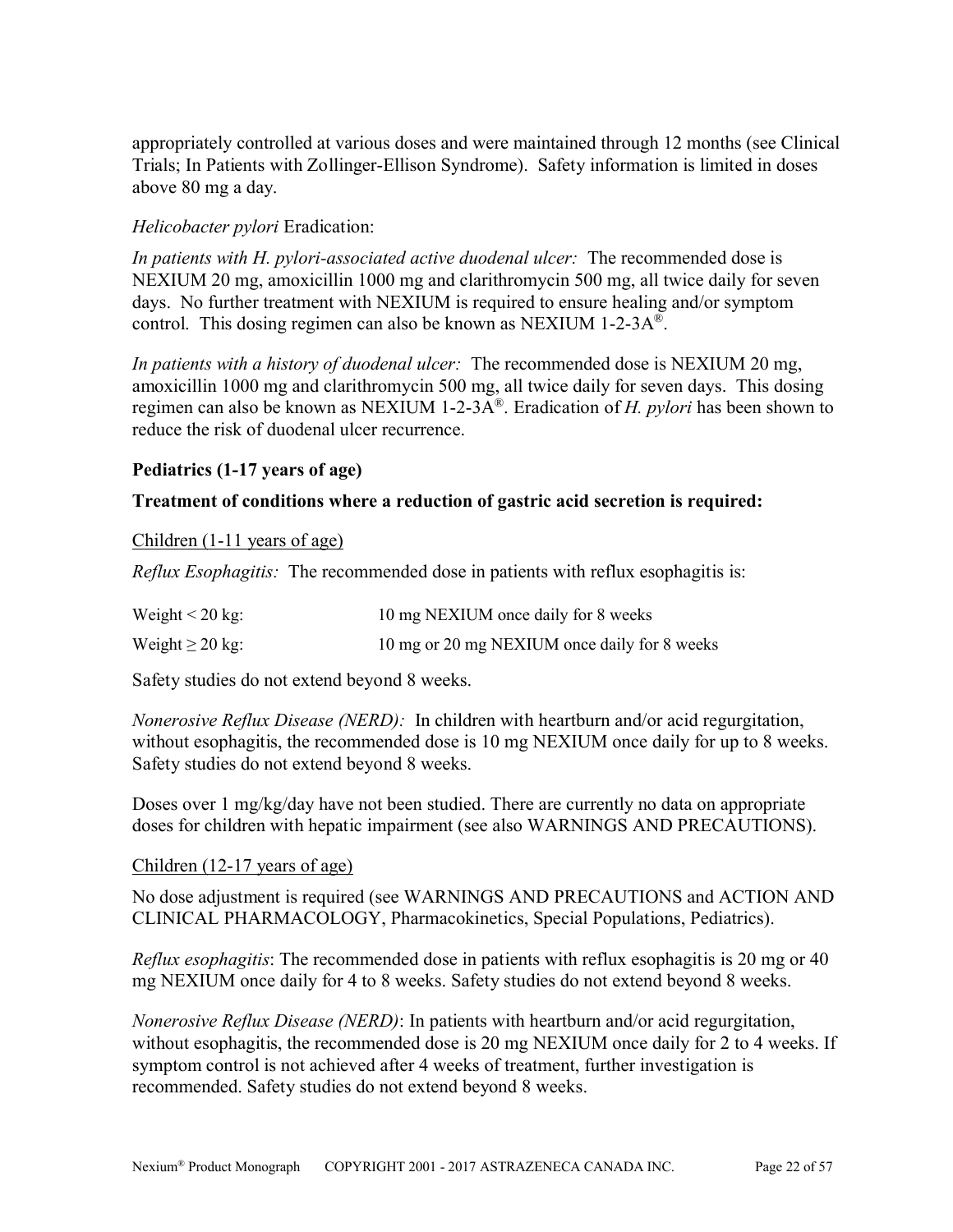appropriately controlled at various doses and were maintained through 12 months (see Clinical Trials; In Patients with Zollinger-Ellison Syndrome). Safety information is limited in doses above 80 mg a day.

*Helicobacter pylori* Eradication:

*In patients with H. pylori-associated active duodenal ulcer:* The recommended dose is NEXIUM 20 mg, amoxicillin 1000 mg and clarithromycin 500 mg, all twice daily for seven days. No further treatment with NEXIUM is required to ensure healing and/or symptom control. This dosing regimen can also be known as NEXIUM 1-2-3A®.

*In patients with a history of duodenal ulcer:* The recommended dose is NEXIUM 20 mg, amoxicillin 1000 mg and clarithromycin 500 mg, all twice daily for seven days. This dosing regimen can also be known as NEXIUM 1-2-3A®. Eradication of *H. pylori* has been shown to reduce the risk of duodenal ulcer recurrence.

**Pediatrics (1-17 years of age)**

**Treatment of conditions where a reduction of gastric acid secretion is required:**

Children (1-11 years of age)

*Reflux Esophagitis:* The recommended dose in patients with reflux esophagitis is:

| | |
|---|---|
| Weight < 20 kg: | 10 mg NEXIUM once daily for 8 weeks |
| Weight ≥ 20 kg: | 10 mg or 20 mg NEXIUM once daily for 8 weeks |

Safety studies do not extend beyond 8 weeks.

*Nonerosive Reflux Disease (NERD):* In children with heartburn and/or acid regurgitation, without esophagitis, the recommended dose is 10 mg NEXIUM once daily for up to 8 weeks. Safety studies do not extend beyond 8 weeks.

Doses over 1 mg/kg/day have not been studied. There are currently no data on appropriate doses for children with hepatic impairment (see also WARNINGS AND PRECAUTIONS).

Children (12-17 years of age)

No dose adjustment is required (see WARNINGS AND PRECAUTIONS and ACTION AND CLINICAL PHARMACOLOGY, Pharmacokinetics, Special Populations, Pediatrics).

*Reflux esophagitis*: The recommended dose in patients with reflux esophagitis is 20 mg or 40 mg NEXIUM once daily for 4 to 8 weeks. Safety studies do not extend beyond 8 weeks.

*Nonerosive Reflux Disease (NERD)*: In patients with heartburn and/or acid regurgitation, without esophagitis, the recommended dose is 20 mg NEXIUM once daily for 2 to 4 weeks. If symptom control is not achieved after 4 weeks of treatment, further investigation is recommended. Safety studies do not extend beyond 8 weeks.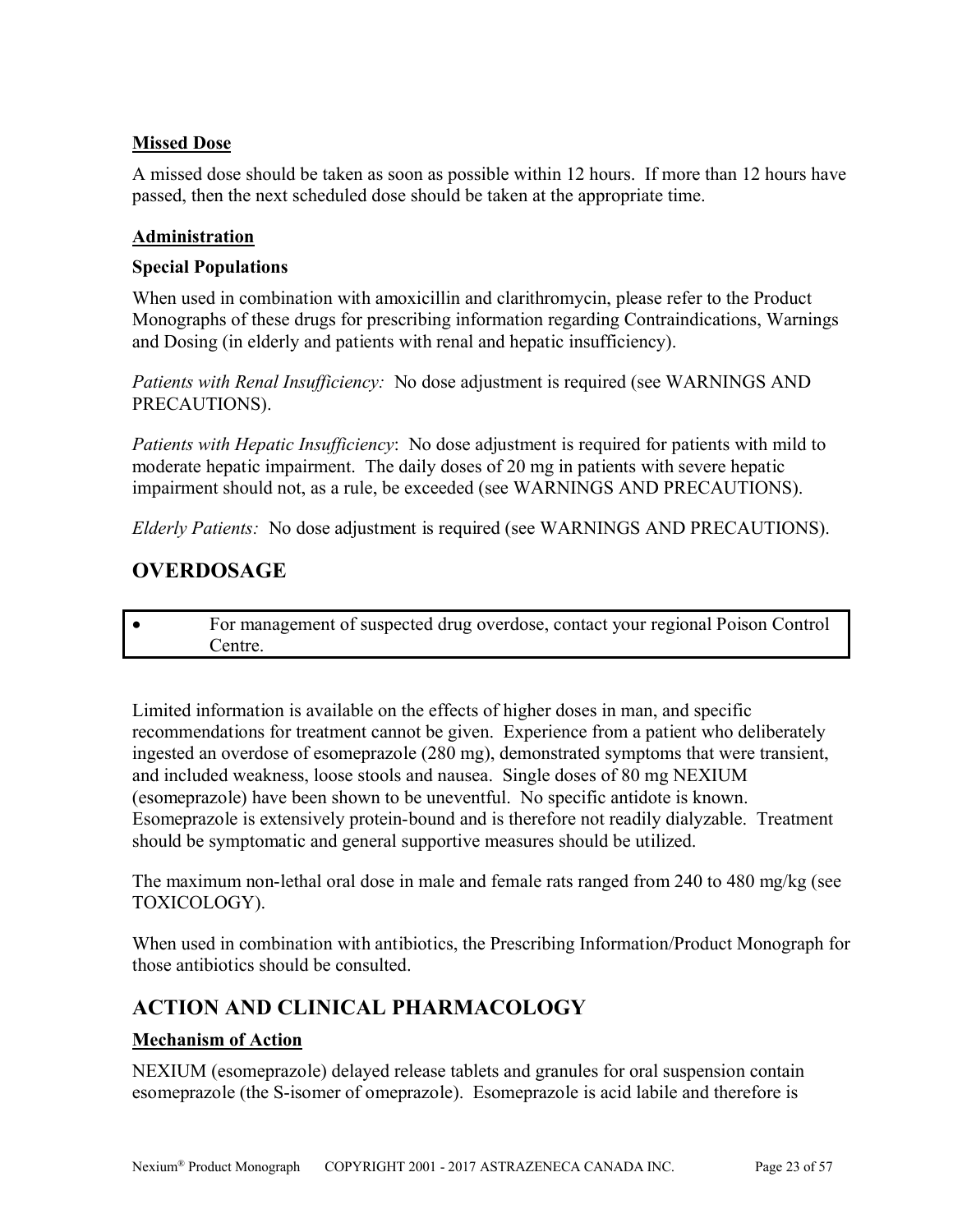**Missed Dose**

A missed dose should be taken as soon as possible within 12 hours. If more than 12 hours have passed, then the next scheduled dose should be taken at the appropriate time.

**Administration**

**Special Populations**

When used in combination with amoxicillin and clarithromycin, please refer to the Product Monographs of these drugs for prescribing information regarding Contraindications, Warnings and Dosing (in elderly and patients with renal and hepatic insufficiency).

*Patients with Renal Insufficiency:* No dose adjustment is required (see WARNINGS AND PRECAUTIONS).

*Patients with Hepatic Insufficiency*: No dose adjustment is required for patients with mild to moderate hepatic impairment. The daily doses of 20 mg in patients with severe hepatic impairment should not, as a rule, be exceeded (see WARNINGS AND PRECAUTIONS).

*Elderly Patients:* No dose adjustment is required (see WARNINGS AND PRECAUTIONS).

## OVERDOSAGE

- For management of suspected drug overdose, contact your regional Poison Control Centre.

Limited information is available on the effects of higher doses in man, and specific recommendations for treatment cannot be given. Experience from a patient who deliberately ingested an overdose of esomeprazole (280 mg), demonstrated symptoms that were transient, and included weakness, loose stools and nausea. Single doses of 80 mg NEXIUM (esomeprazole) have been shown to be uneventful. No specific antidote is known. Esomeprazole is extensively protein-bound and is therefore not readily dialyzable. Treatment should be symptomatic and general supportive measures should be utilized.

The maximum non-lethal oral dose in male and female rats ranged from 240 to 480 mg/kg (see TOXICOLOGY).

When used in combination with antibiotics, the Prescribing Information/Product Monograph for those antibiotics should be consulted.

## ACTION AND CLINICAL PHARMACOLOGY

**Mechanism of Action**

NEXIUM (esomeprazole) delayed release tablets and granules for oral suspension contain esomeprazole (the S-isomer of omeprazole). Esomeprazole is acid labile and therefore is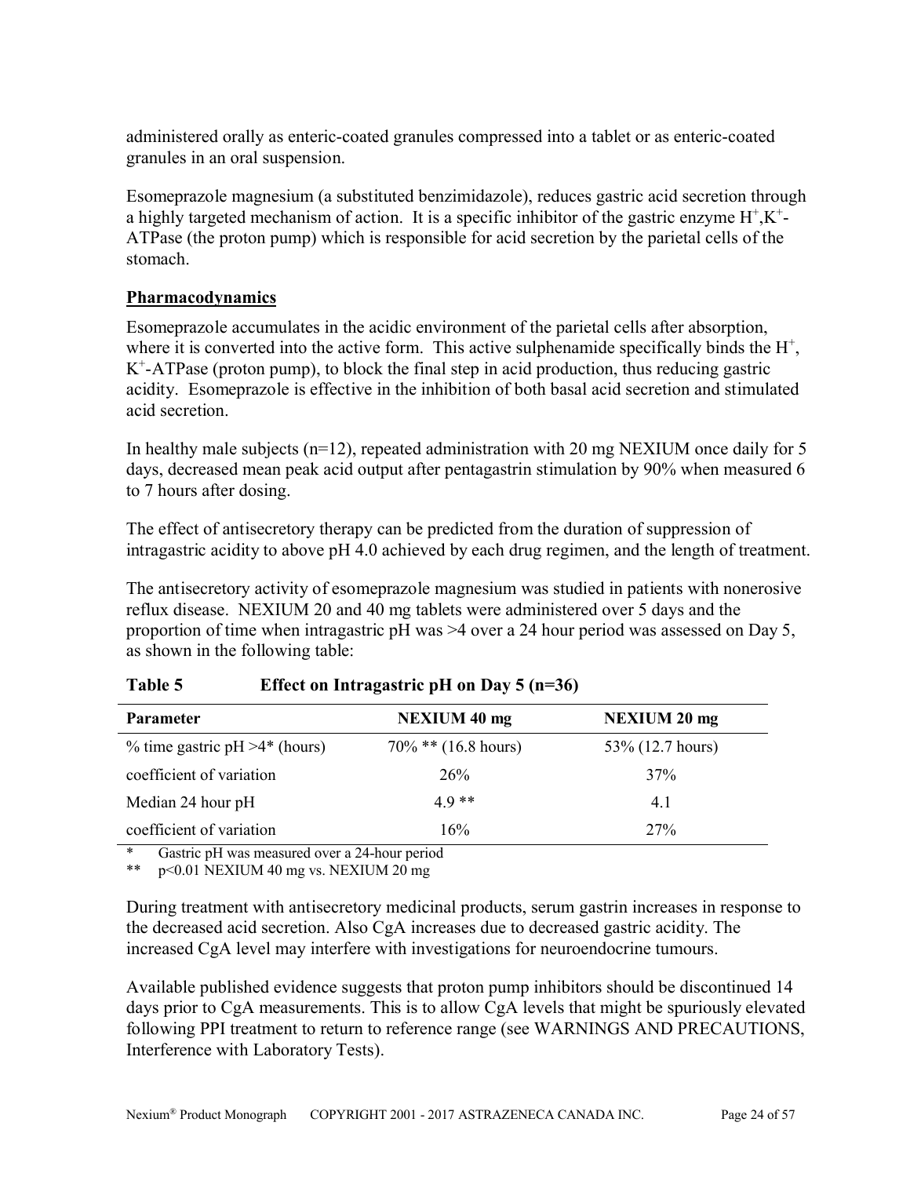administered orally as enteric-coated granules compressed into a tablet or as enteric-coated granules in an oral suspension.

Esomeprazole magnesium (a substituted benzimidazole), reduces gastric acid secretion through a highly targeted mechanism of action. It is a specific inhibitor of the gastric enzyme $H^+,K^+$-ATPase (the proton pump) which is responsible for acid secretion by the parietal cells of the stomach.

## Pharmacodynamics

Esomeprazole accumulates in the acidic environment of the parietal cells after absorption, where it is converted into the active form. This active sulphenamide specifically binds the $H^+$, $K^+$-ATPase (proton pump), to block the final step in acid production, thus reducing gastric acidity. Esomeprazole is effective in the inhibition of both basal acid secretion and stimulated acid secretion.

In healthy male subjects (n=12), repeated administration with 20 mg NEXIUM once daily for 5 days, decreased mean peak acid output after pentagastrin stimulation by 90% when measured 6 to 7 hours after dosing.

The effect of antisecretory therapy can be predicted from the duration of suppression of intragastric acidity to above pH 4.0 achieved by each drug regimen, and the length of treatment.

The antisecretory activity of esomeprazole magnesium was studied in patients with nonerosive reflux disease. NEXIUM 20 and 40 mg tablets were administered over 5 days and the proportion of time when intragastric pH was >4 over a 24 hour period was assessed on Day 5, as shown in the following table:

**Table 5 Effect on Intragastric pH on Day 5 (n=36)**

| Parameter | NEXIUM 40 mg | NEXIUM 20 mg |
|---|---|---|
| % time gastric pH >4* (hours) | 70% ** (16.8 hours) | 53% (12.7 hours) |
| coefficient of variation | 26% | 37% |
| Median 24 hour pH | 4.9 ** | 4.1 |
| coefficient of variation | 16% | 27% |

\* Gastric pH was measured over a 24-hour period
** $p<0.01$ NEXIUM 40 mg vs. NEXIUM 20 mg

During treatment with antisecretory medicinal products, serum gastrin increases in response to the decreased acid secretion. Also CgA increases due to decreased gastric acidity. The increased CgA level may interfere with investigations for neuroendocrine tumours.

Available published evidence suggests that proton pump inhibitors should be discontinued 14 days prior to CgA measurements. This is to allow CgA levels that might be spuriously elevated following PPI treatment to return to reference range (see WARNINGS AND PRECAUTIONS, Interference with Laboratory Tests).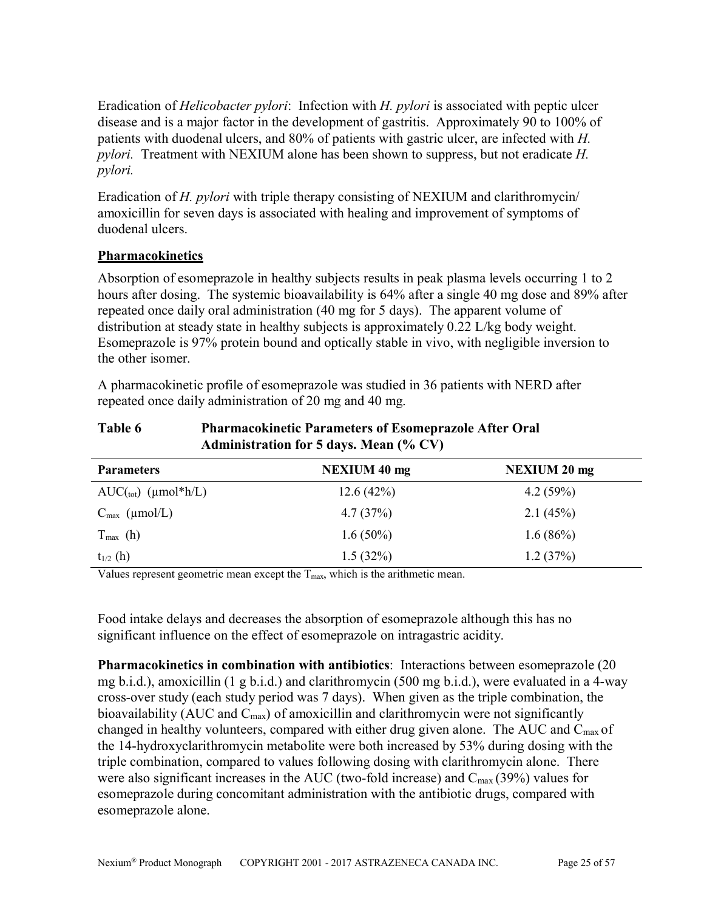Eradication of *Helicobacter pylori*: Infection with *H. pylori* is associated with peptic ulcer disease and is a major factor in the development of gastritis. Approximately 90 to 100% of patients with duodenal ulcers, and 80% of patients with gastric ulcer, are infected with *H. pylori.* Treatment with NEXIUM alone has been shown to suppress, but not eradicate *H. pylori.*

Eradication of *H. pylori* with triple therapy consisting of NEXIUM and clarithromycin/ amoxicillin for seven days is associated with healing and improvement of symptoms of duodenal ulcers.

## Pharmacokinetics

Absorption of esomeprazole in healthy subjects results in peak plasma levels occurring 1 to 2 hours after dosing. The systemic bioavailability is 64% after a single 40 mg dose and 89% after repeated once daily oral administration (40 mg for 5 days). The apparent volume of distribution at steady state in healthy subjects is approximately 0.22 L/kg body weight. Esomeprazole is 97% protein bound and optically stable in vivo, with negligible inversion to the other isomer.

A pharmacokinetic profile of esomeprazole was studied in 36 patients with NERD after repeated once daily administration of 20 mg and 40 mg.

**Table 6 Pharmacokinetic Parameters of Esomeprazole After Oral Administration for 5 days. Mean (% CV)**

| Parameters | NEXIUM 40 mg | NEXIUM 20 mg |
|---|---|---|
| $AUC_{(tot)}$ (μmol*h/L) | 12.6 (42%) | 4.2 (59%) |
| $C_{max}$ (μmol/L) | 4.7 (37%) | 2.1 (45%) |
| $T_{max}$ (h) | 1.6 (50%) | 1.6 (86%) |
| $t_{1/2}$ (h) | 1.5 (32%) | 1.2 (37%) |

Values represent geometric mean except the $T_{max}$, which is the arithmetic mean.

Food intake delays and decreases the absorption of esomeprazole although this has no significant influence on the effect of esomeprazole on intragastric acidity.

**Pharmacokinetics in combination with antibiotics**: Interactions between esomeprazole (20 mg b.i.d.), amoxicillin (1 g b.i.d.) and clarithromycin (500 mg b.i.d.), were evaluated in a 4-way cross-over study (each study period was 7 days). When given as the triple combination, the bioavailability (AUC and $C_{max}$) of amoxicillin and clarithromycin were not significantly changed in healthy volunteers, compared with either drug given alone. The AUC and $C_{max}$ of the 14-hydroxyclarithromycin metabolite were both increased by 53% during dosing with the triple combination, compared to values following dosing with clarithromycin alone. There were also significant increases in the AUC (two-fold increase) and $C_{max}$ (39%) values for esomeprazole during concomitant administration with the antibiotic drugs, compared with esomeprazole alone.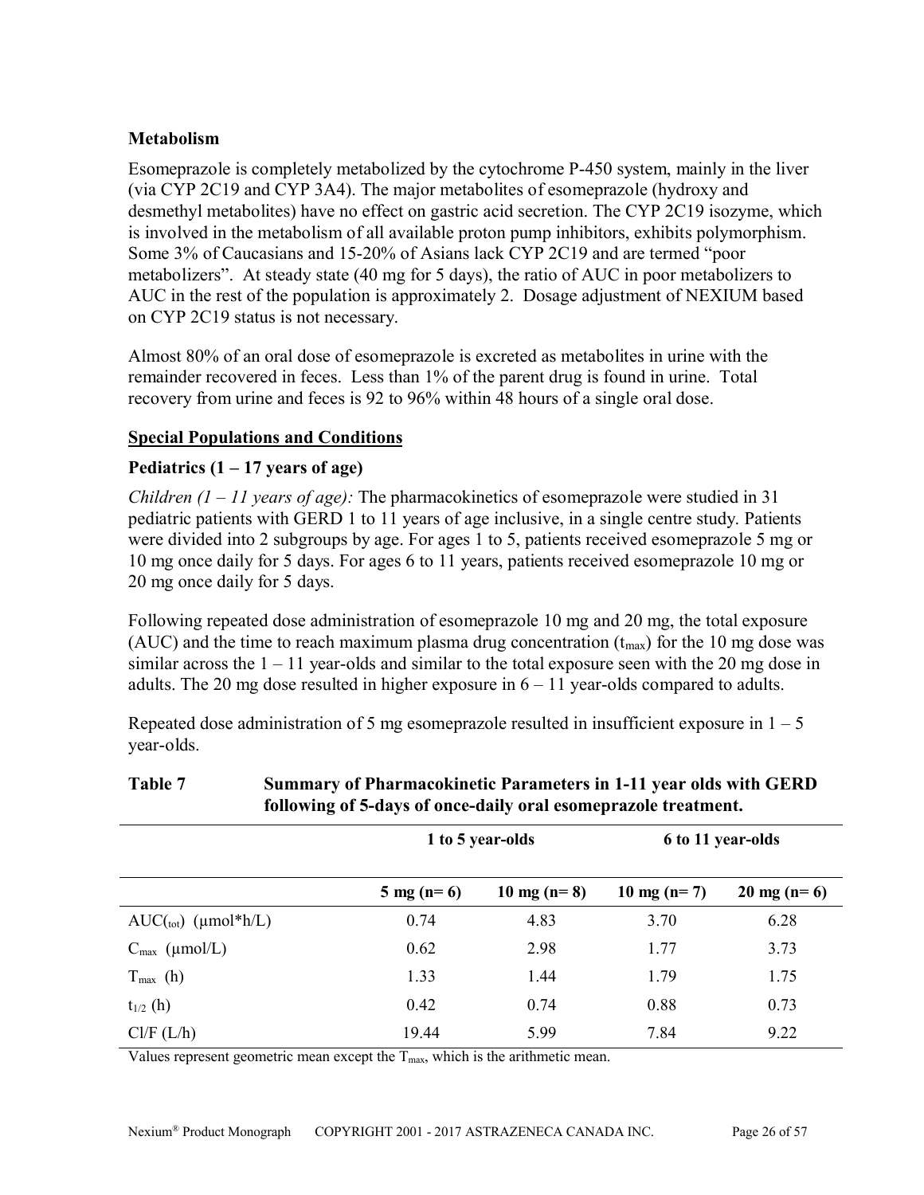### Metabolism

Esomeprazole is completely metabolized by the cytochrome P-450 system, mainly in the liver (via CYP 2C19 and CYP 3A4). The major metabolites of esomeprazole (hydroxy and desmethyl metabolites) have no effect on gastric acid secretion. The CYP 2C19 isozyme, which is involved in the metabolism of all available proton pump inhibitors, exhibits polymorphism. Some 3% of Caucasians and 15-20% of Asians lack CYP 2C19 and are termed "poor metabolizers". At steady state (40 mg for 5 days), the ratio of AUC in poor metabolizers to AUC in the rest of the population is approximately 2. Dosage adjustment of NEXIUM based on CYP 2C19 status is not necessary.

Almost 80% of an oral dose of esomeprazole is excreted as metabolites in urine with the remainder recovered in feces. Less than 1% of the parent drug is found in urine. Total recovery from urine and feces is 92 to 96% within 48 hours of a single oral dose.

### Special Populations and Conditions

#### Pediatrics (1 – 17 years of age)

*Children (1 – 11 years of age):* The pharmacokinetics of esomeprazole were studied in 31 pediatric patients with GERD 1 to 11 years of age inclusive, in a single centre study. Patients were divided into 2 subgroups by age. For ages 1 to 5, patients received esomeprazole 5 mg or 10 mg once daily for 5 days. For ages 6 to 11 years, patients received esomeprazole 10 mg or 20 mg once daily for 5 days.

Following repeated dose administration of esomeprazole 10 mg and 20 mg, the total exposure (AUC) and the time to reach maximum plasma drug concentration ($t_{max}$) for the 10 mg dose was similar across the 1 – 11 year-olds and similar to the total exposure seen with the 20 mg dose in adults. The 20 mg dose resulted in higher exposure in 6 – 11 year-olds compared to adults.

Repeated dose administration of 5 mg esomeprazole resulted in insufficient exposure in 1 – 5 year-olds.

**Table 7 Summary of Pharmacokinetic Parameters in 1-11 year olds with GERD following of 5-days of once-daily oral esomeprazole treatment.**

| | 1 to 5 year-olds | | 6 to 11 year-olds | |
|---|---|---|---|---|
| | **5 mg (n= 6)** | **10 mg (n= 8)** | **10 mg (n= 7)** | **20 mg (n= 6)** |
| $AUC_{(tot)}$ (µmol*h/L) | 0.74 | 4.83 | 3.70 | 6.28 |
| $C_{max}$ (µmol/L) | 0.62 | 2.98 | 1.77 | 3.73 |
| $T_{max}$ (h) | 1.33 | 1.44 | 1.79 | 1.75 |
| $t_{1/2}$ (h) | 0.42 | 0.74 | 0.88 | 0.73 |
| Cl/F (L/h) | 19.44 | 5.99 | 7.84 | 9.22 |

Values represent geometric mean except the $T_{max}$, which is the arithmetic mean.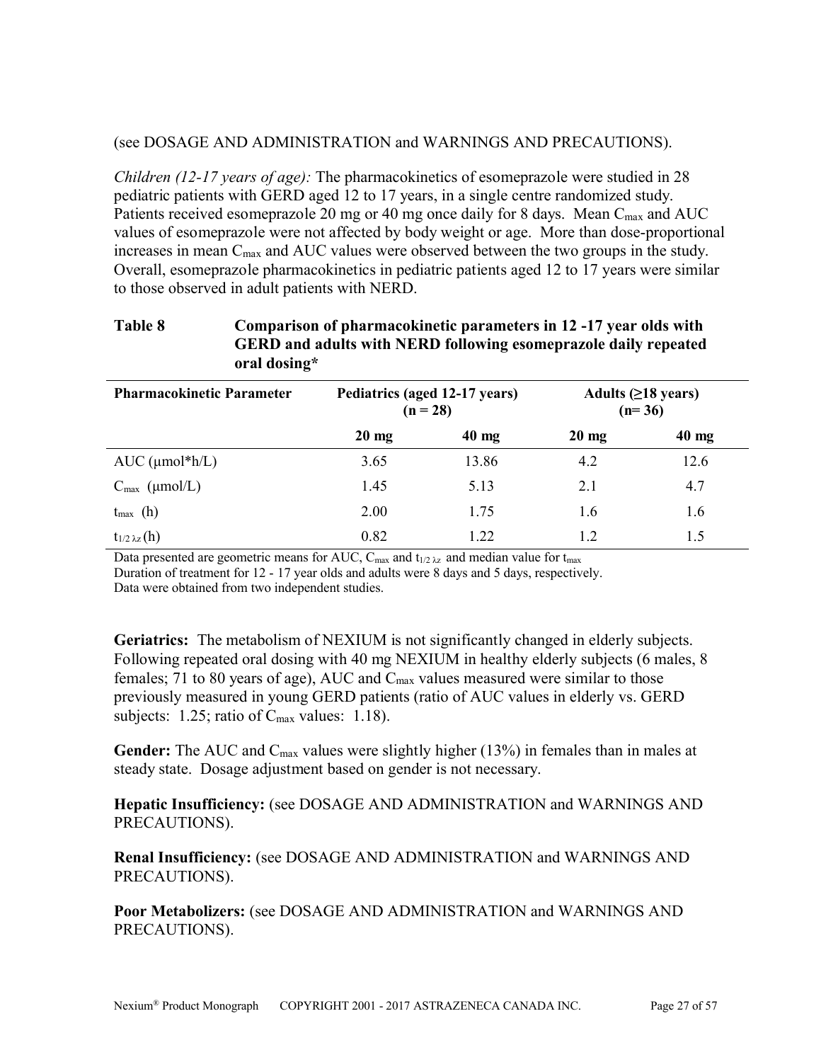(see DOSAGE AND ADMINISTRATION and WARNINGS AND PRECAUTIONS).

*Children (12-17 years of age):* The pharmacokinetics of esomeprazole were studied in 28 pediatric patients with GERD aged 12 to 17 years, in a single centre randomized study. Patients received esomeprazole 20 mg or 40 mg once daily for 8 days. Mean $C_{max}$ and AUC values of esomeprazole were not affected by body weight or age. More than dose-proportional increases in mean $C_{max}$ and AUC values were observed between the two groups in the study. Overall, esomeprazole pharmacokinetics in pediatric patients aged 12 to 17 years were similar to those observed in adult patients with NERD.

**Table 8 Comparison of pharmacokinetic parameters in 12 -17 year olds with GERD and adults with NERD following esomeprazole daily repeated oral dosing***

| Pharmacokinetic Parameter | Pediatrics (aged 12-17 years) (n = 28) | | Adults (≥18 years) (n= 36) | |
|---|---|---|---|---|
| | 20 mg | 40 mg | 20 mg | 40 mg |
| AUC (μmol*h/L) | 3.65 | 13.86 | 4.2 | 12.6 |
| $C_{max}$ (μmol/L) | 1.45 | 5.13 | 2.1 | 4.7 |
| $t_{max}$ (h) | 2.00 | 1.75 | 1.6 | 1.6 |
| $t_{1/2\,\lambda z}$ (h) | 0.82 | 1.22 | 1.2 | 1.5 |

Data presented are geometric means for AUC, $C_{max}$ and $t_{1/2\,\lambda z}$ and median value for $t_{max}$
Duration of treatment for 12 - 17 year olds and adults were 8 days and 5 days, respectively.
Data were obtained from two independent studies.

**Geriatrics:** The metabolism of NEXIUM is not significantly changed in elderly subjects. Following repeated oral dosing with 40 mg NEXIUM in healthy elderly subjects (6 males, 8 females; 71 to 80 years of age), AUC and $C_{max}$ values measured were similar to those previously measured in young GERD patients (ratio of AUC values in elderly vs. GERD subjects: 1.25; ratio of $C_{max}$ values: 1.18).

**Gender:** The AUC and $C_{max}$ values were slightly higher (13%) in females than in males at steady state. Dosage adjustment based on gender is not necessary.

**Hepatic Insufficiency:** (see DOSAGE AND ADMINISTRATION and WARNINGS AND PRECAUTIONS).

**Renal Insufficiency:** (see DOSAGE AND ADMINISTRATION and WARNINGS AND PRECAUTIONS).

**Poor Metabolizers:** (see DOSAGE AND ADMINISTRATION and WARNINGS AND PRECAUTIONS).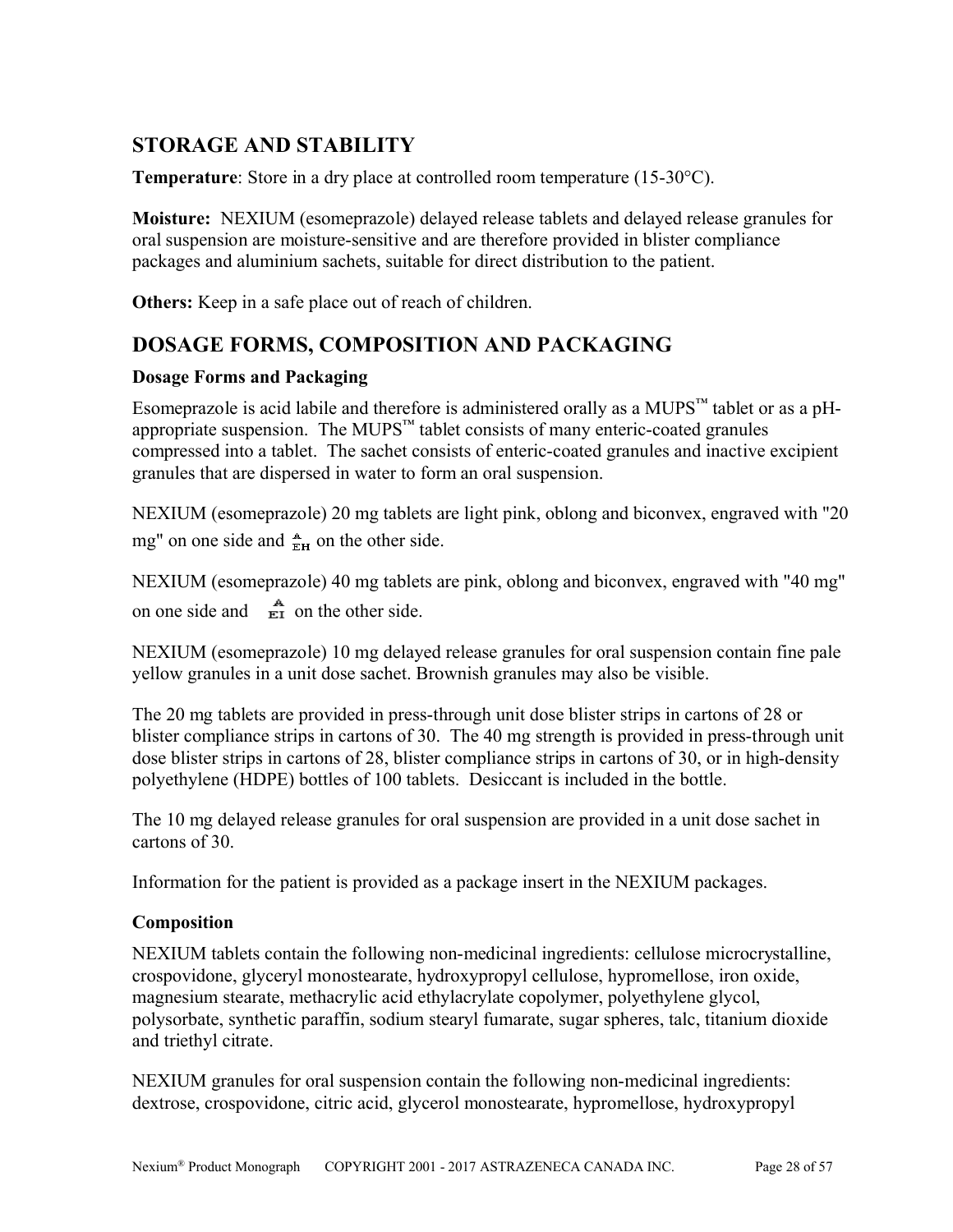## STORAGE AND STABILITY

**Temperature**: Store in a dry place at controlled room temperature (15-30°C).

**Moisture:** NEXIUM (esomeprazole) delayed release tablets and delayed release granules for oral suspension are moisture-sensitive and are therefore provided in blister compliance packages and aluminium sachets, suitable for direct distribution to the patient.

**Others:** Keep in a safe place out of reach of children.

## DOSAGE FORMS, COMPOSITION AND PACKAGING

### Dosage Forms and Packaging

Esomeprazole is acid labile and therefore is administered orally as a MUPS™ tablet or as a pH-appropriate suspension. The MUPS™ tablet consists of many enteric-coated granules compressed into a tablet. The sachet consists of enteric-coated granules and inactive excipient granules that are dispersed in water to form an oral suspension.

NEXIUM (esomeprazole) 20 mg tablets are light pink, oblong and biconvex, engraved with "20 mg" on one side and A/EH on the other side.

NEXIUM (esomeprazole) 40 mg tablets are pink, oblong and biconvex, engraved with "40 mg" on one side and A/EI on the other side.

NEXIUM (esomeprazole) 10 mg delayed release granules for oral suspension contain fine pale yellow granules in a unit dose sachet. Brownish granules may also be visible.

The 20 mg tablets are provided in press-through unit dose blister strips in cartons of 28 or blister compliance strips in cartons of 30. The 40 mg strength is provided in press-through unit dose blister strips in cartons of 28, blister compliance strips in cartons of 30, or in high-density polyethylene (HDPE) bottles of 100 tablets. Desiccant is included in the bottle.

The 10 mg delayed release granules for oral suspension are provided in a unit dose sachet in cartons of 30.

Information for the patient is provided as a package insert in the NEXIUM packages.

### Composition

NEXIUM tablets contain the following non-medicinal ingredients: cellulose microcrystalline, crospovidone, glyceryl monostearate, hydroxypropyl cellulose, hypromellose, iron oxide, magnesium stearate, methacrylic acid ethylacrylate copolymer, polyethylene glycol, polysorbate, synthetic paraffin, sodium stearyl fumarate, sugar spheres, talc, titanium dioxide and triethyl citrate.

NEXIUM granules for oral suspension contain the following non-medicinal ingredients: dextrose, crospovidone, citric acid, glycerol monostearate, hypromellose, hydroxypropyl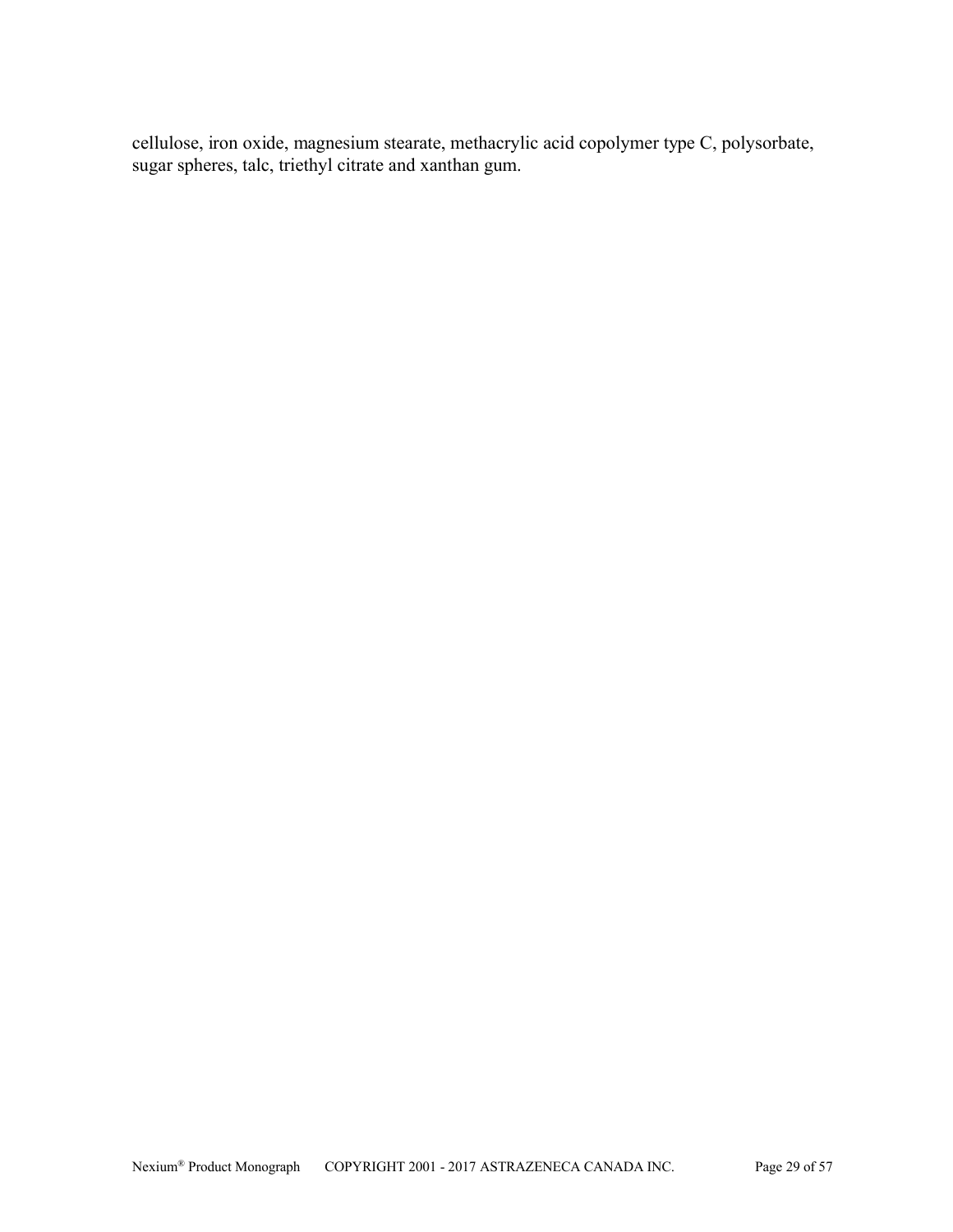cellulose, iron oxide, magnesium stearate, methacrylic acid copolymer type C, polysorbate, sugar spheres, talc, triethyl citrate and xanthan gum.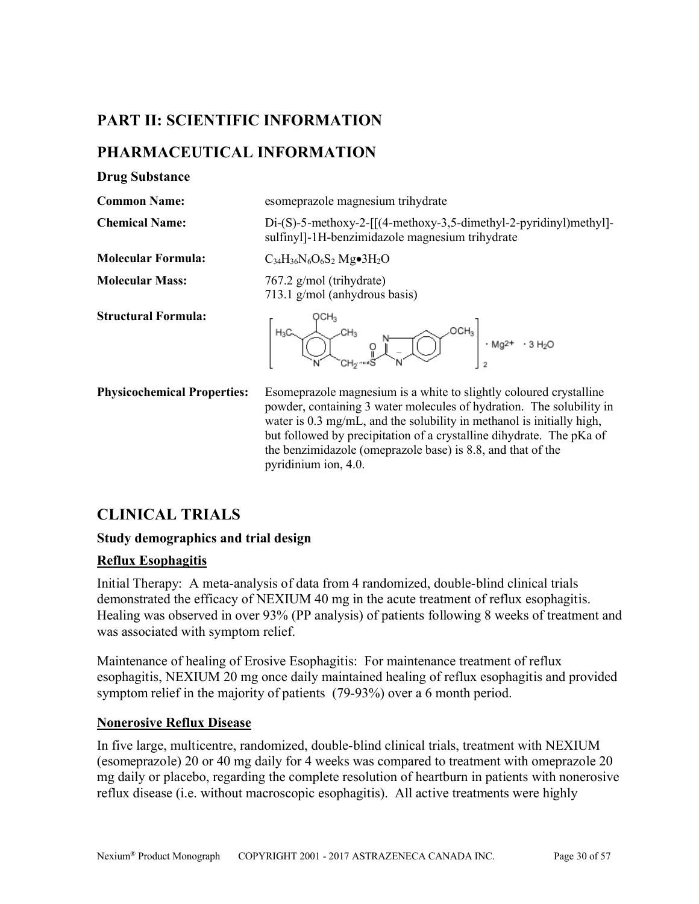# PART II: SCIENTIFIC INFORMATION

# PHARMACEUTICAL INFORMATION

### Drug Substance

| | |
|---|---|
| **Common Name:** | esomeprazole magnesium trihydrate |
| **Chemical Name:** | Di-(S)-5-methoxy-2-[[(4-methoxy-3,5-dimethyl-2-pyridinyl)methyl]-sulfinyl]-1H-benzimidazole magnesium trihydrate |
| **Molecular Formula:** | $C_{34}H_{36}N_6O_6S_2$ Mg•$3H_2O$ |
| **Molecular Mass:** | 767.2 g/mol (trihydrate)<br>713.1 g/mol (anhydrous basis) |
| **Structural Formula:** | |
| **Physicochemical Properties:** | Esomeprazole magnesium is a white to slightly coloured crystalline powder, containing 3 water molecules of hydration. The solubility in water is 0.3 mg/mL, and the solubility in methanol is initially high, but followed by precipitation of a crystalline dihydrate. The pKa of the benzimidazole (omeprazole base) is 8.8, and that of the pyridinium ion, 4.0. |

# CLINICAL TRIALS

### Study demographics and trial design

**Reflux Esophagitis**

Initial Therapy: A meta-analysis of data from 4 randomized, double-blind clinical trials demonstrated the efficacy of NEXIUM 40 mg in the acute treatment of reflux esophagitis. Healing was observed in over 93% (PP analysis) of patients following 8 weeks of treatment and was associated with symptom relief.

Maintenance of healing of Erosive Esophagitis: For maintenance treatment of reflux esophagitis, NEXIUM 20 mg once daily maintained healing of reflux esophagitis and provided symptom relief in the majority of patients (79-93%) over a 6 month period.

**Nonerosive Reflux Disease**

In five large, multicentre, randomized, double-blind clinical trials, treatment with NEXIUM (esomeprazole) 20 or 40 mg daily for 4 weeks was compared to treatment with omeprazole 20 mg daily or placebo, regarding the complete resolution of heartburn in patients with nonerosive reflux disease (i.e. without macroscopic esophagitis). All active treatments were highly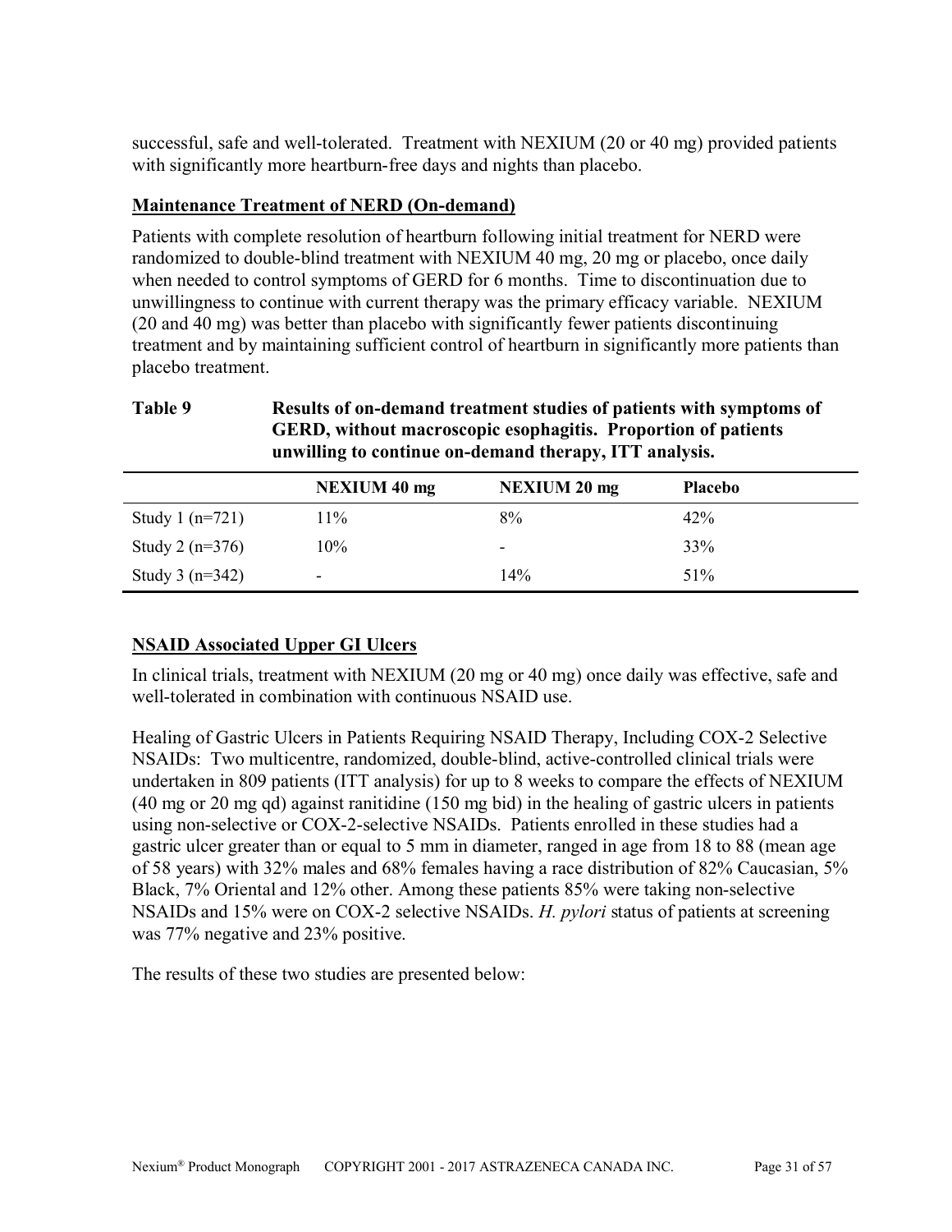successful, safe and well-tolerated. Treatment with NEXIUM (20 or 40 mg) provided patients with significantly more heartburn-free days and nights than placebo.

**Maintenance Treatment of NERD (On-demand)**

Patients with complete resolution of heartburn following initial treatment for NERD were randomized to double-blind treatment with NEXIUM 40 mg, 20 mg or placebo, once daily when needed to control symptoms of GERD for 6 months. Time to discontinuation due to unwillingness to continue with current therapy was the primary efficacy variable. NEXIUM (20 and 40 mg) was better than placebo with significantly fewer patients discontinuing treatment and by maintaining sufficient control of heartburn in significantly more patients than placebo treatment.

**Table 9 Results of on-demand treatment studies of patients with symptoms of GERD, without macroscopic esophagitis. Proportion of patients unwilling to continue on-demand therapy, ITT analysis.**

| | NEXIUM 40 mg | NEXIUM 20 mg | Placebo |
|---|---|---|---|
| Study 1 (n=721) | 11% | 8% | 42% |
| Study 2 (n=376) | 10% | - | 33% |
| Study 3 (n=342) | - | 14% | 51% |

**NSAID Associated Upper GI Ulcers**

In clinical trials, treatment with NEXIUM (20 mg or 40 mg) once daily was effective, safe and well-tolerated in combination with continuous NSAID use.

Healing of Gastric Ulcers in Patients Requiring NSAID Therapy, Including COX-2 Selective NSAIDs: Two multicentre, randomized, double-blind, active-controlled clinical trials were undertaken in 809 patients (ITT analysis) for up to 8 weeks to compare the effects of NEXIUM (40 mg or 20 mg qd) against ranitidine (150 mg bid) in the healing of gastric ulcers in patients using non-selective or COX-2-selective NSAIDs. Patients enrolled in these studies had a gastric ulcer greater than or equal to 5 mm in diameter, ranged in age from 18 to 88 (mean age of 58 years) with 32% males and 68% females having a race distribution of 82% Caucasian, 5% Black, 7% Oriental and 12% other. Among these patients 85% were taking non-selective NSAIDs and 15% were on COX-2 selective NSAIDs. *H. pylori* status of patients at screening was 77% negative and 23% positive.

The results of these two studies are presented below: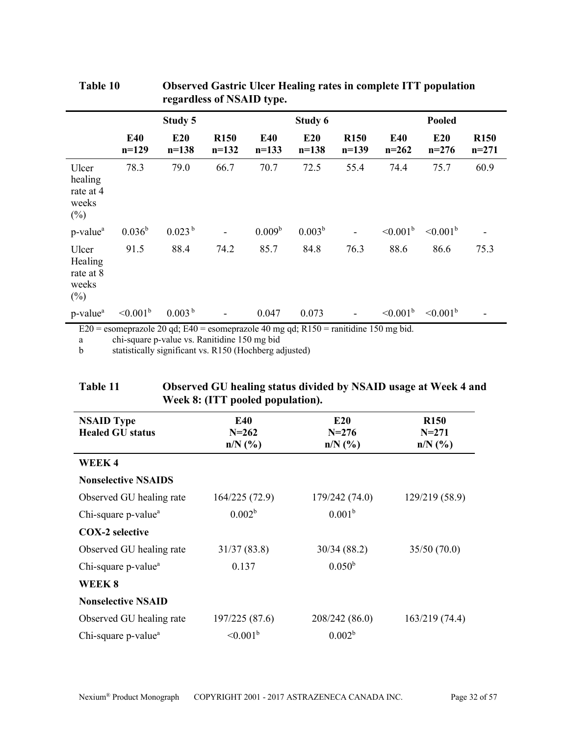**Table 10 Observed Gastric Ulcer Healing rates in complete ITT population regardless of NSAID type.**

| | Study 5 | | | Study 6 | | | Pooled | | |
|---|---|---|---|---|---|---|---|---|---|
| | **E40 n=129** | **E20 n=138** | **R150 n=132** | **E40 n=133** | **E20 n=138** | **R150 n=139** | **E40 n=262** | **E20 n=276** | **R150 n=271** |
| Ulcer healing rate at 4 weeks (%) | 78.3 | 79.0 | 66.7 | 70.7 | 72.5 | 55.4 | 74.4 | 75.7 | 60.9 |
| p-value[a] | 0.036[b] | 0.023[b] | - | 0.009[b] | 0.003[b] | - | <0.001[b] | <0.001[b] | - |
| Ulcer Healing rate at 8 weeks (%) | 91.5 | 88.4 | 74.2 | 85.7 | 84.8 | 76.3 | 88.6 | 86.6 | 75.3 |
| p-value[a] | <0.001[b] | 0.003[b] | - | 0.047 | 0.073 | - | <0.001[b] | <0.001[b] | - |

E20 = esomeprazole 20 qd; E40 = esomeprazole 40 mg qd; R150 = ranitidine 150 mg bid.

a chi-square p-value vs. Ranitidine 150 mg bid

b statistically significant vs. R150 (Hochberg adjusted)

**Table 11 Observed GU healing status divided by NSAID usage at Week 4 and Week 8: (ITT pooled population).**

| NSAID Type Healed GU status | E40 N=262 n/N (%) | E20 N=276 n/N (%) | R150 N=271 n/N (%) |
|---|---|---|---|
| **WEEK 4** | | | |
| **Nonselective NSAIDS** | | | |
| Observed GU healing rate | 164/225 (72.9) | 179/242 (74.0) | 129/219 (58.9) |
| Chi-square p-value[a] | 0.002[b] | 0.001[b] | |
| **COX-2 selective** | | | |
| Observed GU healing rate | 31/37 (83.8) | 30/34 (88.2) | 35/50 (70.0) |
| Chi-square p-value[a] | 0.137 | 0.050[b] | |
| **WEEK 8** | | | |
| **Nonselective NSAID** | | | |
| Observed GU healing rate | 197/225 (87.6) | 208/242 (86.0) | 163/219 (74.4) |
| Chi-square p-value[a] | <0.001[b] | 0.002[b] | |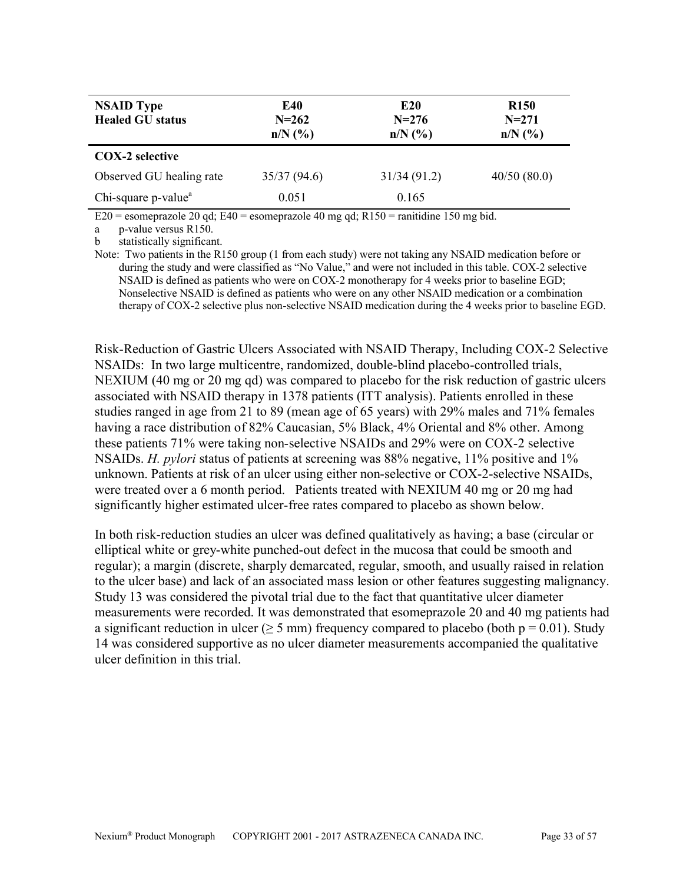| NSAID Type<br>Healed GU status | E40<br>N=262<br>n/N (%) | E20<br>N=276<br>n/N (%) | R150<br>N=271<br>n/N (%) |
|---|---|---|---|
| **COX-2 selective** | | | |
| Observed GU healing rate | 35/37 (94.6) | 31/34 (91.2) | 40/50 (80.0) |
| Chi-square p-value[a] | 0.051 | 0.165 | |

E20 = esomeprazole 20 qd; E40 = esomeprazole 40 mg qd; R150 = ranitidine 150 mg bid.

a p-value versus R150.

b statistically significant.

Note: Two patients in the R150 group (1 from each study) were not taking any NSAID medication before or during the study and were classified as "No Value," and were not included in this table. COX-2 selective NSAID is defined as patients who were on COX-2 monotherapy for 4 weeks prior to baseline EGD; Nonselective NSAID is defined as patients who were on any other NSAID medication or a combination therapy of COX-2 selective plus non-selective NSAID medication during the 4 weeks prior to baseline EGD.

Risk-Reduction of Gastric Ulcers Associated with NSAID Therapy, Including COX-2 Selective NSAIDs: In two large multicentre, randomized, double-blind placebo-controlled trials, NEXIUM (40 mg or 20 mg qd) was compared to placebo for the risk reduction of gastric ulcers associated with NSAID therapy in 1378 patients (ITT analysis). Patients enrolled in these studies ranged in age from 21 to 89 (mean age of 65 years) with 29% males and 71% females having a race distribution of 82% Caucasian, 5% Black, 4% Oriental and 8% other. Among these patients 71% were taking non-selective NSAIDs and 29% were on COX-2 selective NSAIDs. *H. pylori* status of patients at screening was 88% negative, 11% positive and 1% unknown. Patients at risk of an ulcer using either non-selective or COX-2-selective NSAIDs, were treated over a 6 month period. Patients treated with NEXIUM 40 mg or 20 mg had significantly higher estimated ulcer-free rates compared to placebo as shown below.

In both risk-reduction studies an ulcer was defined qualitatively as having; a base (circular or elliptical white or grey-white punched-out defect in the mucosa that could be smooth and regular); a margin (discrete, sharply demarcated, regular, smooth, and usually raised in relation to the ulcer base) and lack of an associated mass lesion or other features suggesting malignancy. Study 13 was considered the pivotal trial due to the fact that quantitative ulcer diameter measurements were recorded. It was demonstrated that esomeprazole 20 and 40 mg patients had a significant reduction in ulcer ($\geq 5$ mm) frequency compared to placebo (both $p = 0.01$). Study 14 was considered supportive as no ulcer diameter measurements accompanied the qualitative ulcer definition in this trial.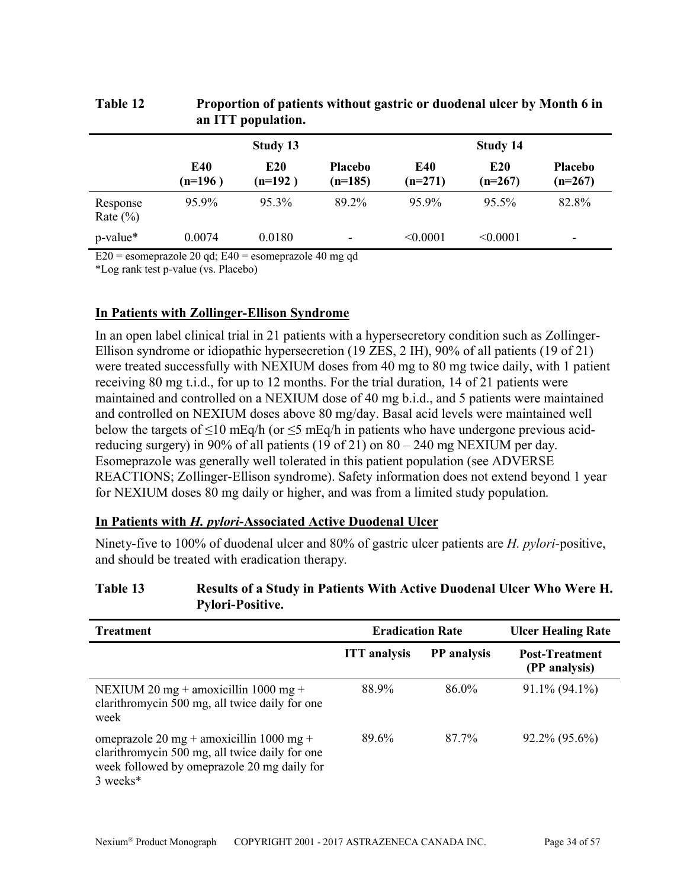**Table 12 Proportion of patients without gastric or duodenal ulcer by Month 6 in an ITT population.**

| | Study 13 | | | Study 14 | | |
|---|---|---|---|---|---|---|
| | E40 (n=196 ) | E20 (n=192 ) | Placebo (n=185) | E40 (n=271) | E20 (n=267) | Placebo (n=267) |
| Response Rate (%) | 95.9% | 95.3% | 89.2% | 95.9% | 95.5% | 82.8% |
| p-value* | 0.0074 | 0.0180 | - | <0.0001 | <0.0001 | - |

E20 = esomeprazole 20 qd; E40 = esomeprazole 40 mg qd

*Log rank test p-value (vs. Placebo)

### In Patients with Zollinger-Ellison Syndrome

In an open label clinical trial in 21 patients with a hypersecretory condition such as Zollinger-Ellison syndrome or idiopathic hypersecretion (19 ZES, 2 IH), 90% of all patients (19 of 21) were treated successfully with NEXIUM doses from 40 mg to 80 mg twice daily, with 1 patient receiving 80 mg t.i.d., for up to 12 months. For the trial duration, 14 of 21 patients were maintained and controlled on a NEXIUM dose of 40 mg b.i.d., and 5 patients were maintained and controlled on NEXIUM doses above 80 mg/day. Basal acid levels were maintained well below the targets of ≤10 mEq/h (or ≤5 mEq/h in patients who have undergone previous acid-reducing surgery) in 90% of all patients (19 of 21) on 80 – 240 mg NEXIUM per day. Esomeprazole was generally well tolerated in this patient population (see ADVERSE REACTIONS; Zollinger-Ellison syndrome). Safety information does not extend beyond 1 year for NEXIUM doses 80 mg daily or higher, and was from a limited study population.

### In Patients with *H. pylori*-Associated Active Duodenal Ulcer

Ninety-five to 100% of duodenal ulcer and 80% of gastric ulcer patients are *H. pylori*-positive, and should be treated with eradication therapy.

**Table 13 Results of a Study in Patients With Active Duodenal Ulcer Who Were H. Pylori-Positive.**

| Treatment | Eradication Rate | | Ulcer Healing Rate |
|---|---|---|---|
| | ITT analysis | PP analysis | Post-Treatment (PP analysis) |
| NEXIUM 20 mg + amoxicillin 1000 mg + clarithromycin 500 mg, all twice daily for one week | 88.9% | 86.0% | 91.1% (94.1%) |
| omeprazole 20 mg + amoxicillin 1000 mg + clarithromycin 500 mg, all twice daily for one week followed by omeprazole 20 mg daily for 3 weeks* | 89.6% | 87.7% | 92.2% (95.6%) |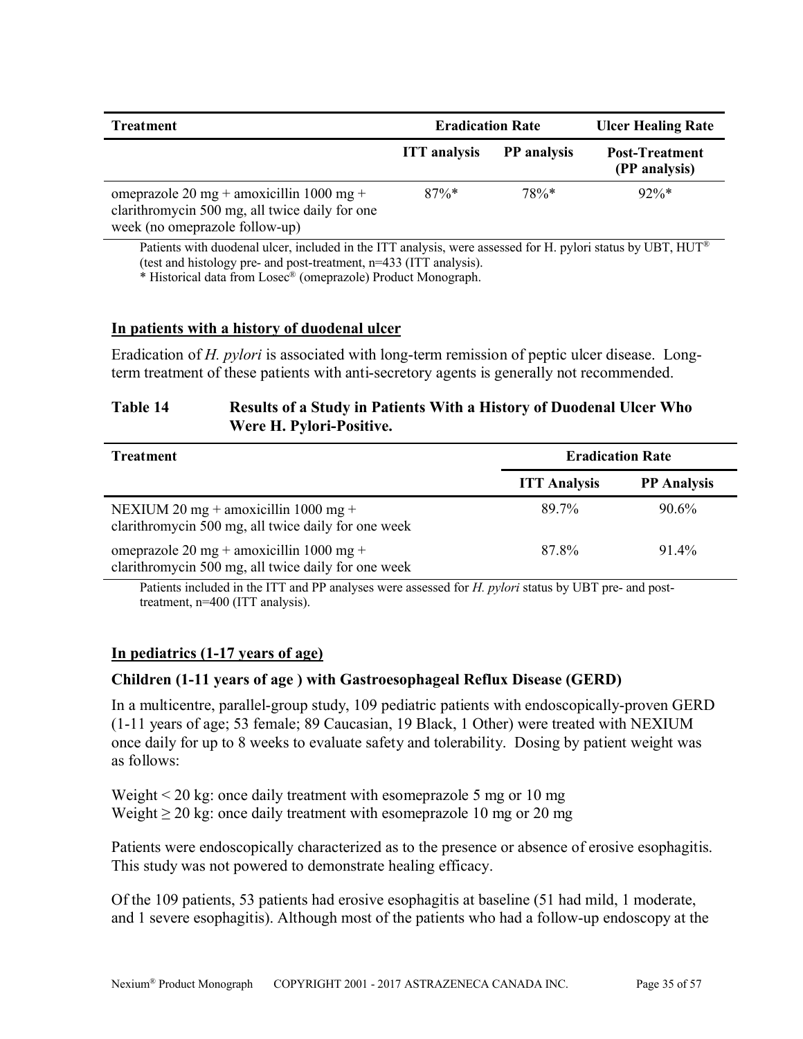| Treatment | Eradication Rate | | Ulcer Healing Rate |
|---|---|---|---|
| | ITT analysis | PP analysis | Post-Treatment (PP analysis) |
| omeprazole 20 mg + amoxicillin 1000 mg + clarithromycin 500 mg, all twice daily for one week (no omeprazole follow-up) | 87%* | 78%* | 92%* |

Patients with duodenal ulcer, included in the ITT analysis, were assessed for H. pylori status by UBT, HUT® (test and histology pre- and post-treatment, n=433 (ITT analysis).

* Historical data from Losec® (omeprazole) Product Monograph.

## In patients with a history of duodenal ulcer

Eradication of *H. pylori* is associated with long-term remission of peptic ulcer disease. Long-term treatment of these patients with anti-secretory agents is generally not recommended.

**Table 14 Results of a Study in Patients With a History of Duodenal Ulcer Who Were H. Pylori-Positive.**

| Treatment | Eradication Rate | |
|---|---|---|
| | ITT Analysis | PP Analysis |
| NEXIUM 20 mg + amoxicillin 1000 mg + clarithromycin 500 mg, all twice daily for one week | 89.7% | 90.6% |
| omeprazole 20 mg + amoxicillin 1000 mg + clarithromycin 500 mg, all twice daily for one week | 87.8% | 91.4% |

Patients included in the ITT and PP analyses were assessed for *H. pylori* status by UBT pre- and post-treatment, n=400 (ITT analysis).

## In pediatrics (1-17 years of age)

### Children (1-11 years of age ) with Gastroesophageal Reflux Disease (GERD)

In a multicentre, parallel-group study, 109 pediatric patients with endoscopically-proven GERD (1-11 years of age; 53 female; 89 Caucasian, 19 Black, 1 Other) were treated with NEXIUM once daily for up to 8 weeks to evaluate safety and tolerability. Dosing by patient weight was as follows:

Weight < 20 kg: once daily treatment with esomeprazole 5 mg or 10 mg
Weight ≥ 20 kg: once daily treatment with esomeprazole 10 mg or 20 mg

Patients were endoscopically characterized as to the presence or absence of erosive esophagitis. This study was not powered to demonstrate healing efficacy.

Of the 109 patients, 53 patients had erosive esophagitis at baseline (51 had mild, 1 moderate, and 1 severe esophagitis). Although most of the patients who had a follow-up endoscopy at the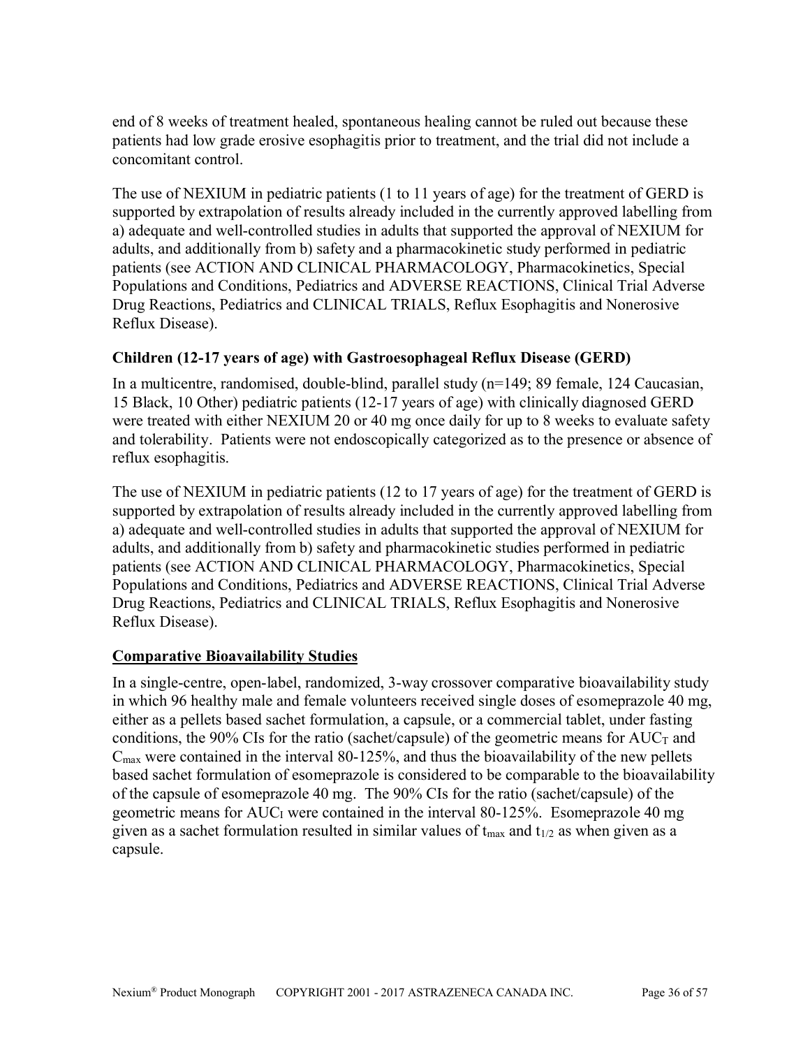end of 8 weeks of treatment healed, spontaneous healing cannot be ruled out because these patients had low grade erosive esophagitis prior to treatment, and the trial did not include a concomitant control.

The use of NEXIUM in pediatric patients (1 to 11 years of age) for the treatment of GERD is supported by extrapolation of results already included in the currently approved labelling from a) adequate and well-controlled studies in adults that supported the approval of NEXIUM for adults, and additionally from b) safety and a pharmacokinetic study performed in pediatric patients (see ACTION AND CLINICAL PHARMACOLOGY, Pharmacokinetics, Special Populations and Conditions, Pediatrics and ADVERSE REACTIONS, Clinical Trial Adverse Drug Reactions, Pediatrics and CLINICAL TRIALS, Reflux Esophagitis and Nonerosive Reflux Disease).

**Children (12-17 years of age) with Gastroesophageal Reflux Disease (GERD)**

In a multicentre, randomised, double-blind, parallel study (n=149; 89 female, 124 Caucasian, 15 Black, 10 Other) pediatric patients (12-17 years of age) with clinically diagnosed GERD were treated with either NEXIUM 20 or 40 mg once daily for up to 8 weeks to evaluate safety and tolerability. Patients were not endoscopically categorized as to the presence or absence of reflux esophagitis.

The use of NEXIUM in pediatric patients (12 to 17 years of age) for the treatment of GERD is supported by extrapolation of results already included in the currently approved labelling from a) adequate and well-controlled studies in adults that supported the approval of NEXIUM for adults, and additionally from b) safety and pharmacokinetic studies performed in pediatric patients (see ACTION AND CLINICAL PHARMACOLOGY, Pharmacokinetics, Special Populations and Conditions, Pediatrics and ADVERSE REACTIONS, Clinical Trial Adverse Drug Reactions, Pediatrics and CLINICAL TRIALS, Reflux Esophagitis and Nonerosive Reflux Disease).

**Comparative Bioavailability Studies**

In a single-centre, open-label, randomized, 3-way crossover comparative bioavailability study in which 96 healthy male and female volunteers received single doses of esomeprazole 40 mg, either as a pellets based sachet formulation, a capsule, or a commercial tablet, under fasting conditions, the 90% CIs for the ratio (sachet/capsule) of the geometric means for $AUC_T$ and $C_{max}$ were contained in the interval 80-125%, and thus the bioavailability of the new pellets based sachet formulation of esomeprazole is considered to be comparable to the bioavailability of the capsule of esomeprazole 40 mg. The 90% CIs for the ratio (sachet/capsule) of the geometric means for $AUC_I$ were contained in the interval 80-125%. Esomeprazole 40 mg given as a sachet formulation resulted in similar values of $t_{max}$ and $t_{1/2}$ as when given as a capsule.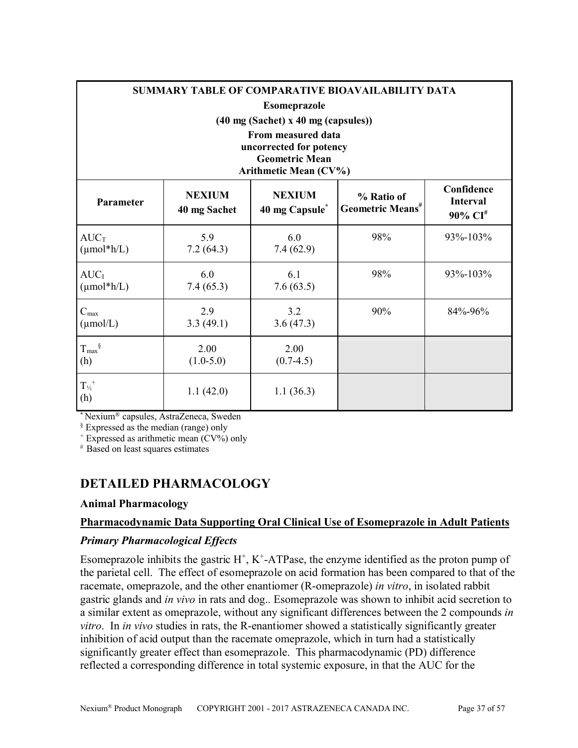| SUMMARY TABLE OF COMPARATIVE BIOAVAILABILITY DATA<br>Esomeprazole<br>(40 mg (Sachet) x 40 mg (capsules))<br>From measured data<br>uncorrected for potency<br>Geometric Mean<br>Arithmetic Mean (CV%) | | | | |
|---|---|---|---|---|
| **Parameter** | **NEXIUM 40 mg Sachet** | **NEXIUM 40 mg Capsule*** | **% Ratio of Geometric Means#** | **Confidence Interval 90% CI#** |
| $AUC_T$ (µmol*h/L) | 5.9<br>7.2 (64.3) | 6.0<br>7.4 (62.9) | 98% | 93%-103% |
| $AUC_I$ (µmol*h/L) | 6.0<br>7.4 (65.3) | 6.1<br>7.6 (63.5) | 98% | 93%-103% |
| $C_{max}$ (µmol/L) | 2.9<br>3.3 (49.1) | 3.2<br>3.6 (47.3) | 90% | 84%-96% |
| $T_{max}$§ (h) | 2.00<br>(1.0-5.0) | 2.00<br>(0.7-4.5) | | |
| $T_{½}$+ (h) | 1.1 (42.0) | 1.1 (36.3) | | |

\* Nexium® capsules, AstraZeneca, Sweden

§ Expressed as the median (range) only

\+ Expressed as arithmetic mean (CV%) only

\# Based on least squares estimates

# DETAILED PHARMACOLOGY

### Animal Pharmacology

**Pharmacodynamic Data Supporting Oral Clinical Use of Esomeprazole in Adult Patients**

***Primary Pharmacological Effects***

Esomeprazole inhibits the gastric $H^+$, $K^+$-ATPase, the enzyme identified as the proton pump of the parietal cell. The effect of esomeprazole on acid formation has been compared to that of the racemate, omeprazole, and the other enantiomer (R-omeprazole) *in vitro*, in isolated rabbit gastric glands and *in vivo* in rats and dog.. Esomeprazole was shown to inhibit acid secretion to a similar extent as omeprazole, without any significant differences between the 2 compounds *in vitro*. In *in vivo* studies in rats, the R-enantiomer showed a statistically significantly greater inhibition of acid output than the racemate omeprazole, which in turn had a statistically significantly greater effect than esomeprazole. This pharmacodynamic (PD) difference reflected a corresponding difference in total systemic exposure, in that the AUC for the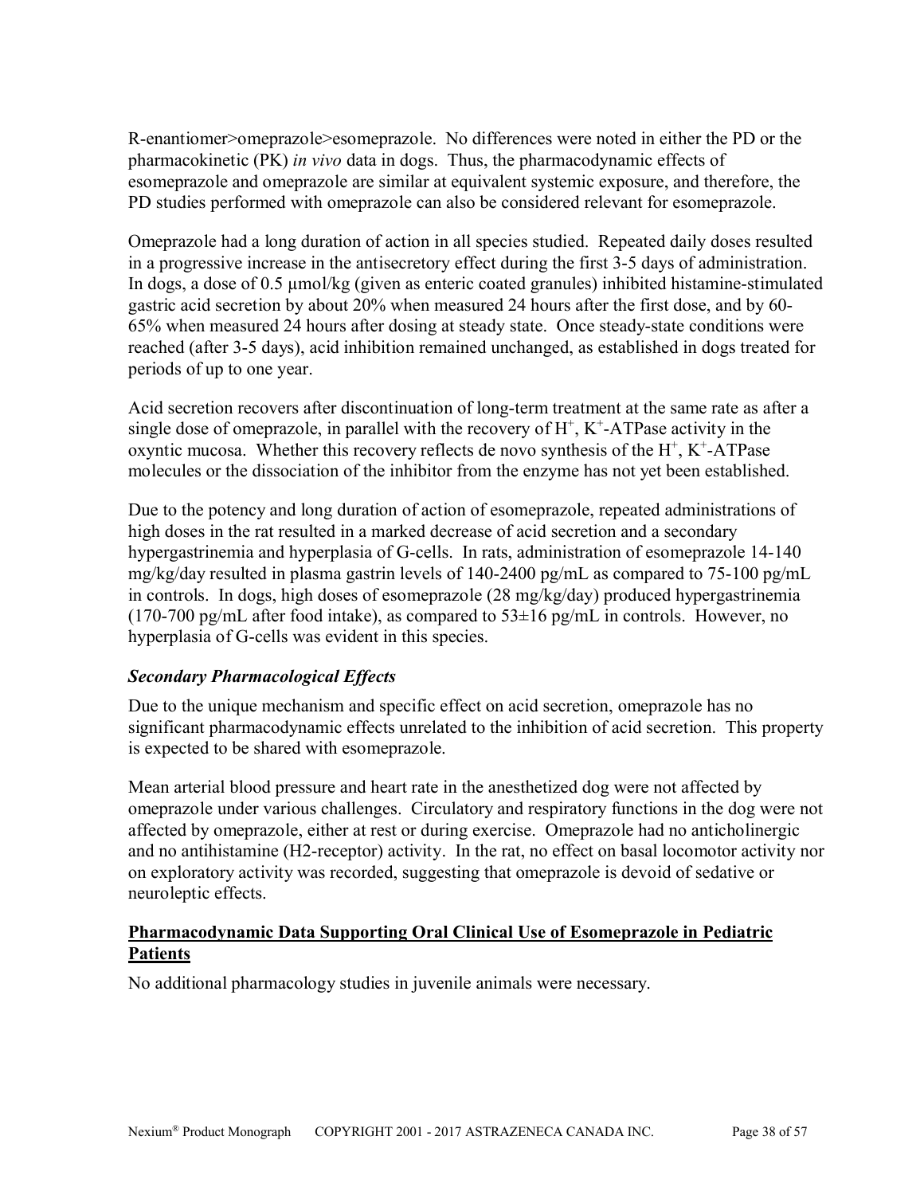R-enantiomer>omeprazole>esomeprazole. No differences were noted in either the PD or the pharmacokinetic (PK) *in vivo* data in dogs. Thus, the pharmacodynamic effects of esomeprazole and omeprazole are similar at equivalent systemic exposure, and therefore, the PD studies performed with omeprazole can also be considered relevant for esomeprazole.

Omeprazole had a long duration of action in all species studied. Repeated daily doses resulted in a progressive increase in the antisecretory effect during the first 3-5 days of administration. In dogs, a dose of 0.5 µmol/kg (given as enteric coated granules) inhibited histamine-stimulated gastric acid secretion by about 20% when measured 24 hours after the first dose, and by 60-65% when measured 24 hours after dosing at steady state. Once steady-state conditions were reached (after 3-5 days), acid inhibition remained unchanged, as established in dogs treated for periods of up to one year.

Acid secretion recovers after discontinuation of long-term treatment at the same rate as after a single dose of omeprazole, in parallel with the recovery of $H^+$, $K^+$-ATPase activity in the oxyntic mucosa. Whether this recovery reflects de novo synthesis of the $H^+$, $K^+$-ATPase molecules or the dissociation of the inhibitor from the enzyme has not yet been established.

Due to the potency and long duration of action of esomeprazole, repeated administrations of high doses in the rat resulted in a marked decrease of acid secretion and a secondary hypergastrinemia and hyperplasia of G-cells. In rats, administration of esomeprazole 14-140 mg/kg/day resulted in plasma gastrin levels of 140-2400 pg/mL as compared to 75-100 pg/mL in controls. In dogs, high doses of esomeprazole (28 mg/kg/day) produced hypergastrinemia (170-700 pg/mL after food intake), as compared to 53±16 pg/mL in controls. However, no hyperplasia of G-cells was evident in this species.

### *Secondary Pharmacological Effects*

Due to the unique mechanism and specific effect on acid secretion, omeprazole has no significant pharmacodynamic effects unrelated to the inhibition of acid secretion. This property is expected to be shared with esomeprazole.

Mean arterial blood pressure and heart rate in the anesthetized dog were not affected by omeprazole under various challenges. Circulatory and respiratory functions in the dog were not affected by omeprazole, either at rest or during exercise. Omeprazole had no anticholinergic and no antihistamine (H2-receptor) activity. In the rat, no effect on basal locomotor activity nor on exploratory activity was recorded, suggesting that omeprazole is devoid of sedative or neuroleptic effects.

## Pharmacodynamic Data Supporting Oral Clinical Use of Esomeprazole in Pediatric Patients

No additional pharmacology studies in juvenile animals were necessary.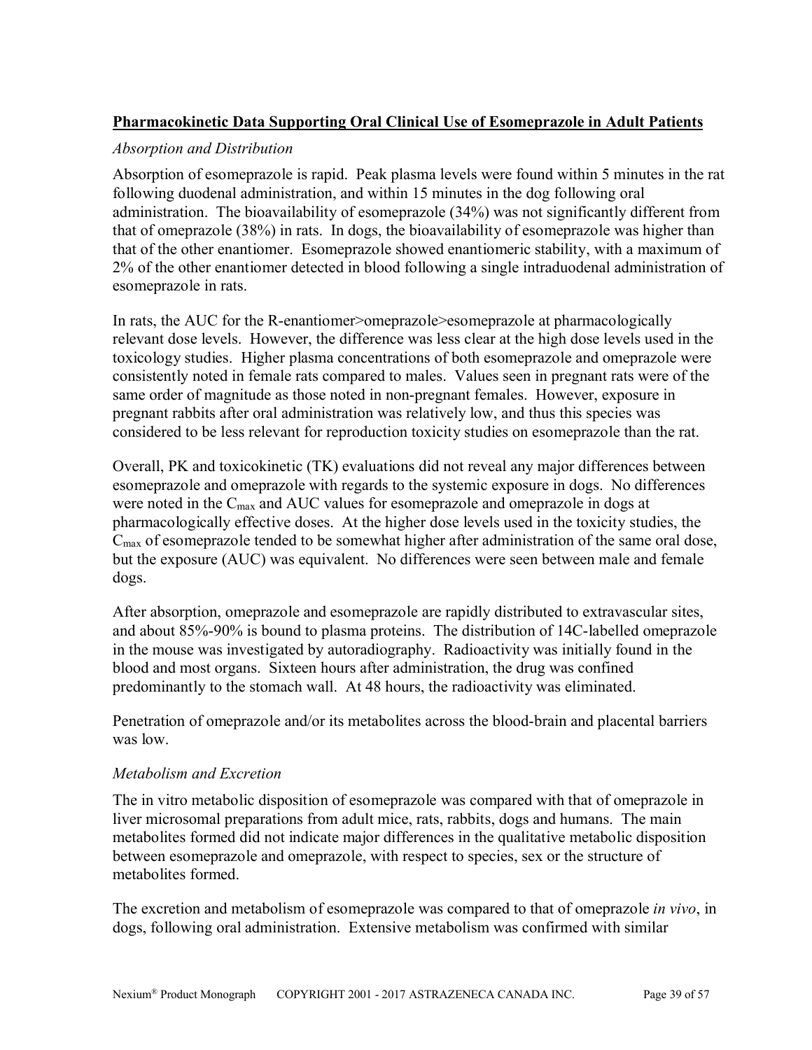**Pharmacokinetic Data Supporting Oral Clinical Use of Esomeprazole in Adult Patients**

*Absorption and Distribution*

Absorption of esomeprazole is rapid. Peak plasma levels were found within 5 minutes in the rat following duodenal administration, and within 15 minutes in the dog following oral administration. The bioavailability of esomeprazole (34%) was not significantly different from that of omeprazole (38%) in rats. In dogs, the bioavailability of esomeprazole was higher than that of the other enantiomer. Esomeprazole showed enantiomeric stability, with a maximum of 2% of the other enantiomer detected in blood following a single intraduodenal administration of esomeprazole in rats.

In rats, the AUC for the R-enantiomer>omeprazole>esomeprazole at pharmacologically relevant dose levels. However, the difference was less clear at the high dose levels used in the toxicology studies. Higher plasma concentrations of both esomeprazole and omeprazole were consistently noted in female rats compared to males. Values seen in pregnant rats were of the same order of magnitude as those noted in non-pregnant females. However, exposure in pregnant rabbits after oral administration was relatively low, and thus this species was considered to be less relevant for reproduction toxicity studies on esomeprazole than the rat.

Overall, PK and toxicokinetic (TK) evaluations did not reveal any major differences between esomeprazole and omeprazole with regards to the systemic exposure in dogs. No differences were noted in the $C_{max}$ and AUC values for esomeprazole and omeprazole in dogs at pharmacologically effective doses. At the higher dose levels used in the toxicity studies, the $C_{max}$ of esomeprazole tended to be somewhat higher after administration of the same oral dose, but the exposure (AUC) was equivalent. No differences were seen between male and female dogs.

After absorption, omeprazole and esomeprazole are rapidly distributed to extravascular sites, and about 85%-90% is bound to plasma proteins. The distribution of 14C-labelled omeprazole in the mouse was investigated by autoradiography. Radioactivity was initially found in the blood and most organs. Sixteen hours after administration, the drug was confined predominantly to the stomach wall. At 48 hours, the radioactivity was eliminated.

Penetration of omeprazole and/or its metabolites across the blood-brain and placental barriers was low.

*Metabolism and Excretion*

The in vitro metabolic disposition of esomeprazole was compared with that of omeprazole in liver microsomal preparations from adult mice, rats, rabbits, dogs and humans. The main metabolites formed did not indicate major differences in the qualitative metabolic disposition between esomeprazole and omeprazole, with respect to species, sex or the structure of metabolites formed.

The excretion and metabolism of esomeprazole was compared to that of omeprazole *in vivo*, in dogs, following oral administration. Extensive metabolism was confirmed with similar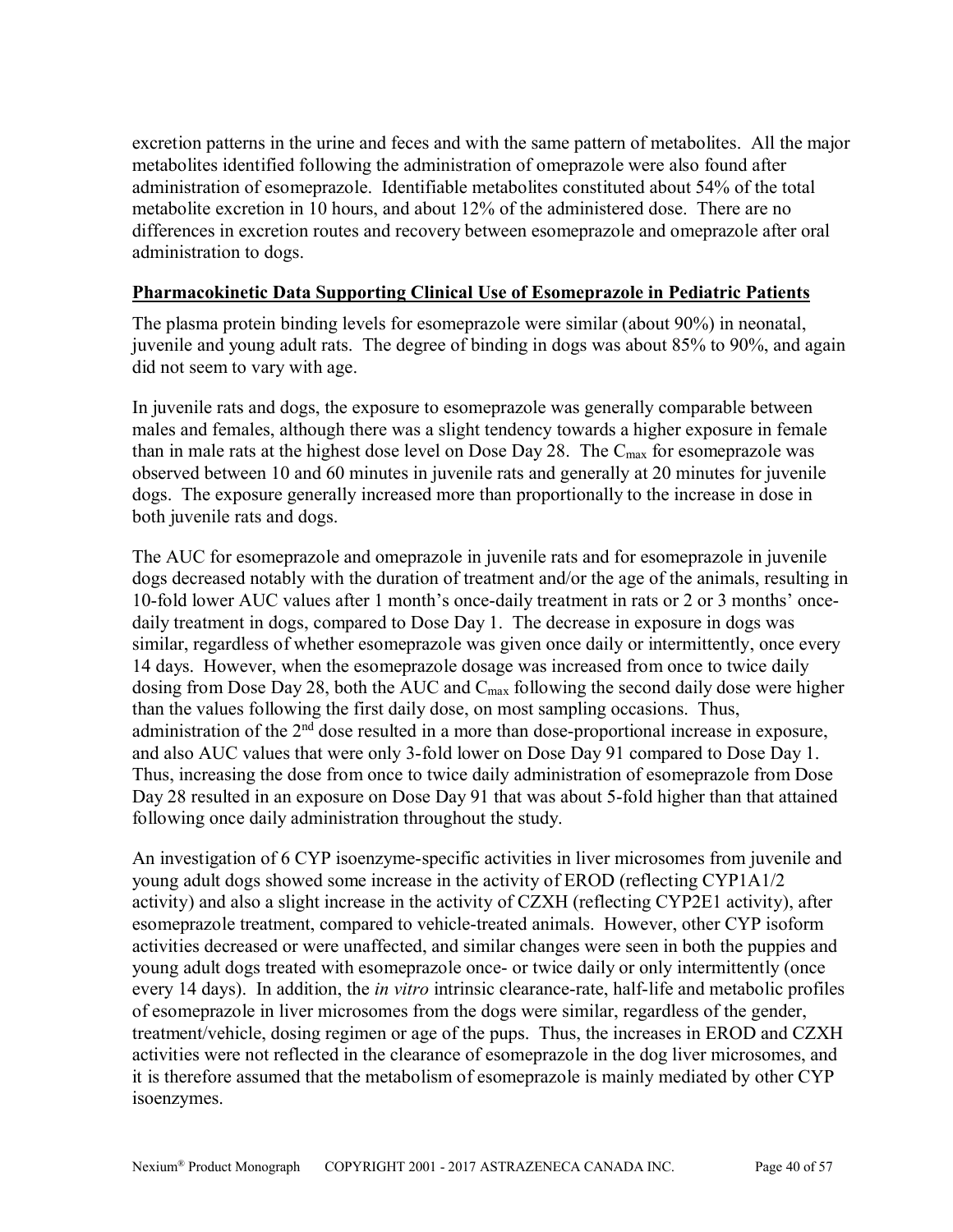excretion patterns in the urine and feces and with the same pattern of metabolites. All the major metabolites identified following the administration of omeprazole were also found after administration of esomeprazole. Identifiable metabolites constituted about 54% of the total metabolite excretion in 10 hours, and about 12% of the administered dose. There are no differences in excretion routes and recovery between esomeprazole and omeprazole after oral administration to dogs.

**Pharmacokinetic Data Supporting Clinical Use of Esomeprazole in Pediatric Patients**

The plasma protein binding levels for esomeprazole were similar (about 90%) in neonatal, juvenile and young adult rats. The degree of binding in dogs was about 85% to 90%, and again did not seem to vary with age.

In juvenile rats and dogs, the exposure to esomeprazole was generally comparable between males and females, although there was a slight tendency towards a higher exposure in female than in male rats at the highest dose level on Dose Day 28. The $C_{max}$ for esomeprazole was observed between 10 and 60 minutes in juvenile rats and generally at 20 minutes for juvenile dogs. The exposure generally increased more than proportionally to the increase in dose in both juvenile rats and dogs.

The AUC for esomeprazole and omeprazole in juvenile rats and for esomeprazole in juvenile dogs decreased notably with the duration of treatment and/or the age of the animals, resulting in 10-fold lower AUC values after 1 month's once-daily treatment in rats or 2 or 3 months' once-daily treatment in dogs, compared to Dose Day 1. The decrease in exposure in dogs was similar, regardless of whether esomeprazole was given once daily or intermittently, once every 14 days. However, when the esomeprazole dosage was increased from once to twice daily dosing from Dose Day 28, both the AUC and $C_{max}$ following the second daily dose were higher than the values following the first daily dose, on most sampling occasions. Thus, administration of the 2nd dose resulted in a more than dose-proportional increase in exposure, and also AUC values that were only 3-fold lower on Dose Day 91 compared to Dose Day 1. Thus, increasing the dose from once to twice daily administration of esomeprazole from Dose Day 28 resulted in an exposure on Dose Day 91 that was about 5-fold higher than that attained following once daily administration throughout the study.

An investigation of 6 CYP isoenzyme-specific activities in liver microsomes from juvenile and young adult dogs showed some increase in the activity of EROD (reflecting CYP1A1/2 activity) and also a slight increase in the activity of CZXH (reflecting CYP2E1 activity), after esomeprazole treatment, compared to vehicle-treated animals. However, other CYP isoform activities decreased or were unaffected, and similar changes were seen in both the puppies and young adult dogs treated with esomeprazole once- or twice daily or only intermittently (once every 14 days). In addition, the *in vitro* intrinsic clearance-rate, half-life and metabolic profiles of esomeprazole in liver microsomes from the dogs were similar, regardless of the gender, treatment/vehicle, dosing regimen or age of the pups. Thus, the increases in EROD and CZXH activities were not reflected in the clearance of esomeprazole in the dog liver microsomes, and it is therefore assumed that the metabolism of esomeprazole is mainly mediated by other CYP isoenzymes.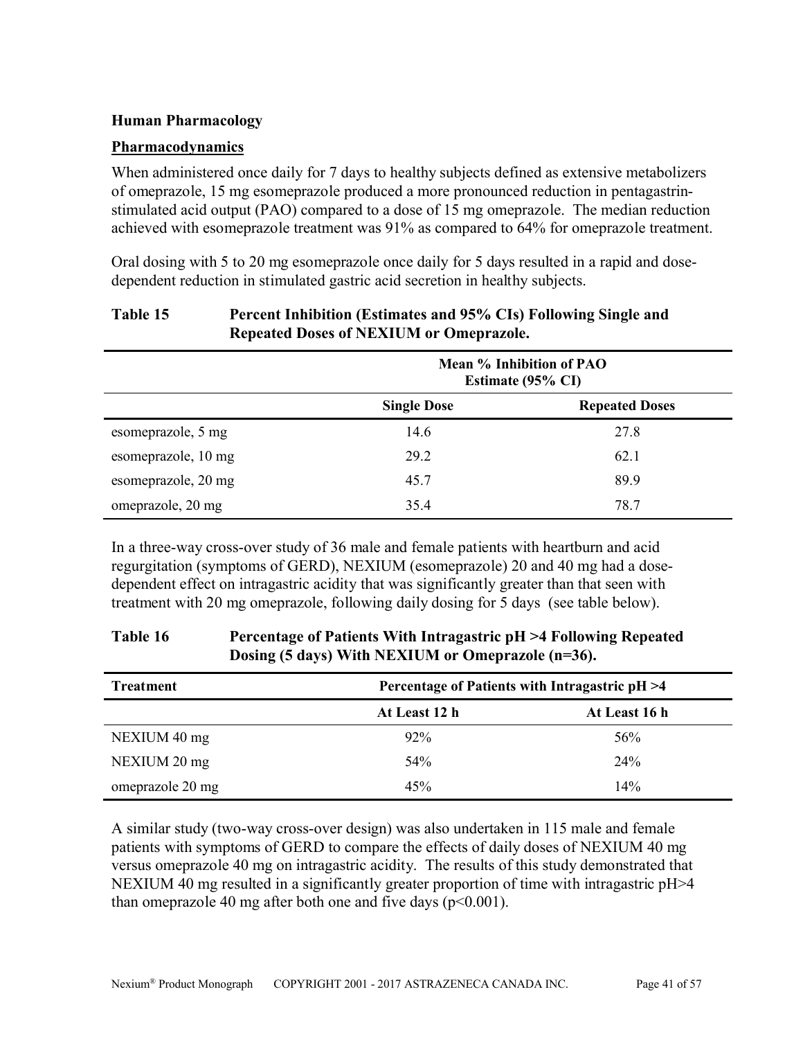## Human Pharmacology

### Pharmacodynamics

When administered once daily for 7 days to healthy subjects defined as extensive metabolizers of omeprazole, 15 mg esomeprazole produced a more pronounced reduction in pentagastrin-stimulated acid output (PAO) compared to a dose of 15 mg omeprazole. The median reduction achieved with esomeprazole treatment was 91% as compared to 64% for omeprazole treatment.

Oral dosing with 5 to 20 mg esomeprazole once daily for 5 days resulted in a rapid and dose-dependent reduction in stimulated gastric acid secretion in healthy subjects.

**Table 15 Percent Inhibition (Estimates and 95% CIs) Following Single and Repeated Doses of NEXIUM or Omeprazole.**

| | Mean % Inhibition of PAO Estimate (95% CI) | |
|---|---|---|
| | **Single Dose** | **Repeated Doses** |
| esomeprazole, 5 mg | 14.6 | 27.8 |
| esomeprazole, 10 mg | 29.2 | 62.1 |
| esomeprazole, 20 mg | 45.7 | 89.9 |
| omeprazole, 20 mg | 35.4 | 78.7 |

In a three-way cross-over study of 36 male and female patients with heartburn and acid regurgitation (symptoms of GERD), NEXIUM (esomeprazole) 20 and 40 mg had a dose-dependent effect on intragastric acidity that was significantly greater than that seen with treatment with 20 mg omeprazole, following daily dosing for 5 days (see table below).

**Table 16 Percentage of Patients With Intragastric pH >4 Following Repeated Dosing (5 days) With NEXIUM or Omeprazole (n=36).**

| Treatment | Percentage of Patients with Intragastric pH >4 | |
|---|---|---|
| | **At Least 12 h** | **At Least 16 h** |
| NEXIUM 40 mg | 92% | 56% |
| NEXIUM 20 mg | 54% | 24% |
| omeprazole 20 mg | 45% | 14% |

A similar study (two-way cross-over design) was also undertaken in 115 male and female patients with symptoms of GERD to compare the effects of daily doses of NEXIUM 40 mg versus omeprazole 40 mg on intragastric acidity. The results of this study demonstrated that NEXIUM 40 mg resulted in a significantly greater proportion of time with intragastric pH>4 than omeprazole 40 mg after both one and five days ($p<0.001$).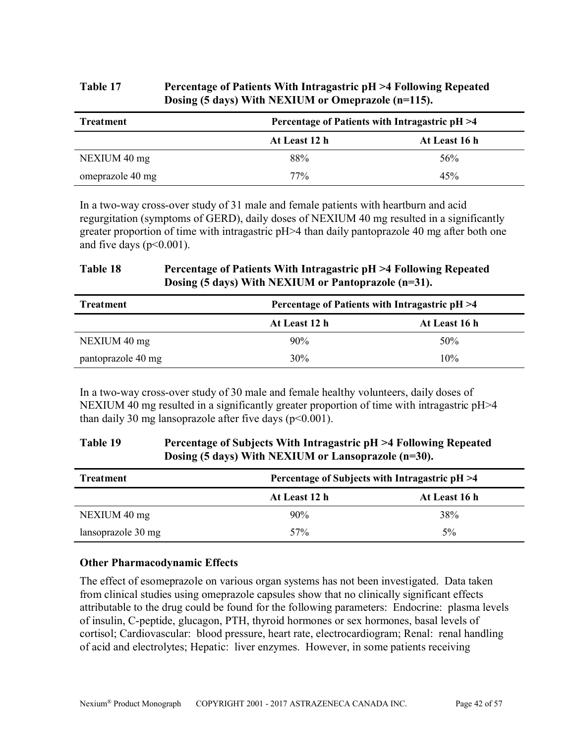**Table 17 Percentage of Patients With Intragastric pH >4 Following Repeated Dosing (5 days) With NEXIUM or Omeprazole (n=115).**

| Treatment | Percentage of Patients with Intragastric pH >4 | |
|---|---|---|
| | At Least 12 h | At Least 16 h |
| NEXIUM 40 mg | 88% | 56% |
| omeprazole 40 mg | 77% | 45% |

In a two-way cross-over study of 31 male and female patients with heartburn and acid regurgitation (symptoms of GERD), daily doses of NEXIUM 40 mg resulted in a significantly greater proportion of time with intragastric pH>4 than daily pantoprazole 40 mg after both one and five days ($p<0.001$).

**Table 18 Percentage of Patients With Intragastric pH >4 Following Repeated Dosing (5 days) With NEXIUM or Pantoprazole (n=31).**

| Treatment | Percentage of Patients with Intragastric pH >4 | |
|---|---|---|
| | At Least 12 h | At Least 16 h |
| NEXIUM 40 mg | 90% | 50% |
| pantoprazole 40 mg | 30% | 10% |

In a two-way cross-over study of 30 male and female healthy volunteers, daily doses of NEXIUM 40 mg resulted in a significantly greater proportion of time with intragastric pH>4 than daily 30 mg lansoprazole after five days ($p<0.001$).

**Table 19 Percentage of Subjects With Intragastric pH >4 Following Repeated Dosing (5 days) With NEXIUM or Lansoprazole (n=30).**

| Treatment | Percentage of Subjects with Intragastric pH >4 | |
|---|---|---|
| | At Least 12 h | At Least 16 h |
| NEXIUM 40 mg | 90% | 38% |
| lansoprazole 30 mg | 57% | 5% |

**Other Pharmacodynamic Effects**

The effect of esomeprazole on various organ systems has not been investigated. Data taken from clinical studies using omeprazole capsules show that no clinically significant effects attributable to the drug could be found for the following parameters: Endocrine: plasma levels of insulin, C-peptide, glucagon, PTH, thyroid hormones or sex hormones, basal levels of cortisol; Cardiovascular: blood pressure, heart rate, electrocardiogram; Renal: renal handling of acid and electrolytes; Hepatic: liver enzymes. However, in some patients receiving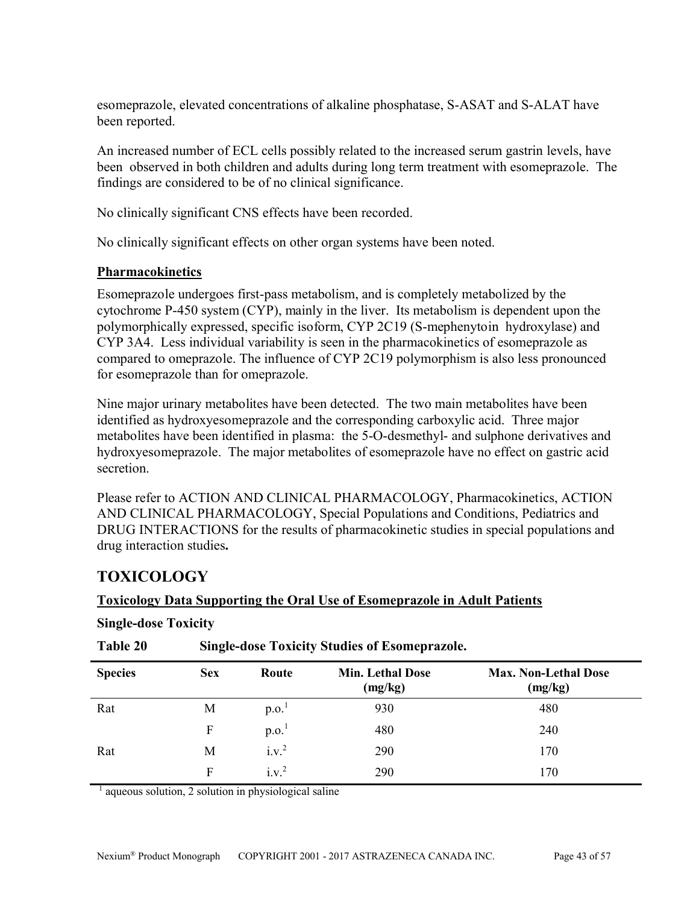esomeprazole, elevated concentrations of alkaline phosphatase, S-ASAT and S-ALAT have been reported.

An increased number of ECL cells possibly related to the increased serum gastrin levels, have been observed in both children and adults during long term treatment with esomeprazole. The findings are considered to be of no clinical significance.

No clinically significant CNS effects have been recorded.

No clinically significant effects on other organ systems have been noted.

## Pharmacokinetics

Esomeprazole undergoes first-pass metabolism, and is completely metabolized by the cytochrome P-450 system (CYP), mainly in the liver. Its metabolism is dependent upon the polymorphically expressed, specific isoform, CYP 2C19 (S-mephenytoin hydroxylase) and CYP 3A4. Less individual variability is seen in the pharmacokinetics of esomeprazole as compared to omeprazole. The influence of CYP 2C19 polymorphism is also less pronounced for esomeprazole than for omeprazole.

Nine major urinary metabolites have been detected. The two main metabolites have been identified as hydroxyesomeprazole and the corresponding carboxylic acid. Three major metabolites have been identified in plasma: the 5-O-desmethyl- and sulphone derivatives and hydroxyesomeprazole. The major metabolites of esomeprazole have no effect on gastric acid secretion.

Please refer to ACTION AND CLINICAL PHARMACOLOGY, Pharmacokinetics, ACTION AND CLINICAL PHARMACOLOGY, Special Populations and Conditions, Pediatrics and DRUG INTERACTIONS for the results of pharmacokinetic studies in special populations and drug interaction studies**.**

# TOXICOLOGY

## Toxicology Data Supporting the Oral Use of Esomeprazole in Adult Patients

### Single-dose Toxicity

**Table 20 Single-dose Toxicity Studies of Esomeprazole.**

| Species | Sex | Route | Min. Lethal Dose (mg/kg) | Max. Non-Lethal Dose (mg/kg) |
|---|---|---|---|---|
| Rat | M | p.o.[1] | 930 | 480 |
| | F | p.o.[1] | 480 | 240 |
| Rat | M | i.v.[2] | 290 | 170 |
| | F | i.v.[2] | 290 | 170 |

[1] aqueous solution, 2 solution in physiological saline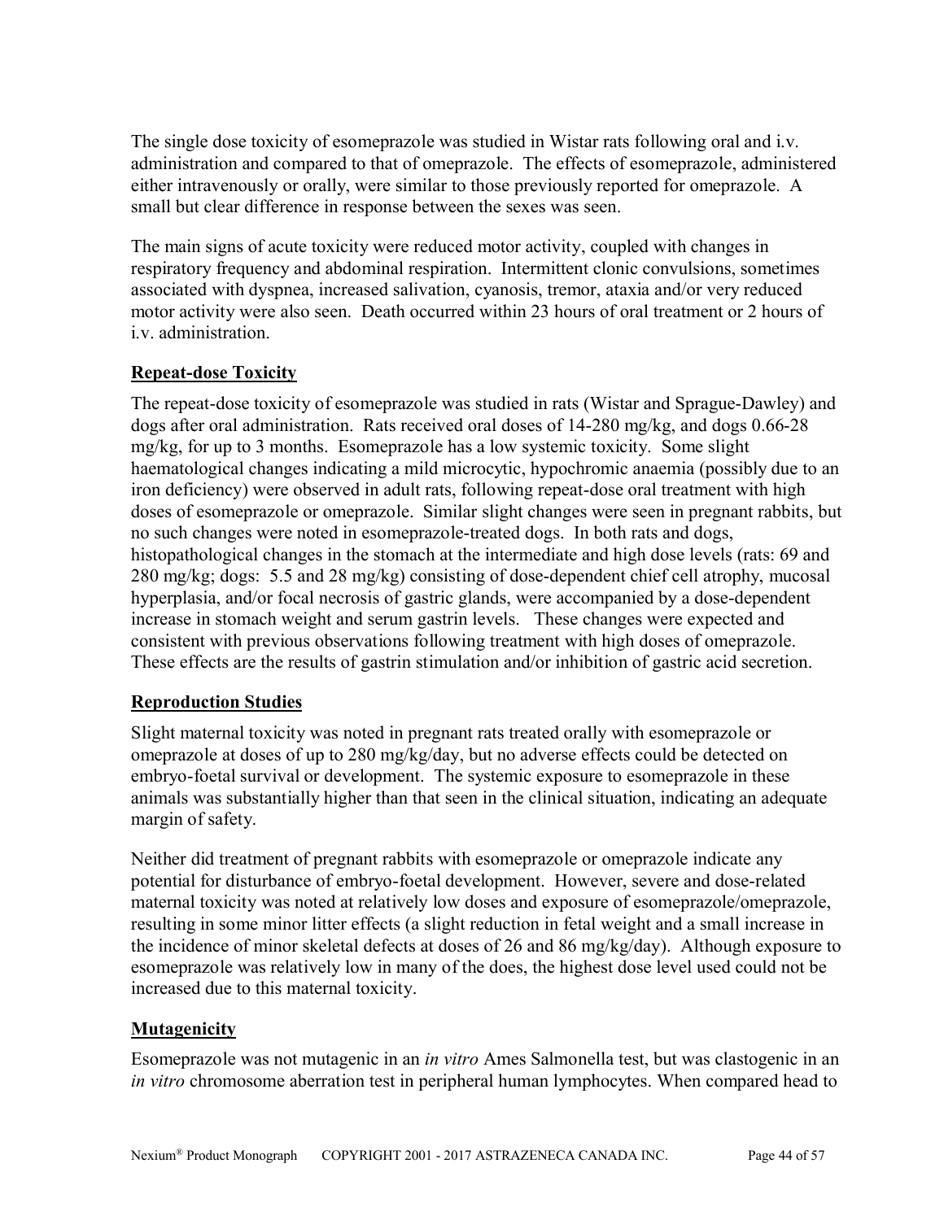The single dose toxicity of esomeprazole was studied in Wistar rats following oral and i.v. administration and compared to that of omeprazole. The effects of esomeprazole, administered either intravenously or orally, were similar to those previously reported for omeprazole. A small but clear difference in response between the sexes was seen.

The main signs of acute toxicity were reduced motor activity, coupled with changes in respiratory frequency and abdominal respiration. Intermittent clonic convulsions, sometimes associated with dyspnea, increased salivation, cyanosis, tremor, ataxia and/or very reduced motor activity were also seen. Death occurred within 23 hours of oral treatment or 2 hours of i.v. administration.

## Repeat-dose Toxicity

The repeat-dose toxicity of esomeprazole was studied in rats (Wistar and Sprague-Dawley) and dogs after oral administration. Rats received oral doses of 14-280 mg/kg, and dogs 0.66-28 mg/kg, for up to 3 months. Esomeprazole has a low systemic toxicity. Some slight haematological changes indicating a mild microcytic, hypochromic anaemia (possibly due to an iron deficiency) were observed in adult rats, following repeat-dose oral treatment with high doses of esomeprazole or omeprazole. Similar slight changes were seen in pregnant rabbits, but no such changes were noted in esomeprazole-treated dogs. In both rats and dogs, histopathological changes in the stomach at the intermediate and high dose levels (rats: 69 and 280 mg/kg; dogs: 5.5 and 28 mg/kg) consisting of dose-dependent chief cell atrophy, mucosal hyperplasia, and/or focal necrosis of gastric glands, were accompanied by a dose-dependent increase in stomach weight and serum gastrin levels. These changes were expected and consistent with previous observations following treatment with high doses of omeprazole. These effects are the results of gastrin stimulation and/or inhibition of gastric acid secretion.

## Reproduction Studies

Slight maternal toxicity was noted in pregnant rats treated orally with esomeprazole or omeprazole at doses of up to 280 mg/kg/day, but no adverse effects could be detected on embryo-foetal survival or development. The systemic exposure to esomeprazole in these animals was substantially higher than that seen in the clinical situation, indicating an adequate margin of safety.

Neither did treatment of pregnant rabbits with esomeprazole or omeprazole indicate any potential for disturbance of embryo-foetal development. However, severe and dose-related maternal toxicity was noted at relatively low doses and exposure of esomeprazole/omeprazole, resulting in some minor litter effects (a slight reduction in fetal weight and a small increase in the incidence of minor skeletal defects at doses of 26 and 86 mg/kg/day). Although exposure to esomeprazole was relatively low in many of the does, the highest dose level used could not be increased due to this maternal toxicity.

## Mutagenicity

Esomeprazole was not mutagenic in an *in vitro* Ames Salmonella test, but was clastogenic in an *in vitro* chromosome aberration test in peripheral human lymphocytes. When compared head to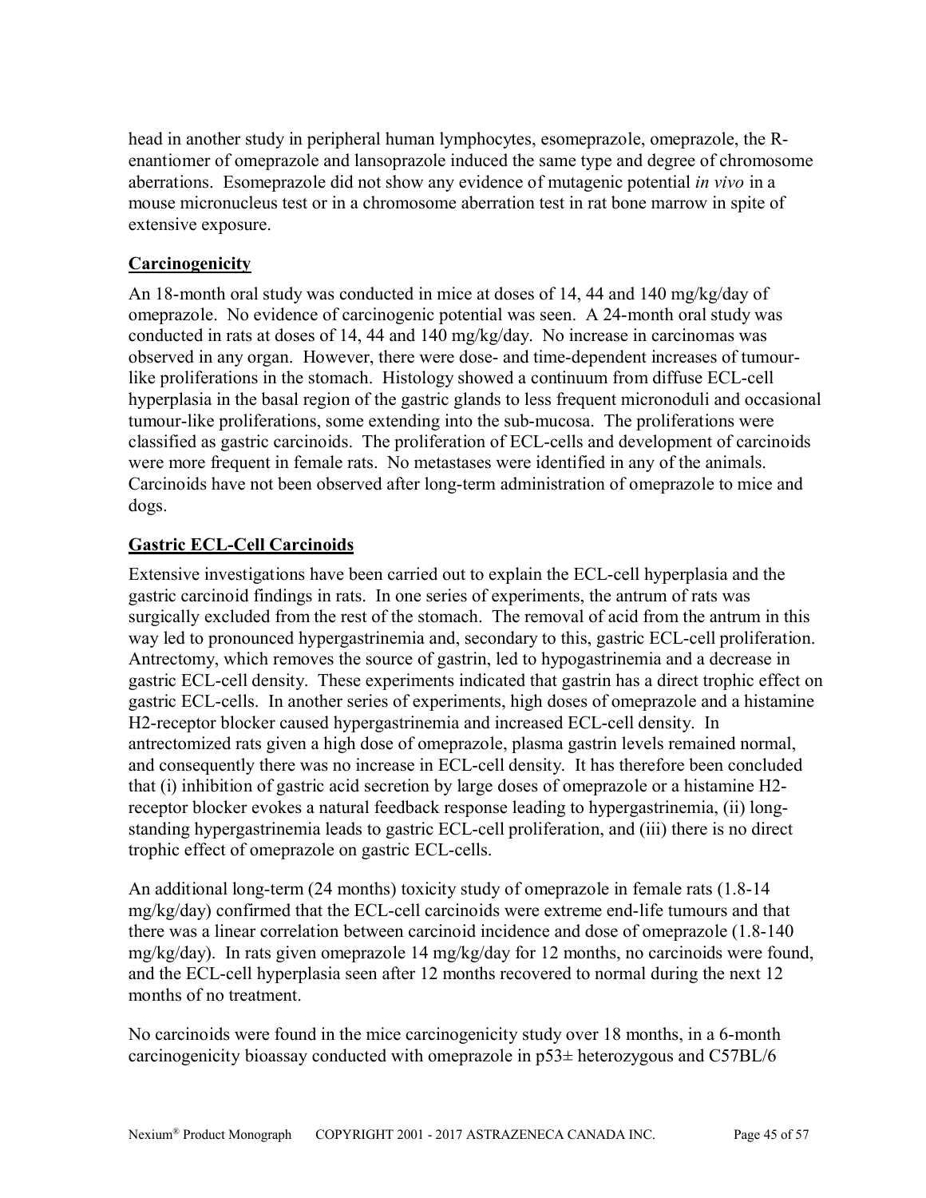head in another study in peripheral human lymphocytes, esomeprazole, omeprazole, the R-enantiomer of omeprazole and lansoprazole induced the same type and degree of chromosome aberrations. Esomeprazole did not show any evidence of mutagenic potential *in vivo* in a mouse micronucleus test or in a chromosome aberration test in rat bone marrow in spite of extensive exposure.

## Carcinogenicity

An 18-month oral study was conducted in mice at doses of 14, 44 and 140 mg/kg/day of omeprazole. No evidence of carcinogenic potential was seen. A 24-month oral study was conducted in rats at doses of 14, 44 and 140 mg/kg/day. No increase in carcinomas was observed in any organ. However, there were dose- and time-dependent increases of tumour-like proliferations in the stomach. Histology showed a continuum from diffuse ECL-cell hyperplasia in the basal region of the gastric glands to less frequent micronoduli and occasional tumour-like proliferations, some extending into the sub-mucosa. The proliferations were classified as gastric carcinoids. The proliferation of ECL-cells and development of carcinoids were more frequent in female rats. No metastases were identified in any of the animals. Carcinoids have not been observed after long-term administration of omeprazole to mice and dogs.

## Gastric ECL-Cell Carcinoids

Extensive investigations have been carried out to explain the ECL-cell hyperplasia and the gastric carcinoid findings in rats. In one series of experiments, the antrum of rats was surgically excluded from the rest of the stomach. The removal of acid from the antrum in this way led to pronounced hypergastrinemia and, secondary to this, gastric ECL-cell proliferation. Antrectomy, which removes the source of gastrin, led to hypogastrinemia and a decrease in gastric ECL-cell density. These experiments indicated that gastrin has a direct trophic effect on gastric ECL-cells. In another series of experiments, high doses of omeprazole and a histamine H2-receptor blocker caused hypergastrinemia and increased ECL-cell density. In antrectomized rats given a high dose of omeprazole, plasma gastrin levels remained normal, and consequently there was no increase in ECL-cell density. It has therefore been concluded that (i) inhibition of gastric acid secretion by large doses of omeprazole or a histamine H2-receptor blocker evokes a natural feedback response leading to hypergastrinemia, (ii) long-standing hypergastrinemia leads to gastric ECL-cell proliferation, and (iii) there is no direct trophic effect of omeprazole on gastric ECL-cells.

An additional long-term (24 months) toxicity study of omeprazole in female rats (1.8-14 mg/kg/day) confirmed that the ECL-cell carcinoids were extreme end-life tumours and that there was a linear correlation between carcinoid incidence and dose of omeprazole (1.8-140 mg/kg/day). In rats given omeprazole 14 mg/kg/day for 12 months, no carcinoids were found, and the ECL-cell hyperplasia seen after 12 months recovered to normal during the next 12 months of no treatment.

No carcinoids were found in the mice carcinogenicity study over 18 months, in a 6-month carcinogenicity bioassay conducted with omeprazole in p53± heterozygous and C57BL/6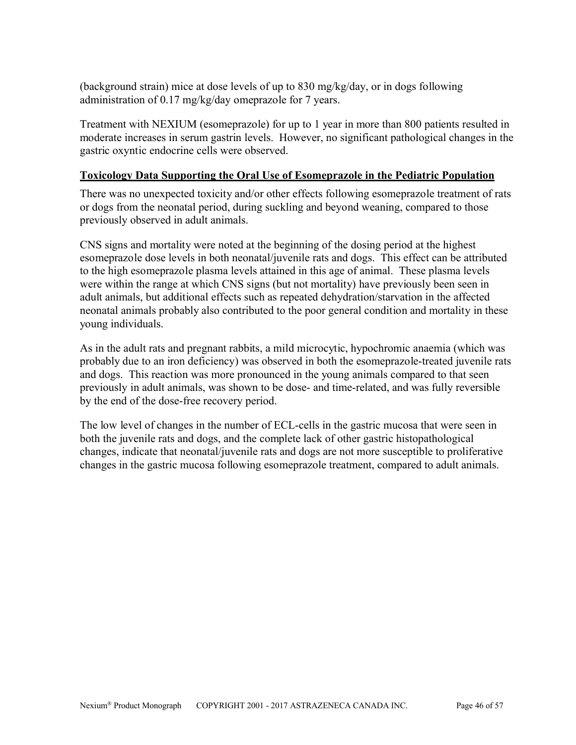(background strain) mice at dose levels of up to 830 mg/kg/day, or in dogs following administration of 0.17 mg/kg/day omeprazole for 7 years.

Treatment with NEXIUM (esomeprazole) for up to 1 year in more than 800 patients resulted in moderate increases in serum gastrin levels. However, no significant pathological changes in the gastric oxyntic endocrine cells were observed.

**Toxicology Data Supporting the Oral Use of Esomeprazole in the Pediatric Population**

There was no unexpected toxicity and/or other effects following esomeprazole treatment of rats or dogs from the neonatal period, during suckling and beyond weaning, compared to those previously observed in adult animals.

CNS signs and mortality were noted at the beginning of the dosing period at the highest esomeprazole dose levels in both neonatal/juvenile rats and dogs. This effect can be attributed to the high esomeprazole plasma levels attained in this age of animal. These plasma levels were within the range at which CNS signs (but not mortality) have previously been seen in adult animals, but additional effects such as repeated dehydration/starvation in the affected neonatal animals probably also contributed to the poor general condition and mortality in these young individuals.

As in the adult rats and pregnant rabbits, a mild microcytic, hypochromic anaemia (which was probably due to an iron deficiency) was observed in both the esomeprazole-treated juvenile rats and dogs. This reaction was more pronounced in the young animals compared to that seen previously in adult animals, was shown to be dose- and time-related, and was fully reversible by the end of the dose-free recovery period.

The low level of changes in the number of ECL-cells in the gastric mucosa that were seen in both the juvenile rats and dogs, and the complete lack of other gastric histopathological changes, indicate that neonatal/juvenile rats and dogs are not more susceptible to proliferative changes in the gastric mucosa following esomeprazole treatment, compared to adult animals.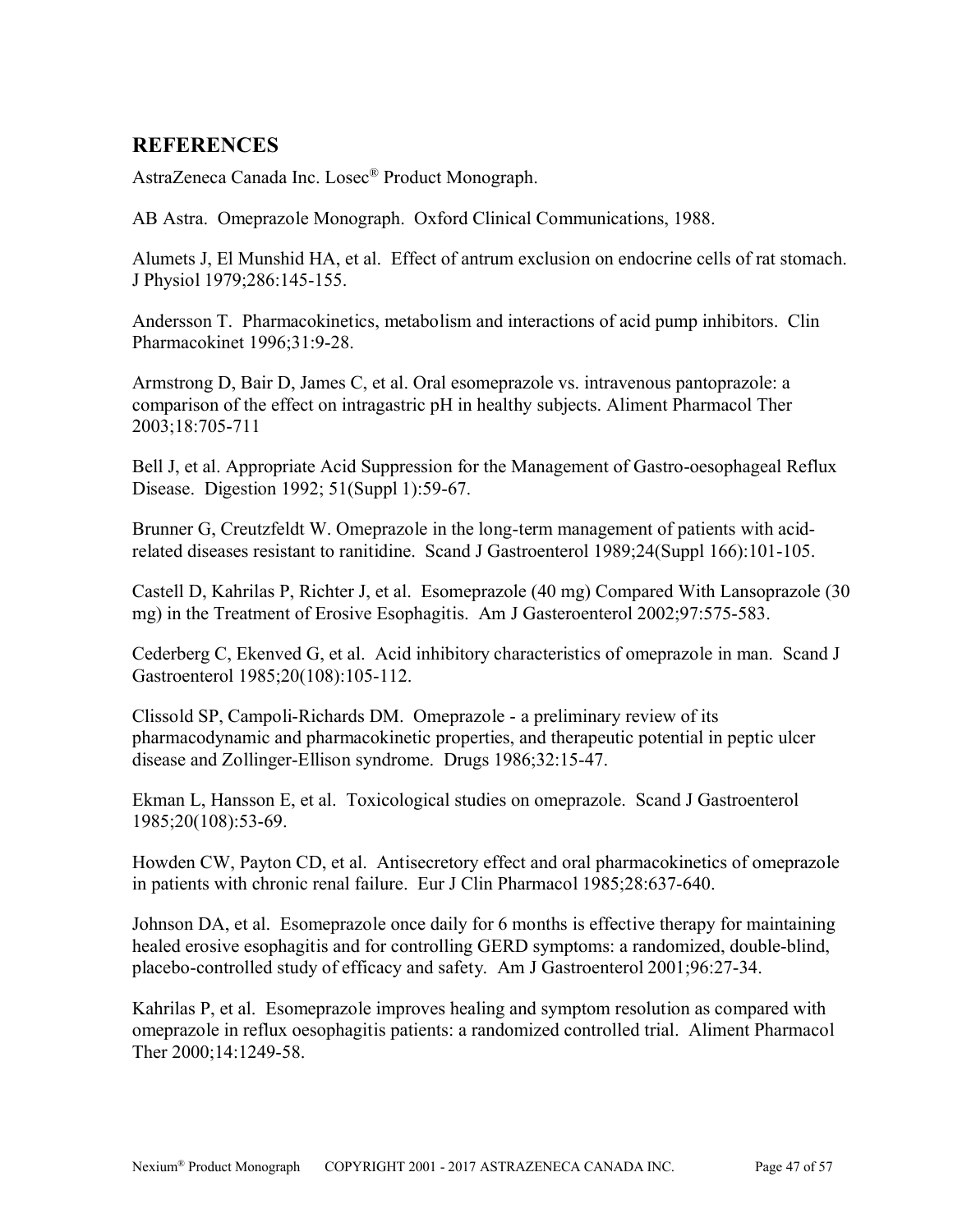## REFERENCES

AstraZeneca Canada Inc. Losec® Product Monograph.

AB Astra. Omeprazole Monograph. Oxford Clinical Communications, 1988.

Alumets J, El Munshid HA, et al. Effect of antrum exclusion on endocrine cells of rat stomach. J Physiol 1979;286:145-155.

Andersson T. Pharmacokinetics, metabolism and interactions of acid pump inhibitors. Clin Pharmacokinet 1996;31:9-28.

Armstrong D, Bair D, James C, et al. Oral esomeprazole vs. intravenous pantoprazole: a comparison of the effect on intragastric pH in healthy subjects. Aliment Pharmacol Ther 2003;18:705-711

Bell J, et al. Appropriate Acid Suppression for the Management of Gastro-oesophageal Reflux Disease. Digestion 1992; 51(Suppl 1):59-67.

Brunner G, Creutzfeldt W. Omeprazole in the long-term management of patients with acid-related diseases resistant to ranitidine. Scand J Gastroenterol 1989;24(Suppl 166):101-105.

Castell D, Kahrilas P, Richter J, et al. Esomeprazole (40 mg) Compared With Lansoprazole (30 mg) in the Treatment of Erosive Esophagitis. Am J Gasteroenterol 2002;97:575-583.

Cederberg C, Ekenved G, et al. Acid inhibitory characteristics of omeprazole in man. Scand J Gastroenterol 1985;20(108):105-112.

Clissold SP, Campoli-Richards DM. Omeprazole - a preliminary review of its pharmacodynamic and pharmacokinetic properties, and therapeutic potential in peptic ulcer disease and Zollinger-Ellison syndrome. Drugs 1986;32:15-47.

Ekman L, Hansson E, et al. Toxicological studies on omeprazole. Scand J Gastroenterol 1985;20(108):53-69.

Howden CW, Payton CD, et al. Antisecretory effect and oral pharmacokinetics of omeprazole in patients with chronic renal failure. Eur J Clin Pharmacol 1985;28:637-640.

Johnson DA, et al. Esomeprazole once daily for 6 months is effective therapy for maintaining healed erosive esophagitis and for controlling GERD symptoms: a randomized, double-blind, placebo-controlled study of efficacy and safety. Am J Gastroenterol 2001;96:27-34.

Kahrilas P, et al. Esomeprazole improves healing and symptom resolution as compared with omeprazole in reflux oesophagitis patients: a randomized controlled trial. Aliment Pharmacol Ther 2000;14:1249-58.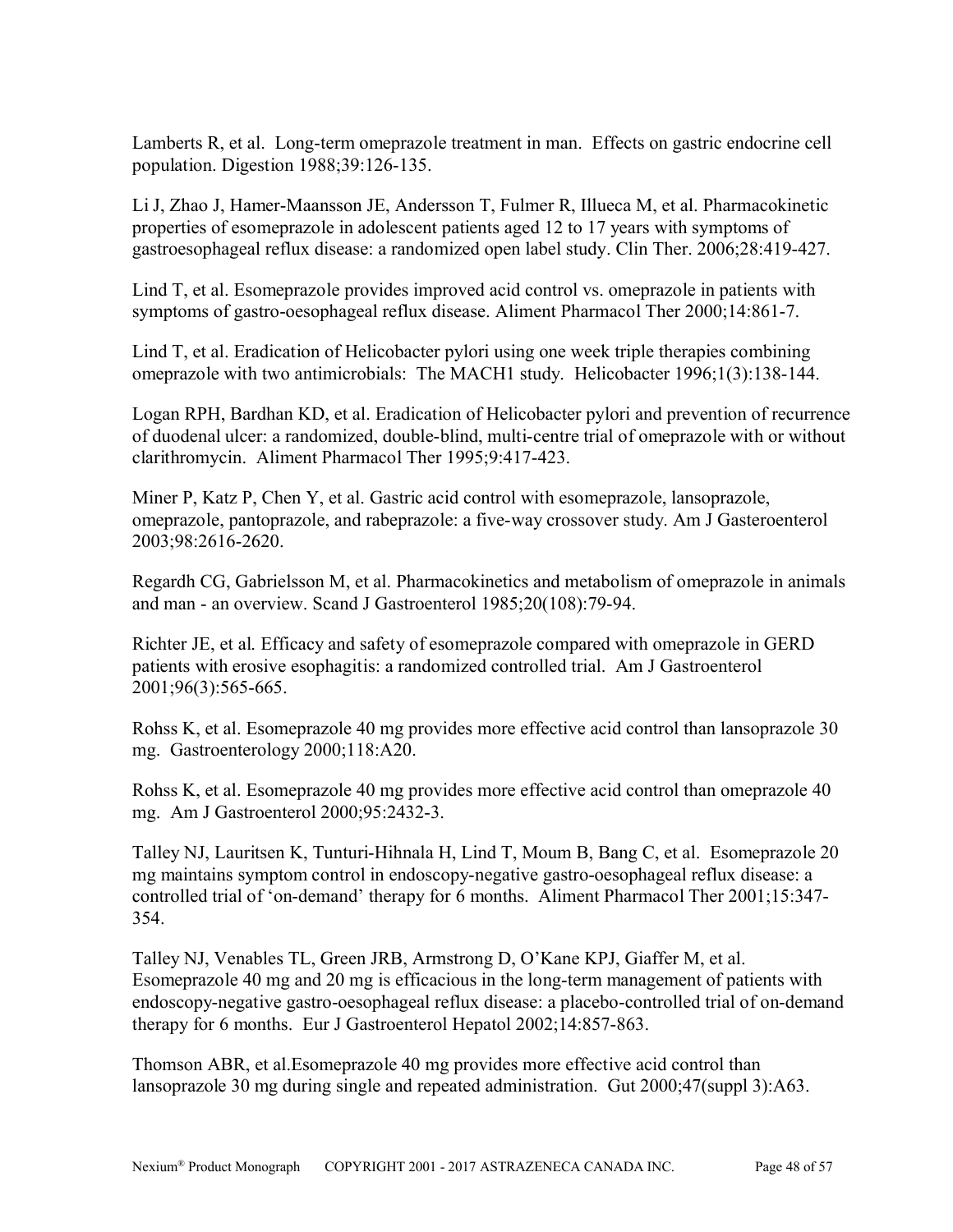Lamberts R, et al. Long-term omeprazole treatment in man. Effects on gastric endocrine cell population. Digestion 1988;39:126-135.

Li J, Zhao J, Hamer-Maansson JE, Andersson T, Fulmer R, Illueca M, et al. Pharmacokinetic properties of esomeprazole in adolescent patients aged 12 to 17 years with symptoms of gastroesophageal reflux disease: a randomized open label study. Clin Ther. 2006;28:419-427.

Lind T, et al. Esomeprazole provides improved acid control vs. omeprazole in patients with symptoms of gastro-oesophageal reflux disease. Aliment Pharmacol Ther 2000;14:861-7.

Lind T, et al. Eradication of Helicobacter pylori using one week triple therapies combining omeprazole with two antimicrobials: The MACH1 study. Helicobacter 1996;1(3):138-144.

Logan RPH, Bardhan KD, et al. Eradication of Helicobacter pylori and prevention of recurrence of duodenal ulcer: a randomized, double-blind, multi-centre trial of omeprazole with or without clarithromycin. Aliment Pharmacol Ther 1995;9:417-423.

Miner P, Katz P, Chen Y, et al. Gastric acid control with esomeprazole, lansoprazole, omeprazole, pantoprazole, and rabeprazole: a five-way crossover study. Am J Gasteroenterol 2003;98:2616-2620.

Regardh CG, Gabrielsson M, et al. Pharmacokinetics and metabolism of omeprazole in animals and man - an overview. Scand J Gastroenterol 1985;20(108):79-94.

Richter JE, et al. Efficacy and safety of esomeprazole compared with omeprazole in GERD patients with erosive esophagitis: a randomized controlled trial. Am J Gastroenterol 2001;96(3):565-665.

Rohss K, et al. Esomeprazole 40 mg provides more effective acid control than lansoprazole 30 mg. Gastroenterology 2000;118:A20.

Rohss K, et al. Esomeprazole 40 mg provides more effective acid control than omeprazole 40 mg. Am J Gastroenterol 2000;95:2432-3.

Talley NJ, Lauritsen K, Tunturi-Hihnala H, Lind T, Moum B, Bang C, et al. Esomeprazole 20 mg maintains symptom control in endoscopy-negative gastro-oesophageal reflux disease: a controlled trial of 'on-demand' therapy for 6 months. Aliment Pharmacol Ther 2001;15:347-354.

Talley NJ, Venables TL, Green JRB, Armstrong D, O'Kane KPJ, Giaffer M, et al. Esomeprazole 40 mg and 20 mg is efficacious in the long-term management of patients with endoscopy-negative gastro-oesophageal reflux disease: a placebo-controlled trial of on-demand therapy for 6 months. Eur J Gastroenterol Hepatol 2002;14:857-863.

Thomson ABR, et al.Esomeprazole 40 mg provides more effective acid control than lansoprazole 30 mg during single and repeated administration. Gut 2000;47(suppl 3):A63.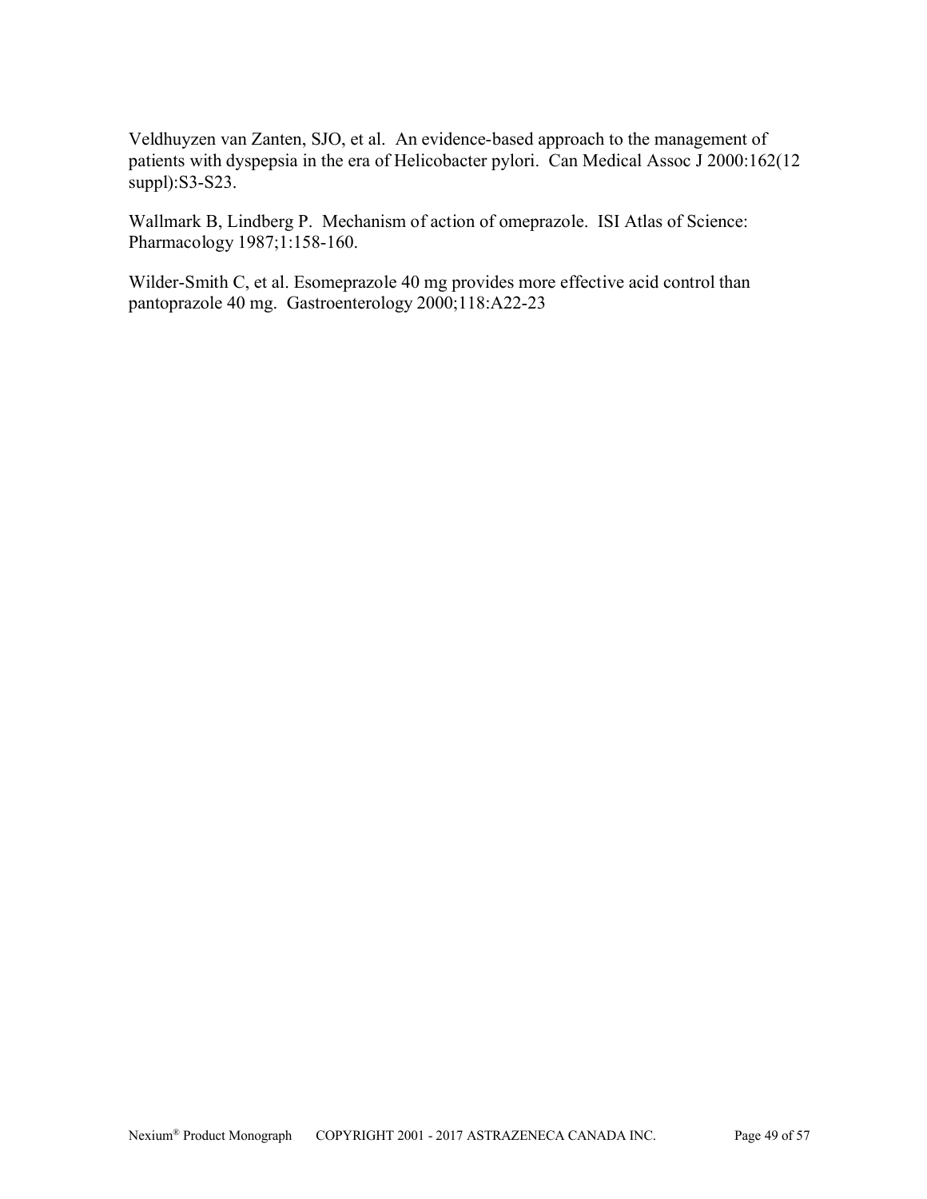Veldhuyzen van Zanten, SJO, et al. An evidence-based approach to the management of patients with dyspepsia in the era of Helicobacter pylori. Can Medical Assoc J 2000:162(12 suppl):S3-S23.

Wallmark B, Lindberg P. Mechanism of action of omeprazole. ISI Atlas of Science: Pharmacology 1987;1:158-160.

Wilder-Smith C, et al. Esomeprazole 40 mg provides more effective acid control than pantoprazole 40 mg. Gastroenterology 2000;118:A22-23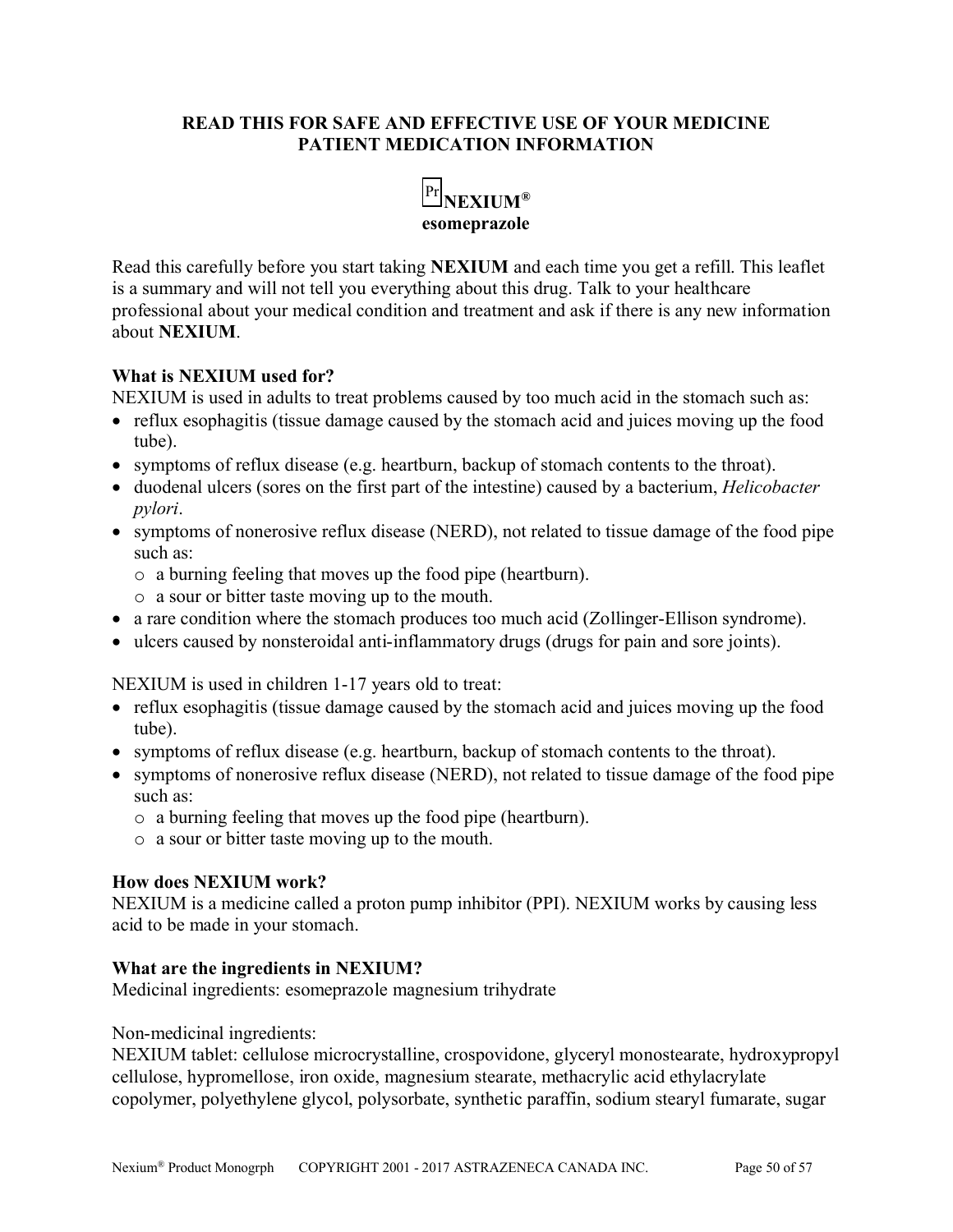## READ THIS FOR SAFE AND EFFECTIVE USE OF YOUR MEDICINE
## PATIENT MEDICATION INFORMATION

# Pr NEXIUM®
## esomeprazole

Read this carefully before you start taking **NEXIUM** and each time you get a refill. This leaflet is a summary and will not tell you everything about this drug. Talk to your healthcare professional about your medical condition and treatment and ask if there is any new information about **NEXIUM**.

### What is NEXIUM used for?

NEXIUM is used in adults to treat problems caused by too much acid in the stomach such as:

- reflux esophagitis (tissue damage caused by the stomach acid and juices moving up the food tube).
- symptoms of reflux disease (e.g. heartburn, backup of stomach contents to the throat).
- duodenal ulcers (sores on the first part of the intestine) caused by a bacterium, *Helicobacter pylori*.
- symptoms of nonerosive reflux disease (NERD), not related to tissue damage of the food pipe such as:
  - a burning feeling that moves up the food pipe (heartburn).
  - a sour or bitter taste moving up to the mouth.
- a rare condition where the stomach produces too much acid (Zollinger-Ellison syndrome).
- ulcers caused by nonsteroidal anti-inflammatory drugs (drugs for pain and sore joints).

NEXIUM is used in children 1-17 years old to treat:

- reflux esophagitis (tissue damage caused by the stomach acid and juices moving up the food tube).
- symptoms of reflux disease (e.g. heartburn, backup of stomach contents to the throat).
- symptoms of nonerosive reflux disease (NERD), not related to tissue damage of the food pipe such as:
  - a burning feeling that moves up the food pipe (heartburn).
  - a sour or bitter taste moving up to the mouth.

### How does NEXIUM work?

NEXIUM is a medicine called a proton pump inhibitor (PPI). NEXIUM works by causing less acid to be made in your stomach.

### What are the ingredients in NEXIUM?

Medicinal ingredients: esomeprazole magnesium trihydrate

Non-medicinal ingredients:
NEXIUM tablet: cellulose microcrystalline, crospovidone, glyceryl monostearate, hydroxypropyl cellulose, hypromellose, iron oxide, magnesium stearate, methacrylic acid ethylacrylate copolymer, polyethylene glycol, polysorbate, synthetic paraffin, sodium stearyl fumarate, sugar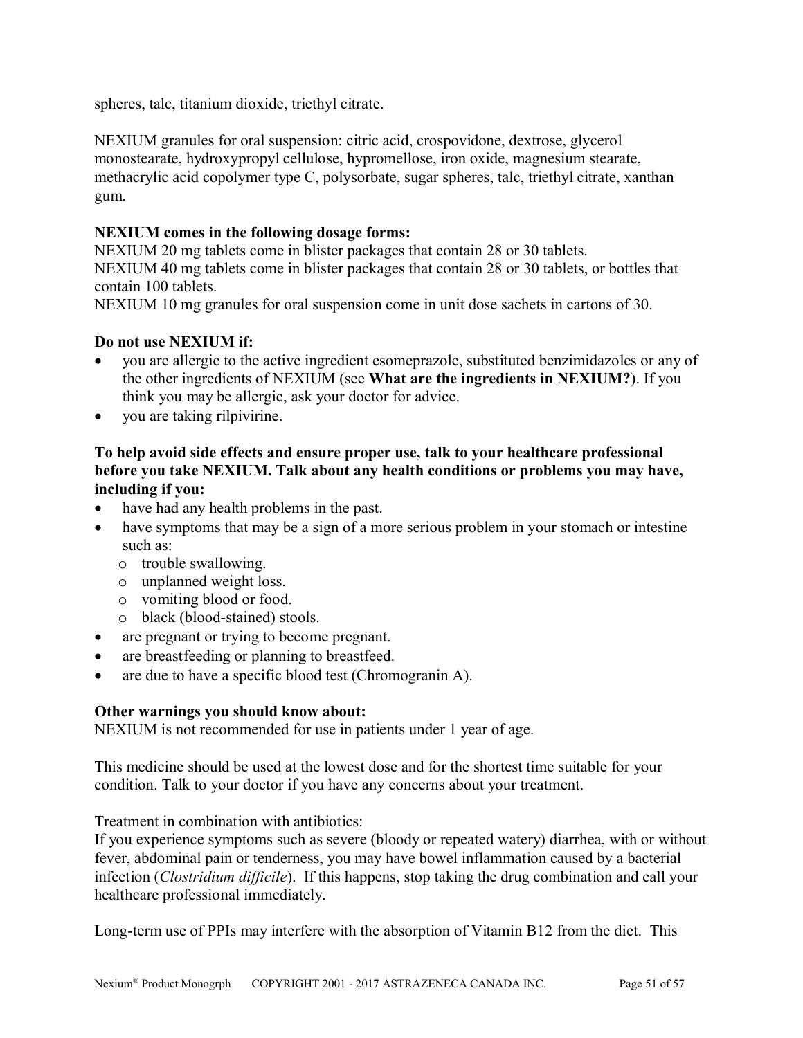spheres, talc, titanium dioxide, triethyl citrate.

NEXIUM granules for oral suspension: citric acid, crospovidone, dextrose, glycerol monostearate, hydroxypropyl cellulose, hypromellose, iron oxide, magnesium stearate, methacrylic acid copolymer type C, polysorbate, sugar spheres, talc, triethyl citrate, xanthan gum.

**NEXIUM comes in the following dosage forms:**
NEXIUM 20 mg tablets come in blister packages that contain 28 or 30 tablets.
NEXIUM 40 mg tablets come in blister packages that contain 28 or 30 tablets, or bottles that contain 100 tablets.
NEXIUM 10 mg granules for oral suspension come in unit dose sachets in cartons of 30.

**Do not use NEXIUM if:**

- you are allergic to the active ingredient esomeprazole, substituted benzimidazoles or any of the other ingredients of NEXIUM (see **What are the ingredients in NEXIUM?**). If you think you may be allergic, ask your doctor for advice.
- you are taking rilpivirine.

**To help avoid side effects and ensure proper use, talk to your healthcare professional before you take NEXIUM. Talk about any health conditions or problems you may have, including if you:**

- have had any health problems in the past.
- have symptoms that may be a sign of a more serious problem in your stomach or intestine such as:
  - trouble swallowing.
  - unplanned weight loss.
  - vomiting blood or food.
  - black (blood-stained) stools.
- are pregnant or trying to become pregnant.
- are breastfeeding or planning to breastfeed.
- are due to have a specific blood test (Chromogranin A).

**Other warnings you should know about:**
NEXIUM is not recommended for use in patients under 1 year of age.

This medicine should be used at the lowest dose and for the shortest time suitable for your condition. Talk to your doctor if you have any concerns about your treatment.

Treatment in combination with antibiotics:
If you experience symptoms such as severe (bloody or repeated watery) diarrhea, with or without fever, abdominal pain or tenderness, you may have bowel inflammation caused by a bacterial infection (*Clostridium difficile*). If this happens, stop taking the drug combination and call your healthcare professional immediately.

Long-term use of PPIs may interfere with the absorption of Vitamin B12 from the diet. This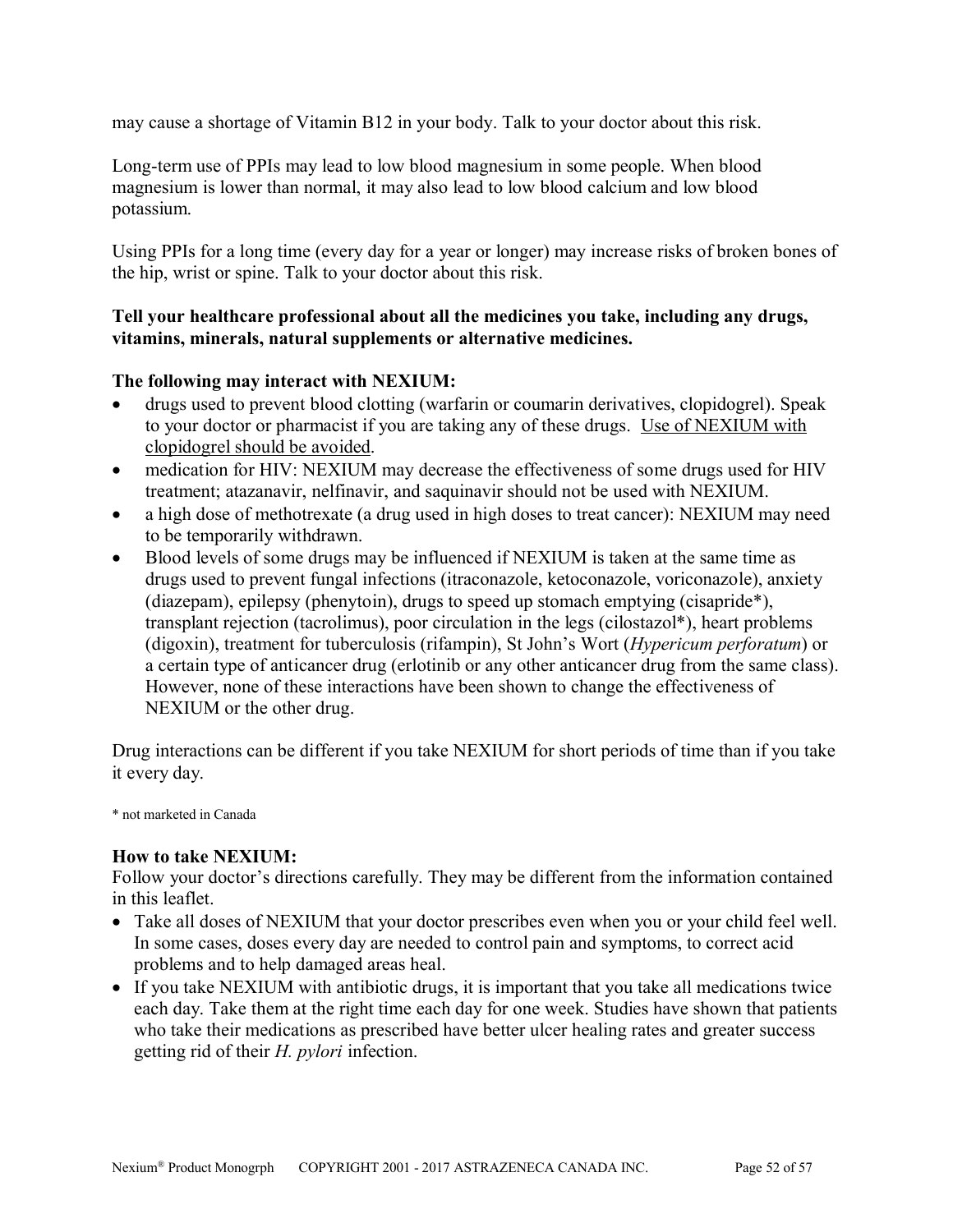may cause a shortage of Vitamin B12 in your body. Talk to your doctor about this risk.

Long-term use of PPIs may lead to low blood magnesium in some people. When blood magnesium is lower than normal, it may also lead to low blood calcium and low blood potassium.

Using PPIs for a long time (every day for a year or longer) may increase risks of broken bones of the hip, wrist or spine. Talk to your doctor about this risk.

**Tell your healthcare professional about all the medicines you take, including any drugs, vitamins, minerals, natural supplements or alternative medicines.**

**The following may interact with NEXIUM:**

- drugs used to prevent blood clotting (warfarin or coumarin derivatives, clopidogrel). Speak to your doctor or pharmacist if you are taking any of these drugs. <u>Use of NEXIUM with clopidogrel should be avoided</u>.
- medication for HIV: NEXIUM may decrease the effectiveness of some drugs used for HIV treatment; atazanavir, nelfinavir, and saquinavir should not be used with NEXIUM.
- a high dose of methotrexate (a drug used in high doses to treat cancer): NEXIUM may need to be temporarily withdrawn.
- Blood levels of some drugs may be influenced if NEXIUM is taken at the same time as drugs used to prevent fungal infections (itraconazole, ketoconazole, voriconazole), anxiety (diazepam), epilepsy (phenytoin), drugs to speed up stomach emptying (cisapride*), transplant rejection (tacrolimus), poor circulation in the legs (cilostazol*), heart problems (digoxin), treatment for tuberculosis (rifampin), St John's Wort (*Hypericum perforatum*) or a certain type of anticancer drug (erlotinib or any other anticancer drug from the same class). However, none of these interactions have been shown to change the effectiveness of NEXIUM or the other drug.

Drug interactions can be different if you take NEXIUM for short periods of time than if you take it every day.

\* not marketed in Canada

**How to take NEXIUM:**

Follow your doctor's directions carefully. They may be different from the information contained in this leaflet.

- Take all doses of NEXIUM that your doctor prescribes even when you or your child feel well. In some cases, doses every day are needed to control pain and symptoms, to correct acid problems and to help damaged areas heal.
- If you take NEXIUM with antibiotic drugs, it is important that you take all medications twice each day. Take them at the right time each day for one week. Studies have shown that patients who take their medications as prescribed have better ulcer healing rates and greater success getting rid of their *H. pylori* infection.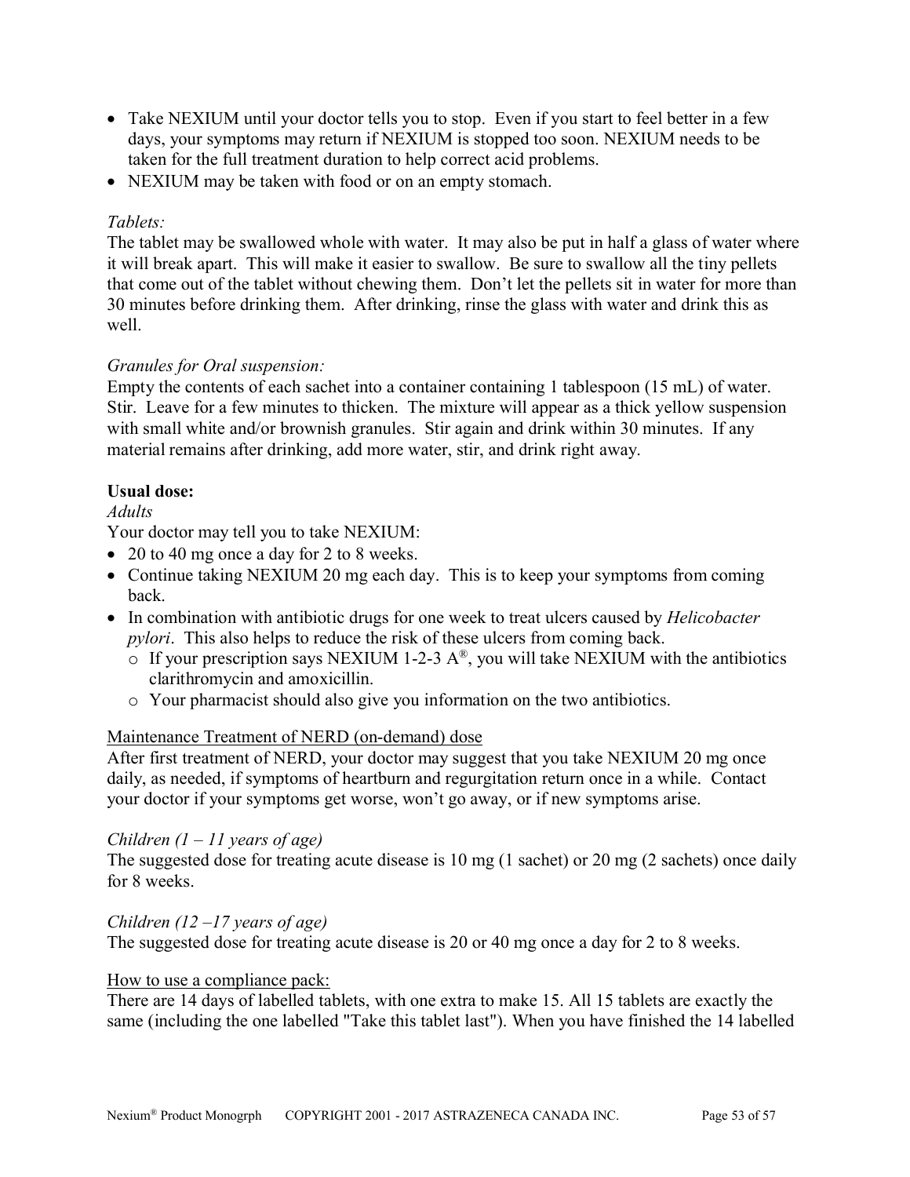- Take NEXIUM until your doctor tells you to stop. Even if you start to feel better in a few days, your symptoms may return if NEXIUM is stopped too soon. NEXIUM needs to be taken for the full treatment duration to help correct acid problems.
- NEXIUM may be taken with food or on an empty stomach.

*Tablets:*

The tablet may be swallowed whole with water. It may also be put in half a glass of water where it will break apart. This will make it easier to swallow. Be sure to swallow all the tiny pellets that come out of the tablet without chewing them. Don't let the pellets sit in water for more than 30 minutes before drinking them. After drinking, rinse the glass with water and drink this as well.

*Granules for Oral suspension:*

Empty the contents of each sachet into a container containing 1 tablespoon (15 mL) of water. Stir. Leave for a few minutes to thicken. The mixture will appear as a thick yellow suspension with small white and/or brownish granules. Stir again and drink within 30 minutes. If any material remains after drinking, add more water, stir, and drink right away.

**Usual dose:**

*Adults*

Your doctor may tell you to take NEXIUM:

- 20 to 40 mg once a day for 2 to 8 weeks.
- Continue taking NEXIUM 20 mg each day. This is to keep your symptoms from coming back.
- In combination with antibiotic drugs for one week to treat ulcers caused by *Helicobacter pylori*. This also helps to reduce the risk of these ulcers from coming back.
  - If your prescription says NEXIUM 1-2-3 A®, you will take NEXIUM with the antibiotics clarithromycin and amoxicillin.
  - Your pharmacist should also give you information on the two antibiotics.

<u>Maintenance Treatment of NERD (on-demand) dose</u>

After first treatment of NERD, your doctor may suggest that you take NEXIUM 20 mg once daily, as needed, if symptoms of heartburn and regurgitation return once in a while. Contact your doctor if your symptoms get worse, won't go away, or if new symptoms arise.

*Children (1 – 11 years of age)*

The suggested dose for treating acute disease is 10 mg (1 sachet) or 20 mg (2 sachets) once daily for 8 weeks.

*Children (12 –17 years of age)*

The suggested dose for treating acute disease is 20 or 40 mg once a day for 2 to 8 weeks.

<u>How to use a compliance pack:</u>

There are 14 days of labelled tablets, with one extra to make 15. All 15 tablets are exactly the same (including the one labelled "Take this tablet last"). When you have finished the 14 labelled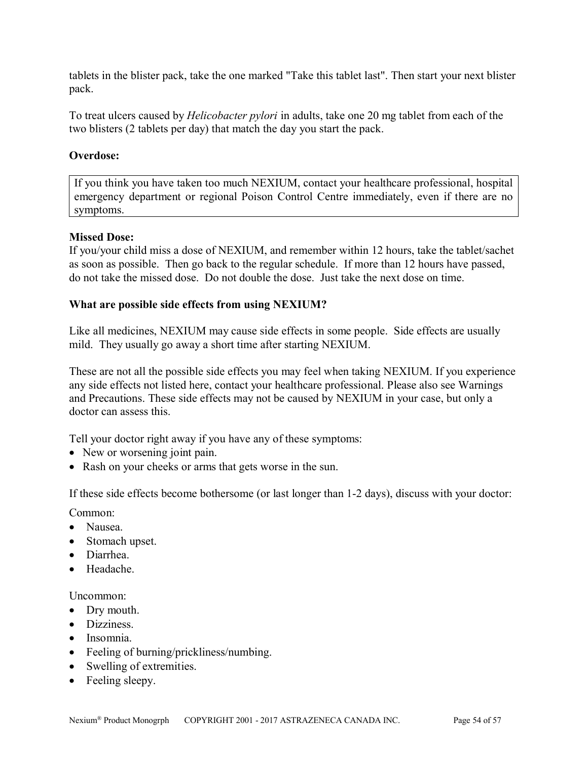tablets in the blister pack, take the one marked "Take this tablet last". Then start your next blister pack.

To treat ulcers caused by *Helicobacter pylori* in adults, take one 20 mg tablet from each of the two blisters (2 tablets per day) that match the day you start the pack.

**Overdose:**

| If you think you have taken too much NEXIUM, contact your healthcare professional, hospital emergency department or regional Poison Control Centre immediately, even if there are no symptoms. |
|---|

**Missed Dose:**
If you/your child miss a dose of NEXIUM, and remember within 12 hours, take the tablet/sachet as soon as possible. Then go back to the regular schedule. If more than 12 hours have passed, do not take the missed dose. Do not double the dose. Just take the next dose on time.

**What are possible side effects from using NEXIUM?**

Like all medicines, NEXIUM may cause side effects in some people. Side effects are usually mild. They usually go away a short time after starting NEXIUM.

These are not all the possible side effects you may feel when taking NEXIUM. If you experience any side effects not listed here, contact your healthcare professional. Please also see Warnings and Precautions. These side effects may not be caused by NEXIUM in your case, but only a doctor can assess this.

Tell your doctor right away if you have any of these symptoms:
- New or worsening joint pain.
- Rash on your cheeks or arms that gets worse in the sun.

If these side effects become bothersome (or last longer than 1-2 days), discuss with your doctor:

Common:
- Nausea.
- Stomach upset.
- Diarrhea.
- Headache.

Uncommon:
- Dry mouth.
- Dizziness.
- Insomnia.
- Feeling of burning/prickliness/numbing.
- Swelling of extremities.
- Feeling sleepy.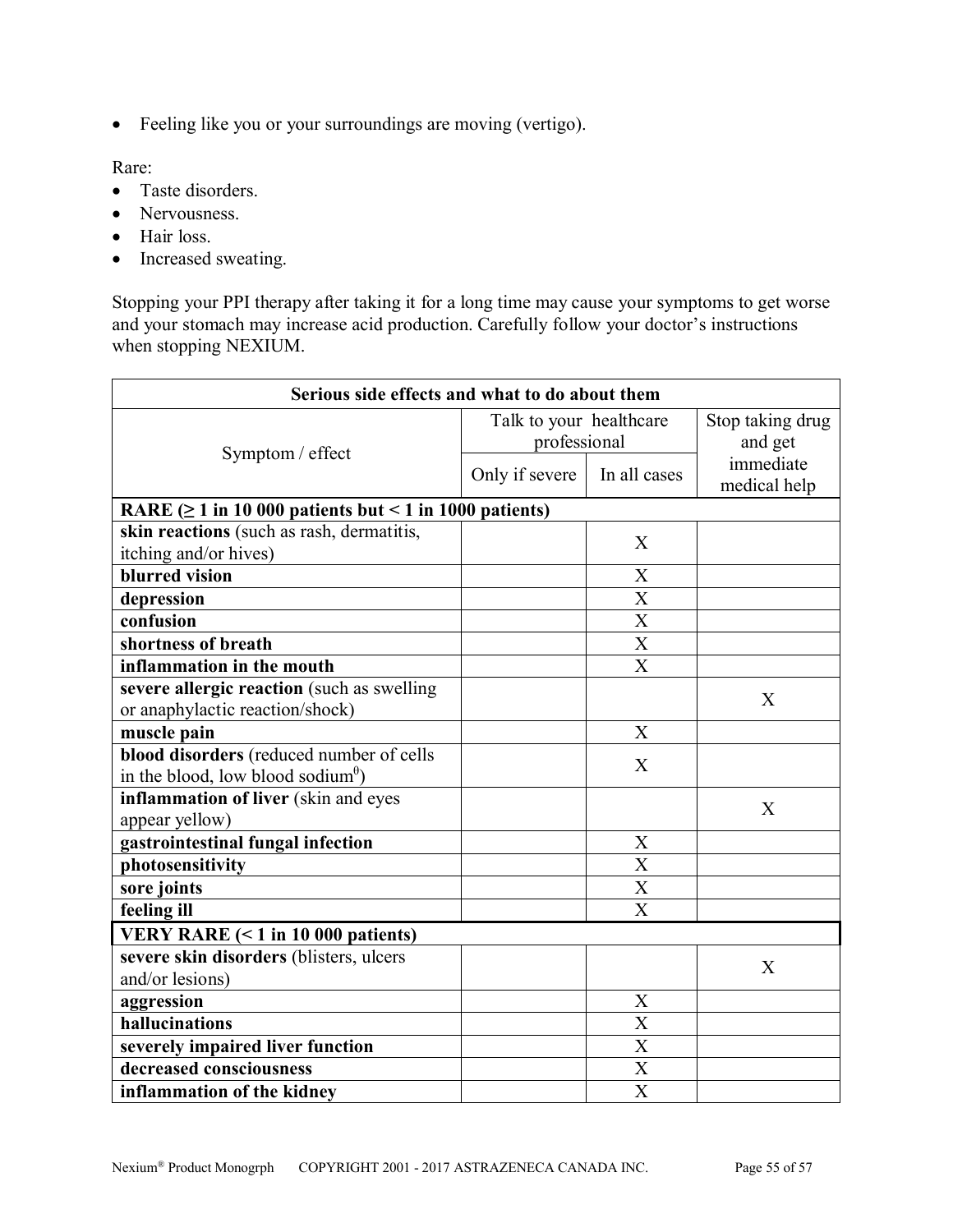- Feeling like you or your surroundings are moving (vertigo).

Rare:
- Taste disorders.
- Nervousness.
- Hair loss.
- Increased sweating.

Stopping your PPI therapy after taking it for a long time may cause your symptoms to get worse and your stomach may increase acid production. Carefully follow your doctor's instructions when stopping NEXIUM.

| Serious side effects and what to do about them | | | |
|---|---|---|---|
| Symptom / effect | Talk to your healthcare professional | | Stop taking drug and get immediate medical help |
| | Only if severe | In all cases | |
| **RARE (≥ 1 in 10 000 patients but < 1 in 1000 patients)** | | | |
| **skin reactions** (such as rash, dermatitis, itching and/or hives) | | X | |
| **blurred vision** | | X | |
| **depression** | | X | |
| **confusion** | | X | |
| **shortness of breath** | | X | |
| **inflammation in the mouth** | | X | |
| **severe allergic reaction** (such as swelling or anaphylactic reaction/shock) | | | X |
| **muscle pain** | | X | |
| **blood disorders** (reduced number of cells in the blood, low blood sodium$^{\theta}$) | | X | |
| **inflammation of liver** (skin and eyes appear yellow) | | | X |
| **gastrointestinal fungal infection** | | X | |
| **photosensitivity** | | X | |
| **sore joints** | | X | |
| **feeling ill** | | X | |
| **VERY RARE (< 1 in 10 000 patients)** | | | |
| **severe skin disorders** (blisters, ulcers and/or lesions) | | | X |
| **aggression** | | X | |
| **hallucinations** | | X | |
| **severely impaired liver function** | | X | |
| **decreased consciousness** | | X | |
| **inflammation of the kidney** | | X | |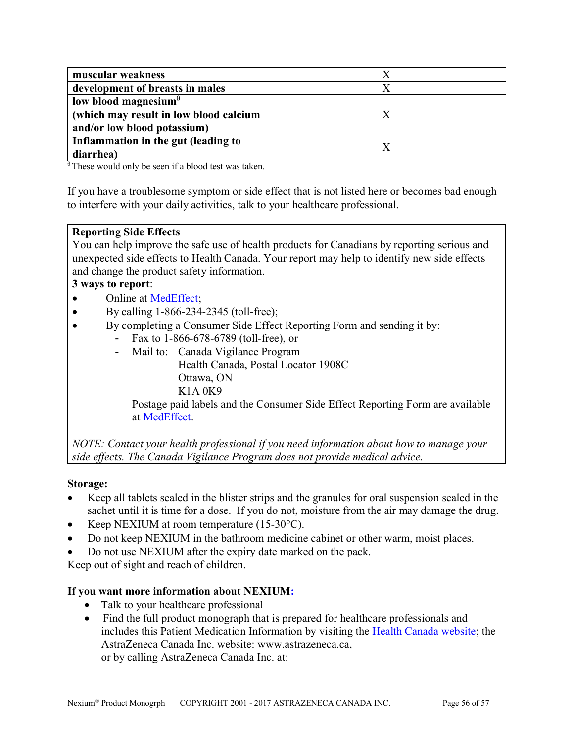| | | | |
|---|---|---|---|
| **muscular weakness** | | X | |
| **development of breasts in males** | | X | |
| **low blood magnesium**[θ] **(which may result in low blood calcium and/or low blood potassium)** | | X | |
| **Inflammation in the gut (leading to diarrhea)** | | X | |

[θ] These would only be seen if a blood test was taken.

If you have a troublesome symptom or side effect that is not listed here or becomes bad enough to interfere with your daily activities, talk to your healthcare professional.

**Reporting Side Effects**
You can help improve the safe use of health products for Canadians by reporting serious and unexpected side effects to Health Canada. Your report may help to identify new side effects and change the product safety information.

**3 ways to report**:

- Online at MedEffect;
- By calling 1-866-234-2345 (toll-free);
- By completing a Consumer Side Effect Reporting Form and sending it by:
  - Fax to 1-866-678-6789 (toll-free), or
  - Mail to: Canada Vigilance Program
    Health Canada, Postal Locator 1908C
    Ottawa, ON
    K1A 0K9

    Postage paid labels and the Consumer Side Effect Reporting Form are available at MedEffect.

*NOTE: Contact your health professional if you need information about how to manage your side effects. The Canada Vigilance Program does not provide medical advice.*

**Storage:**

- Keep all tablets sealed in the blister strips and the granules for oral suspension sealed in the sachet until it is time for a dose. If you do not, moisture from the air may damage the drug.
- Keep NEXIUM at room temperature (15-30°C).
- Do not keep NEXIUM in the bathroom medicine cabinet or other warm, moist places.
- Do not use NEXIUM after the expiry date marked on the pack.

Keep out of sight and reach of children.

**If you want more information about NEXIUM:**

- Talk to your healthcare professional
- Find the full product monograph that is prepared for healthcare professionals and includes this Patient Medication Information by visiting the Health Canada website; the AstraZeneca Canada Inc. website: www.astrazeneca.ca, or by calling AstraZeneca Canada Inc. at: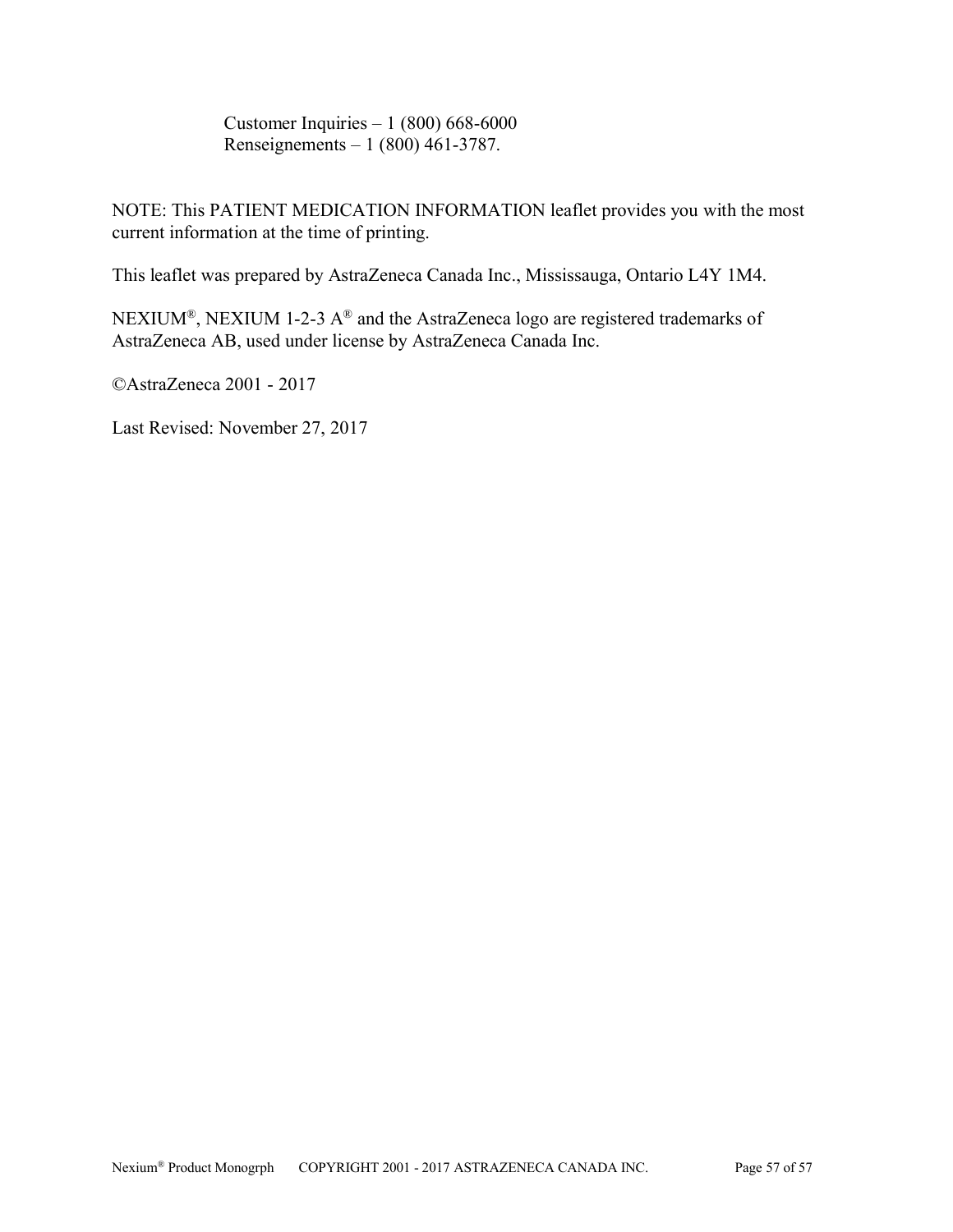Customer Inquiries – 1 (800) 668-6000
Renseignements – 1 (800) 461-3787.

NOTE: This PATIENT MEDICATION INFORMATION leaflet provides you with the most current information at the time of printing.

This leaflet was prepared by AstraZeneca Canada Inc., Mississauga, Ontario L4Y 1M4.

NEXIUM®, NEXIUM 1-2-3 A® and the AstraZeneca logo are registered trademarks of AstraZeneca AB, used under license by AstraZeneca Canada Inc.

©AstraZeneca 2001 - 2017

Last Revised: November 27, 2017